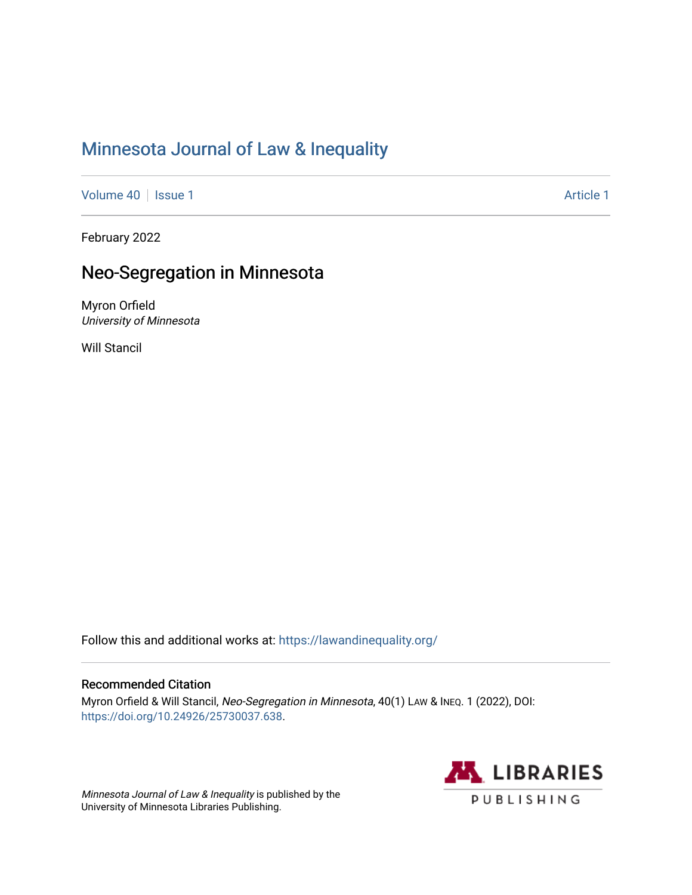# Minnesota Journal of Law & Inequality

Volume 40 | Issue 1 Article 1

February 2022

## Neo-Segregation in Minnesota

Myron Orfield
*University of Minnesota*

Will Stancil

Follow this and additional works at: https://lawandinequality.org/

### Recommended Citation

Myron Orfield & Will Stancil, *Neo-Segregation in Minnesota*, 40(1) LAW & INEQ. 1 (2022), DOI: https://doi.org/10.24926/25730037.638.

*Minnesota Journal of Law & Inequality* is published by the University of Minnesota Libraries Publishing.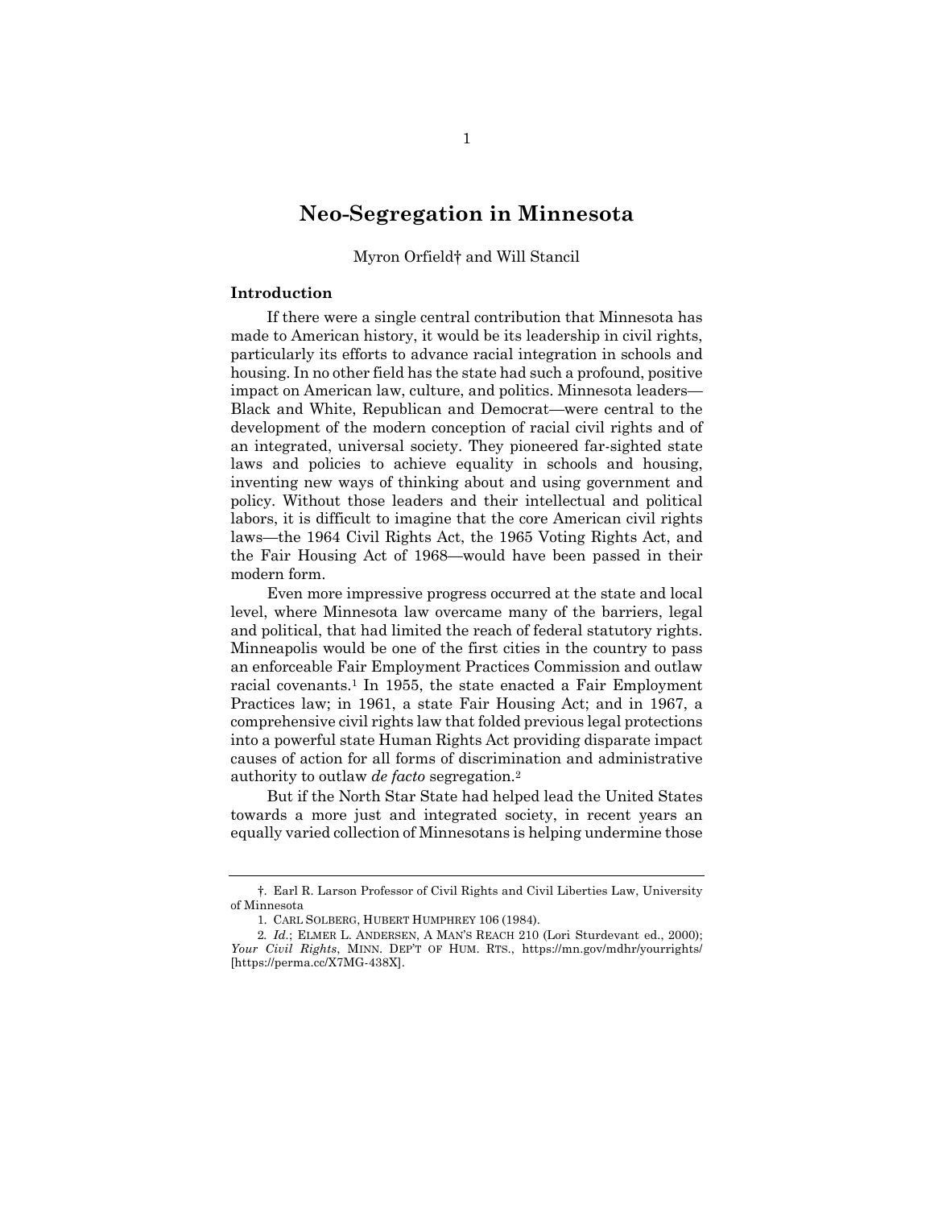# Neo-Segregation in Minnesota

Myron Orfield† and Will Stancil

## Introduction

If there were a single central contribution that Minnesota has made to American history, it would be its leadership in civil rights, particularly its efforts to advance racial integration in schools and housing. In no other field has the state had such a profound, positive impact on American law, culture, and politics. Minnesota leaders—Black and White, Republican and Democrat—were central to the development of the modern conception of racial civil rights and of an integrated, universal society. They pioneered far-sighted state laws and policies to achieve equality in schools and housing, inventing new ways of thinking about and using government and policy. Without those leaders and their intellectual and political labors, it is difficult to imagine that the core American civil rights laws—the 1964 Civil Rights Act, the 1965 Voting Rights Act, and the Fair Housing Act of 1968—would have been passed in their modern form.

Even more impressive progress occurred at the state and local level, where Minnesota law overcame many of the barriers, legal and political, that had limited the reach of federal statutory rights. Minneapolis would be one of the first cities in the country to pass an enforceable Fair Employment Practices Commission and outlaw racial covenants.[1] In 1955, the state enacted a Fair Employment Practices law; in 1961, a state Fair Housing Act; and in 1967, a comprehensive civil rights law that folded previous legal protections into a powerful state Human Rights Act providing disparate impact causes of action for all forms of discrimination and administrative authority to outlaw *de facto* segregation.[2]

But if the North Star State had helped lead the United States towards a more just and integrated society, in recent years an equally varied collection of Minnesotans is helping undermine those

---

†. Earl R. Larson Professor of Civil Rights and Civil Liberties Law, University of Minnesota

1. CARL SOLBERG, HUBERT HUMPHREY 106 (1984).

2. *Id.*; ELMER L. ANDERSEN, A MAN'S REACH 210 (Lori Sturdevant ed., 2000); *Your Civil Rights*, MINN. DEP'T OF HUM. RTS., https://mn.gov/mdhr/yourrights/ [https://perma.cc/X7MG-438X].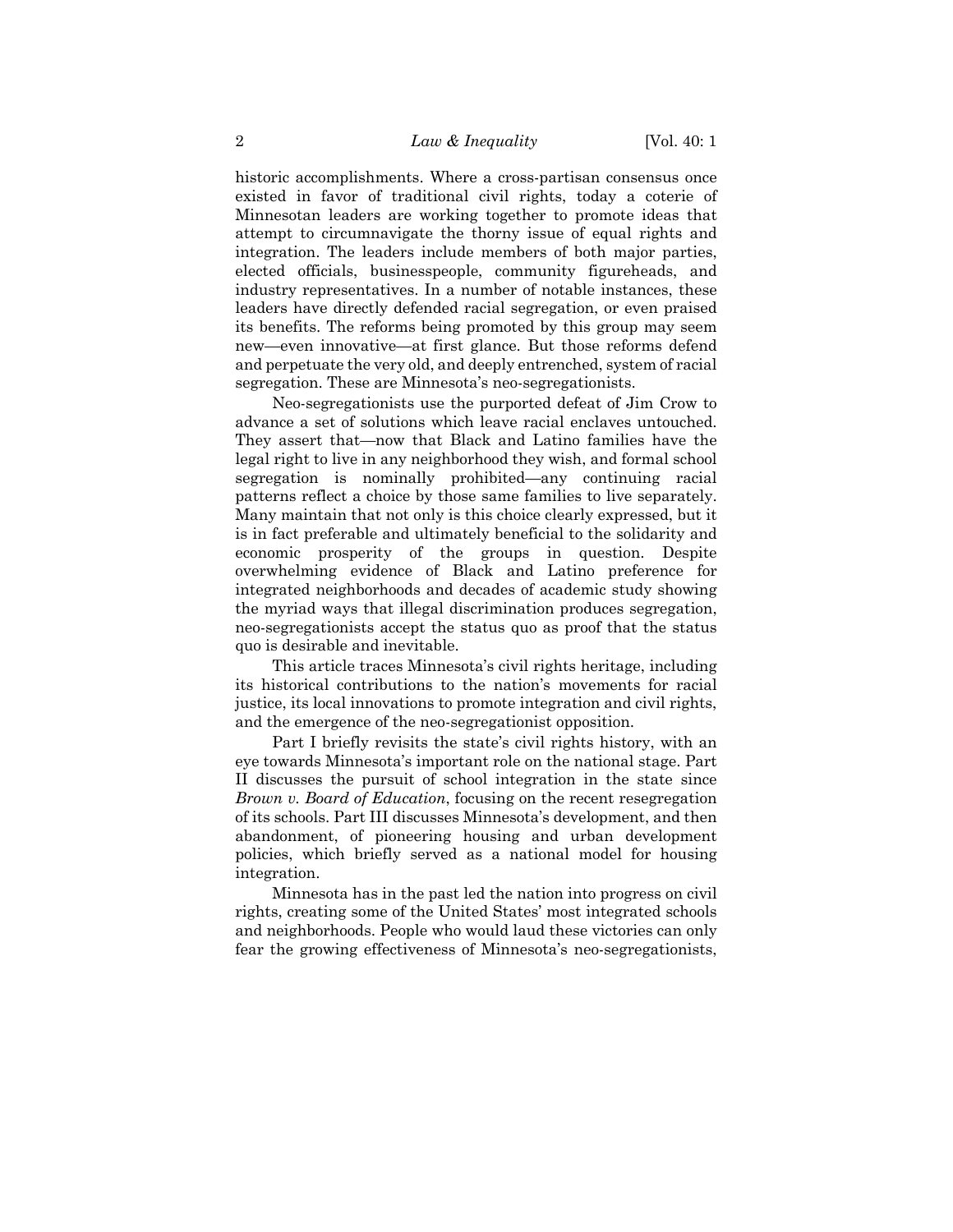historic accomplishments. Where a cross-partisan consensus once existed in favor of traditional civil rights, today a coterie of Minnesotan leaders are working together to promote ideas that attempt to circumnavigate the thorny issue of equal rights and integration. The leaders include members of both major parties, elected officials, businesspeople, community figureheads, and industry representatives. In a number of notable instances, these leaders have directly defended racial segregation, or even praised its benefits. The reforms being promoted by this group may seem new—even innovative—at first glance. But those reforms defend and perpetuate the very old, and deeply entrenched, system of racial segregation. These are Minnesota's neo-segregationists.

Neo-segregationists use the purported defeat of Jim Crow to advance a set of solutions which leave racial enclaves untouched. They assert that—now that Black and Latino families have the legal right to live in any neighborhood they wish, and formal school segregation is nominally prohibited—any continuing racial patterns reflect a choice by those same families to live separately. Many maintain that not only is this choice clearly expressed, but it is in fact preferable and ultimately beneficial to the solidarity and economic prosperity of the groups in question. Despite overwhelming evidence of Black and Latino preference for integrated neighborhoods and decades of academic study showing the myriad ways that illegal discrimination produces segregation, neo-segregationists accept the status quo as proof that the status quo is desirable and inevitable.

This article traces Minnesota's civil rights heritage, including its historical contributions to the nation's movements for racial justice, its local innovations to promote integration and civil rights, and the emergence of the neo-segregationist opposition.

Part I briefly revisits the state's civil rights history, with an eye towards Minnesota's important role on the national stage. Part II discusses the pursuit of school integration in the state since *Brown v. Board of Education*, focusing on the recent resegregation of its schools. Part III discusses Minnesota's development, and then abandonment, of pioneering housing and urban development policies, which briefly served as a national model for housing integration.

Minnesota has in the past led the nation into progress on civil rights, creating some of the United States' most integrated schools and neighborhoods. People who would laud these victories can only fear the growing effectiveness of Minnesota's neo-segregationists,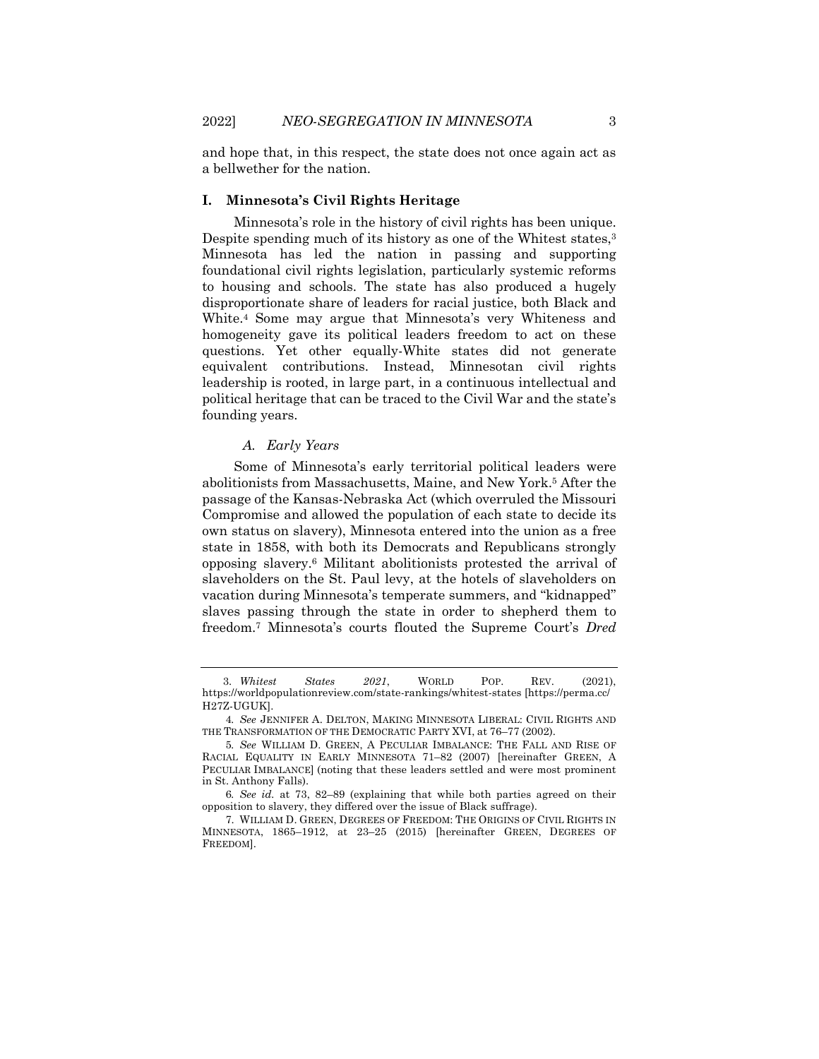and hope that, in this respect, the state does not once again act as a bellwether for the nation.

## I. Minnesota's Civil Rights Heritage

Minnesota's role in the history of civil rights has been unique. Despite spending much of its history as one of the Whitest states,[3] Minnesota has led the nation in passing and supporting foundational civil rights legislation, particularly systemic reforms to housing and schools. The state has also produced a hugely disproportionate share of leaders for racial justice, both Black and White.[4] Some may argue that Minnesota's very Whiteness and homogeneity gave its political leaders freedom to act on these questions. Yet other equally-White states did not generate equivalent contributions. Instead, Minnesotan civil rights leadership is rooted, in large part, in a continuous intellectual and political heritage that can be traced to the Civil War and the state's founding years.

### *A. Early Years*

Some of Minnesota's early territorial political leaders were abolitionists from Massachusetts, Maine, and New York.[5] After the passage of the Kansas-Nebraska Act (which overruled the Missouri Compromise and allowed the population of each state to decide its own status on slavery), Minnesota entered into the union as a free state in 1858, with both its Democrats and Republicans strongly opposing slavery.[6] Militant abolitionists protested the arrival of slaveholders on the St. Paul levy, at the hotels of slaveholders on vacation during Minnesota's temperate summers, and "kidnapped" slaves passing through the state in order to shepherd them to freedom.[7] Minnesota's courts flouted the Supreme Court's *Dred*

---

3. *Whitest States 2021*, WORLD POP. REV. (2021), https://worldpopulationreview.com/state-rankings/whitest-states [https://perma.cc/H27Z-UGUK].

4. *See* JENNIFER A. DELTON, MAKING MINNESOTA LIBERAL: CIVIL RIGHTS AND THE TRANSFORMATION OF THE DEMOCRATIC PARTY XVI, at 76–77 (2002).

5. *See* WILLIAM D. GREEN, A PECULIAR IMBALANCE: THE FALL AND RISE OF RACIAL EQUALITY IN EARLY MINNESOTA 71–82 (2007) [hereinafter GREEN, A PECULIAR IMBALANCE] (noting that these leaders settled and were most prominent in St. Anthony Falls).

6. *See id.* at 73, 82–89 (explaining that while both parties agreed on their opposition to slavery, they differed over the issue of Black suffrage).

7. WILLIAM D. GREEN, DEGREES OF FREEDOM: THE ORIGINS OF CIVIL RIGHTS IN MINNESOTA, 1865–1912, at 23–25 (2015) [hereinafter GREEN, DEGREES OF FREEDOM].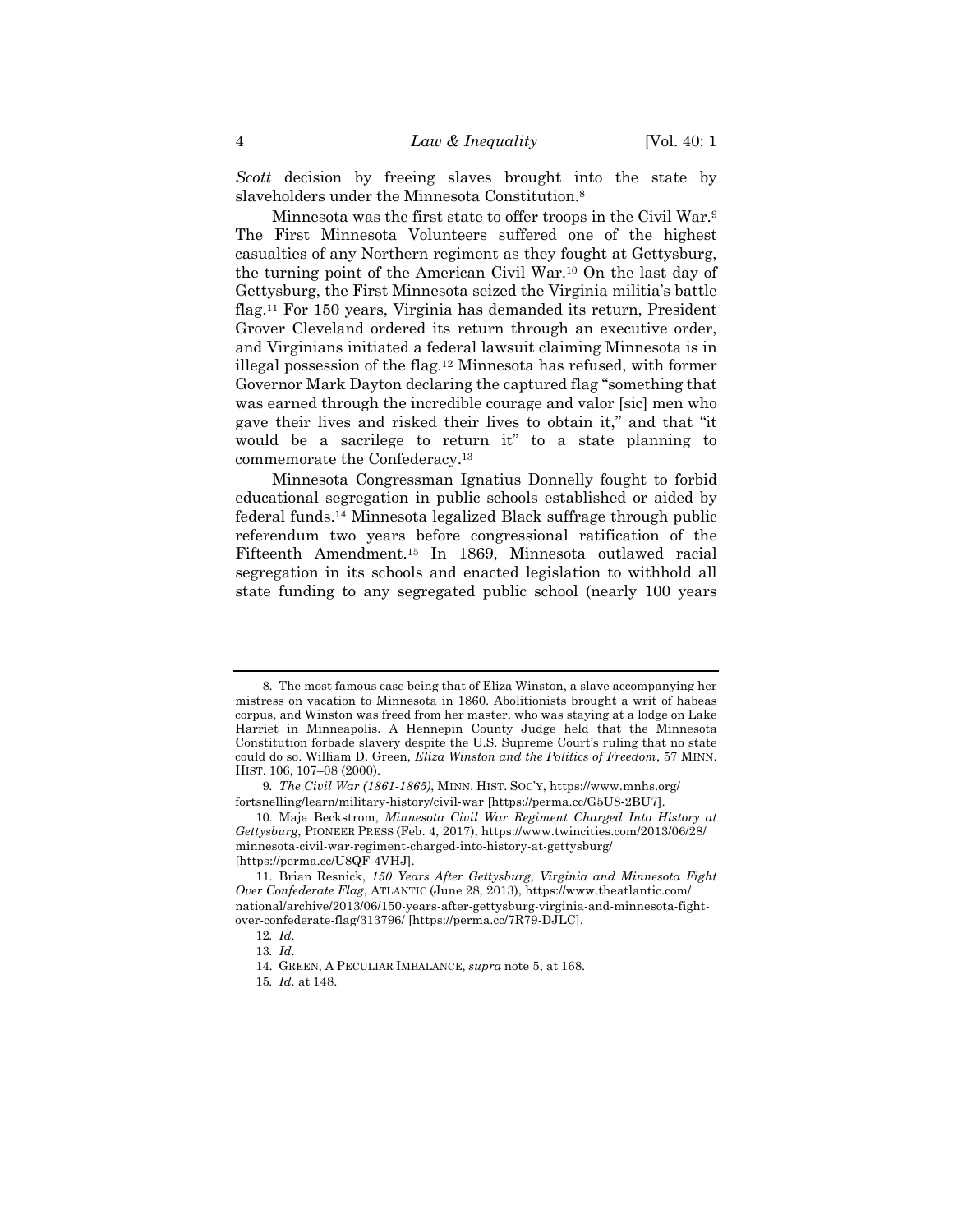*Scott* decision by freeing slaves brought into the state by slaveholders under the Minnesota Constitution.[8]

Minnesota was the first state to offer troops in the Civil War.[9] The First Minnesota Volunteers suffered one of the highest casualties of any Northern regiment as they fought at Gettysburg, the turning point of the American Civil War.[10] On the last day of Gettysburg, the First Minnesota seized the Virginia militia's battle flag.[11] For 150 years, Virginia has demanded its return, President Grover Cleveland ordered its return through an executive order, and Virginians initiated a federal lawsuit claiming Minnesota is in illegal possession of the flag.[12] Minnesota has refused, with former Governor Mark Dayton declaring the captured flag "something that was earned through the incredible courage and valor [sic] men who gave their lives and risked their lives to obtain it," and that "it would be a sacrilege to return it" to a state planning to commemorate the Confederacy.[13]

Minnesota Congressman Ignatius Donnelly fought to forbid educational segregation in public schools established or aided by federal funds.[14] Minnesota legalized Black suffrage through public referendum two years before congressional ratification of the Fifteenth Amendment.[15] In 1869, Minnesota outlawed racial segregation in its schools and enacted legislation to withhold all state funding to any segregated public school (nearly 100 years

---

8. The most famous case being that of Eliza Winston, a slave accompanying her mistress on vacation to Minnesota in 1860. Abolitionists brought a writ of habeas corpus, and Winston was freed from her master, who was staying at a lodge on Lake Harriet in Minneapolis. A Hennepin County Judge held that the Minnesota Constitution forbade slavery despite the U.S. Supreme Court's ruling that no state could do so. William D. Green, *Eliza Winston and the Politics of Freedom*, 57 MINN. HIST. 106, 107–08 (2000).

9. *The Civil War (1861-1865)*, MINN. HIST. SOC'Y, https://www.mnhs.org/fortsnelling/learn/military-history/civil-war [https://perma.cc/G5U8-2BU7].

10. Maja Beckstrom, *Minnesota Civil War Regiment Charged Into History at Gettysburg*, PIONEER PRESS (Feb. 4, 2017), https://www.twincities.com/2013/06/28/minnesota-civil-war-regiment-charged-into-history-at-gettysburg/ [https://perma.cc/U8QF-4VHJ].

11. Brian Resnick, *150 Years After Gettysburg, Virginia and Minnesota Fight Over Confederate Flag*, ATLANTIC (June 28, 2013), https://www.theatlantic.com/national/archive/2013/06/150-years-after-gettysburg-virginia-and-minnesota-fight-over-confederate-flag/313796/ [https://perma.cc/7R79-DJLC].

12. *Id.*

13. *Id.*

14. GREEN, A PECULIAR IMBALANCE, *supra* note 5, at 168.

15. *Id.* at 148.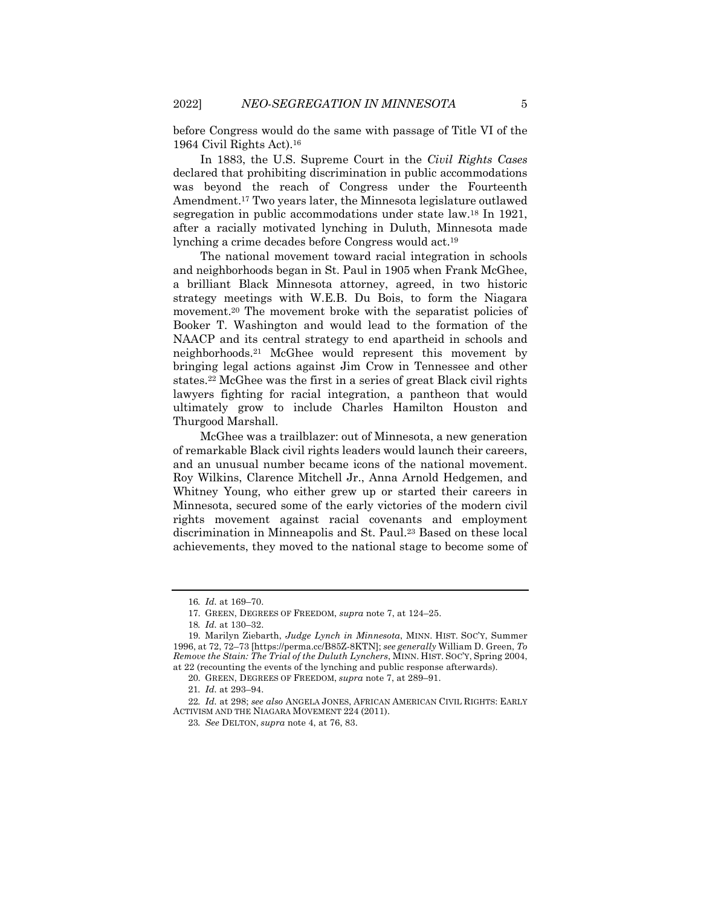before Congress would do the same with passage of Title VI of the 1964 Civil Rights Act).[16]

In 1883, the U.S. Supreme Court in the *Civil Rights Cases* declared that prohibiting discrimination in public accommodations was beyond the reach of Congress under the Fourteenth Amendment.[17] Two years later, the Minnesota legislature outlawed segregation in public accommodations under state law.[18] In 1921, after a racially motivated lynching in Duluth, Minnesota made lynching a crime decades before Congress would act.[19]

The national movement toward racial integration in schools and neighborhoods began in St. Paul in 1905 when Frank McGhee, a brilliant Black Minnesota attorney, agreed, in two historic strategy meetings with W.E.B. Du Bois, to form the Niagara movement.[20] The movement broke with the separatist policies of Booker T. Washington and would lead to the formation of the NAACP and its central strategy to end apartheid in schools and neighborhoods.[21] McGhee would represent this movement by bringing legal actions against Jim Crow in Tennessee and other states.[22] McGhee was the first in a series of great Black civil rights lawyers fighting for racial integration, a pantheon that would ultimately grow to include Charles Hamilton Houston and Thurgood Marshall.

McGhee was a trailblazer: out of Minnesota, a new generation of remarkable Black civil rights leaders would launch their careers, and an unusual number became icons of the national movement. Roy Wilkins, Clarence Mitchell Jr., Anna Arnold Hedgemen, and Whitney Young, who either grew up or started their careers in Minnesota, secured some of the early victories of the modern civil rights movement against racial covenants and employment discrimination in Minneapolis and St. Paul.[23] Based on these local achievements, they moved to the national stage to become some of

---

16. *Id.* at 169–70.

17. GREEN, DEGREES OF FREEDOM, *supra* note 7, at 124–25.

18. *Id.* at 130–32.

19. Marilyn Ziebarth, *Judge Lynch in Minnesota*, MINN. HIST. SOC'Y, Summer 1996, at 72, 72–73 [https://perma.cc/B85Z-8KTN]; *see generally* William D. Green, *To Remove the Stain: The Trial of the Duluth Lynchers*, MINN. HIST. SOC'Y, Spring 2004, at 22 (recounting the events of the lynching and public response afterwards).

20. GREEN, DEGREES OF FREEDOM, *supra* note 7, at 289–91.

21. *Id.* at 293–94.

22. *Id.* at 298; *see also* ANGELA JONES, AFRICAN AMERICAN CIVIL RIGHTS: EARLY ACTIVISM AND THE NIAGARA MOVEMENT 224 (2011).

23. *See* DELTON, *supra* note 4, at 76, 83.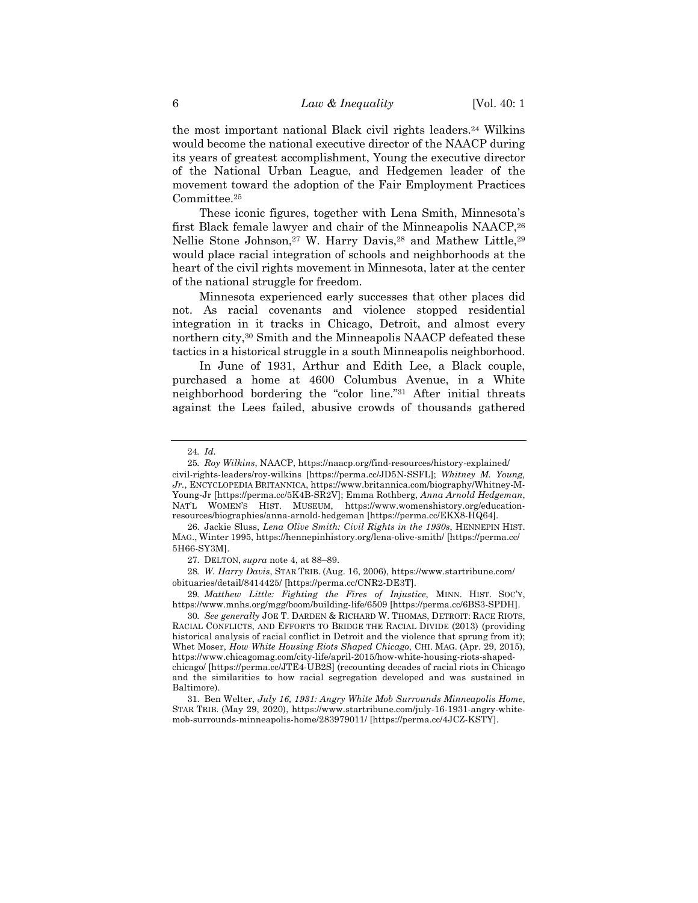the most important national Black civil rights leaders.[24] Wilkins would become the national executive director of the NAACP during its years of greatest accomplishment, Young the executive director of the National Urban League, and Hedgemen leader of the movement toward the adoption of the Fair Employment Practices Committee.[25]

These iconic figures, together with Lena Smith, Minnesota's first Black female lawyer and chair of the Minneapolis NAACP,[26] Nellie Stone Johnson,[27] W. Harry Davis,[28] and Mathew Little,[29] would place racial integration of schools and neighborhoods at the heart of the civil rights movement in Minnesota, later at the center of the national struggle for freedom.

Minnesota experienced early successes that other places did not. As racial covenants and violence stopped residential integration in it tracks in Chicago, Detroit, and almost every northern city,[30] Smith and the Minneapolis NAACP defeated these tactics in a historical struggle in a south Minneapolis neighborhood.

In June of 1931, Arthur and Edith Lee, a Black couple, purchased a home at 4600 Columbus Avenue, in a White neighborhood bordering the "color line."[31] After initial threats against the Lees failed, abusive crowds of thousands gathered

---

24. *Id.*

25. *Roy Wilkins*, NAACP, https://naacp.org/find-resources/history-explained/civil-rights-leaders/roy-wilkins [https://perma.cc/JD5N-SSFL]; *Whitney M. Young, Jr.*, ENCYCLOPEDIA BRITANNICA, https://www.britannica.com/biography/Whitney-M-Young-Jr [https://perma.cc/5K4B-SR2V]; Emma Rothberg, *Anna Arnold Hedgeman*, NAT'L WOMEN'S HIST. MUSEUM, https://www.womenshistory.org/education-resources/biographies/anna-arnold-hedgeman [https://perma.cc/EKX8-HQ64].

26. Jackie Sluss, *Lena Olive Smith: Civil Rights in the 1930s*, HENNEPIN HIST. MAG., Winter 1995, https://hennepinhistory.org/lena-olive-smith/ [https://perma.cc/5H66-SY3M].

27. DELTON, *supra* note 4, at 88–89.

28. *W. Harry Davis*, STAR TRIB. (Aug. 16, 2006), https://www.startribune.com/obituaries/detail/8414425/ [https://perma.cc/CNR2-DE3T].

29. *Matthew Little: Fighting the Fires of Injustice*, MINN. HIST. SOC'Y, https://www.mnhs.org/mgg/boom/building-life/6509 [https://perma.cc/6BS3-SPDH].

30. *See generally* JOE T. DARDEN & RICHARD W. THOMAS, DETROIT: RACE RIOTS, RACIAL CONFLICTS, AND EFFORTS TO BRIDGE THE RACIAL DIVIDE (2013) (providing historical analysis of racial conflict in Detroit and the violence that sprung from it); Whet Moser, *How White Housing Riots Shaped Chicago*, CHI. MAG. (Apr. 29, 2015), https://www.chicagomag.com/city-life/april-2015/how-white-housing-riots-shaped-chicago/ [https://perma.cc/JTE4-UB2S] (recounting decades of racial riots in Chicago and the similarities to how racial segregation developed and was sustained in Baltimore).

31. Ben Welter, *July 16, 1931: Angry White Mob Surrounds Minneapolis Home*, STAR TRIB. (May 29, 2020), https://www.startribune.com/july-16-1931-angry-white-mob-surrounds-minneapolis-home/283979011/ [https://perma.cc/4JCZ-KSTY].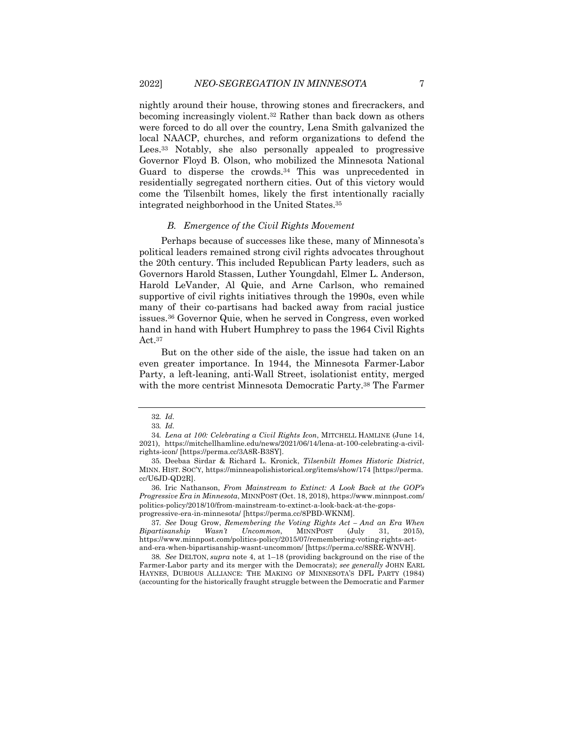nightly around their house, throwing stones and firecrackers, and becoming increasingly violent.[32] Rather than back down as others were forced to do all over the country, Lena Smith galvanized the local NAACP, churches, and reform organizations to defend the Lees.[33] Notably, she also personally appealed to progressive Governor Floyd B. Olson, who mobilized the Minnesota National Guard to disperse the crowds.[34] This was unprecedented in residentially segregated northern cities. Out of this victory would come the Tilsenbilt homes, likely the first intentionally racially integrated neighborhood in the United States.[35]

### *B. Emergence of the Civil Rights Movement*

Perhaps because of successes like these, many of Minnesota's political leaders remained strong civil rights advocates throughout the 20th century. This included Republican Party leaders, such as Governors Harold Stassen, Luther Youngdahl, Elmer L. Anderson, Harold LeVander, Al Quie, and Arne Carlson, who remained supportive of civil rights initiatives through the 1990s, even while many of their co-partisans had backed away from racial justice issues.[36] Governor Quie, when he served in Congress, even worked hand in hand with Hubert Humphrey to pass the 1964 Civil Rights Act.[37]

But on the other side of the aisle, the issue had taken on an even greater importance. In 1944, the Minnesota Farmer-Labor Party, a left-leaning, anti-Wall Street, isolationist entity, merged with the more centrist Minnesota Democratic Party.[38] The Farmer

---

32. *Id.*

33. *Id.*

34. *Lena at 100: Celebrating a Civil Rights Icon*, MITCHELL HAMLINE (June 14, 2021), https://mitchellhamline.edu/news/2021/06/14/lena-at-100-celebrating-a-civil-rights-icon/ [https://perma.cc/3A8R-B3SY].

35. Deebaa Sirdar & Richard L. Kronick, *Tilsenbilt Homes Historic District*, MINN. HIST. SOC'Y, https://minneapolishistorical.org/items/show/174 [https://perma.cc/U6JD-QD2R].

36. Iric Nathanson, *From Mainstream to Extinct: A Look Back at the GOP's Progressive Era in Minnesota*, MINNPOST (Oct. 18, 2018), https://www.minnpost.com/politics-policy/2018/10/from-mainstream-to-extinct-a-look-back-at-the-gops-progressive-era-in-minnesota/ [https://perma.cc/8PBD-WKNM].

37. *See* Doug Grow, *Remembering the Voting Rights Act – And an Era When Bipartisanship Wasn't Uncommon*, MINNPOST (July 31, 2015), https://www.minnpost.com/politics-policy/2015/07/remembering-voting-rights-act-and-era-when-bipartisanship-wasnt-uncommon/ [https://perma.cc/8SRE-WNVH].

38. *See* DELTON, *supra* note 4, at 1–18 (providing background on the rise of the Farmer-Labor party and its merger with the Democrats); *see generally* JOHN EARL HAYNES, DUBIOUS ALLIANCE: THE MAKING OF MINNESOTA'S DFL PARTY (1984) (accounting for the historically fraught struggle between the Democratic and Farmer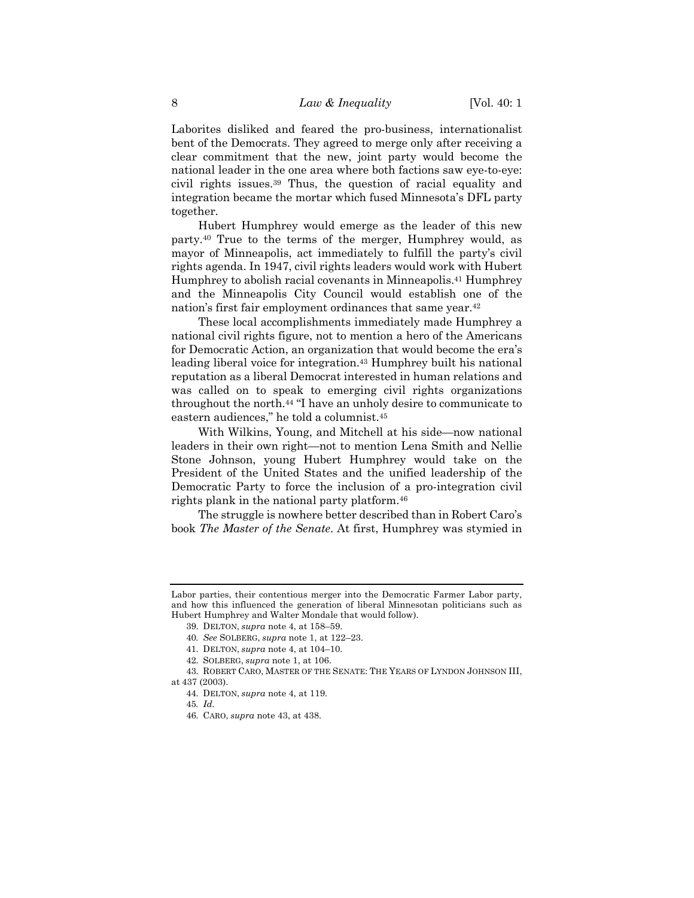Laborites disliked and feared the pro-business, internationalist bent of the Democrats. They agreed to merge only after receiving a clear commitment that the new, joint party would become the national leader in the one area where both factions saw eye-to-eye: civil rights issues.[39] Thus, the question of racial equality and integration became the mortar which fused Minnesota's DFL party together.

Hubert Humphrey would emerge as the leader of this new party.[40] True to the terms of the merger, Humphrey would, as mayor of Minneapolis, act immediately to fulfill the party's civil rights agenda. In 1947, civil rights leaders would work with Hubert Humphrey to abolish racial covenants in Minneapolis.[41] Humphrey and the Minneapolis City Council would establish one of the nation's first fair employment ordinances that same year.[42]

These local accomplishments immediately made Humphrey a national civil rights figure, not to mention a hero of the Americans for Democratic Action, an organization that would become the era's leading liberal voice for integration.[43] Humphrey built his national reputation as a liberal Democrat interested in human relations and was called on to speak to emerging civil rights organizations throughout the north.[44] "I have an unholy desire to communicate to eastern audiences," he told a columnist.[45]

With Wilkins, Young, and Mitchell at his side—now national leaders in their own right—not to mention Lena Smith and Nellie Stone Johnson, young Hubert Humphrey would take on the President of the United States and the unified leadership of the Democratic Party to force the inclusion of a pro-integration civil rights plank in the national party platform.[46]

The struggle is nowhere better described than in Robert Caro's book *The Master of the Senate*. At first, Humphrey was stymied in

---

Labor parties, their contentious merger into the Democratic Farmer Labor party, and how this influenced the generation of liberal Minnesotan politicians such as Hubert Humphrey and Walter Mondale that would follow).

39. DELTON, *supra* note 4, at 158–59.

40. *See* SOLBERG, *supra* note 1, at 122–23.

41. DELTON, *supra* note 4, at 104–10.

42. SOLBERG, *supra* note 1, at 106.

43. ROBERT CARO, MASTER OF THE SENATE: THE YEARS OF LYNDON JOHNSON III, at 437 (2003).

44. DELTON, *supra* note 4, at 119.

45. *Id.*

46. CARO, *supra* note 43, at 438.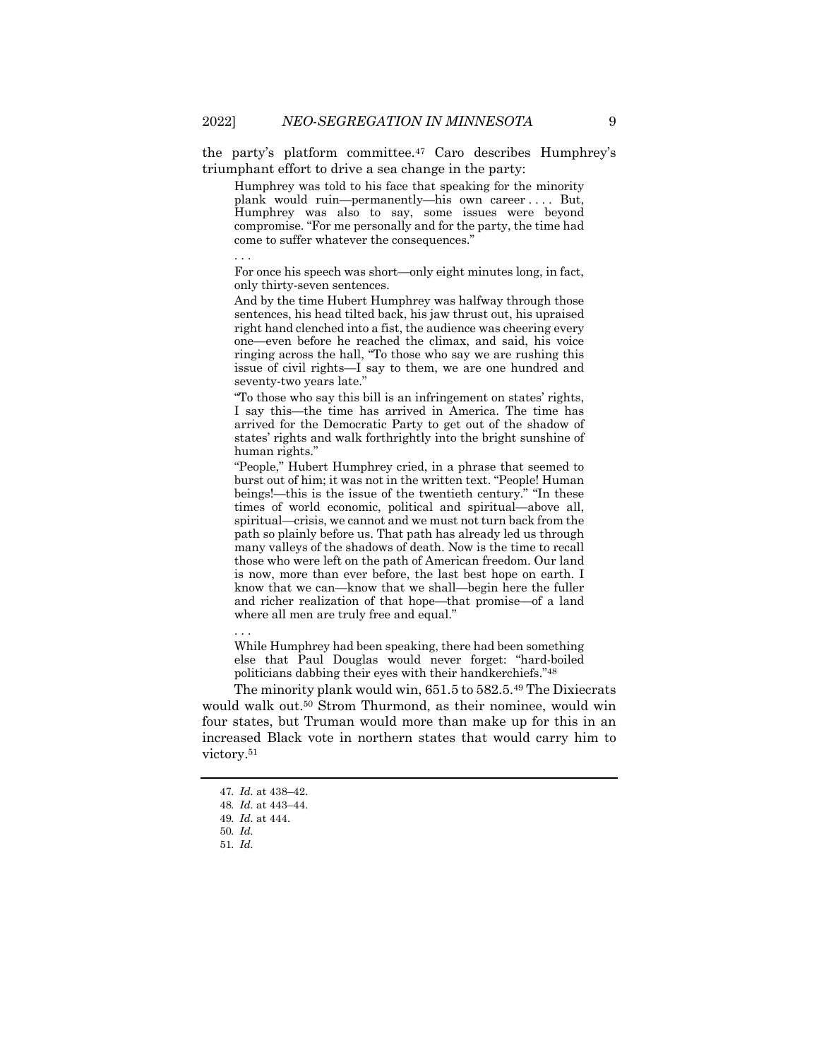the party's platform committee.[47] Caro describes Humphrey's triumphant effort to drive a sea change in the party:

> Humphrey was told to his face that speaking for the minority plank would ruin—permanently—his own career . . . . But, Humphrey was also to say, some issues were beyond compromise. "For me personally and for the party, the time had come to suffer whatever the consequences."
>
> . . .
>
> For once his speech was short—only eight minutes long, in fact, only thirty-seven sentences.
>
> And by the time Hubert Humphrey was halfway through those sentences, his head tilted back, his jaw thrust out, his upraised right hand clenched into a fist, the audience was cheering every one—even before he reached the climax, and said, his voice ringing across the hall, "To those who say we are rushing this issue of civil rights—I say to them, we are one hundred and seventy-two years late."
>
> "To those who say this bill is an infringement on states' rights, I say this—the time has arrived in America. The time has arrived for the Democratic Party to get out of the shadow of states' rights and walk forthrightly into the bright sunshine of human rights."
>
> "People," Hubert Humphrey cried, in a phrase that seemed to burst out of him; it was not in the written text. "People! Human beings!—this is the issue of the twentieth century." "In these times of world economic, political and spiritual—above all, spiritual—crisis, we cannot and we must not turn back from the path so plainly before us. That path has already led us through many valleys of the shadows of death. Now is the time to recall those who were left on the path of American freedom. Our land is now, more than ever before, the last best hope on earth. I know that we can—know that we shall—begin here the fuller and richer realization of that hope—that promise—of a land where all men are truly free and equal."
>
> . . .
>
> While Humphrey had been speaking, there had been something else that Paul Douglas would never forget: "hard-boiled politicians dabbing their eyes with their handkerchiefs."[48]

The minority plank would win, 651.5 to 582.5.[49] The Dixiecrats would walk out.[50] Strom Thurmond, as their nominee, would win four states, but Truman would more than make up for this in an increased Black vote in northern states that would carry him to victory.[51]

---

47. *Id.* at 438–42.
48. *Id.* at 443–44.
49. *Id.* at 444.
50. *Id.*
51. *Id.*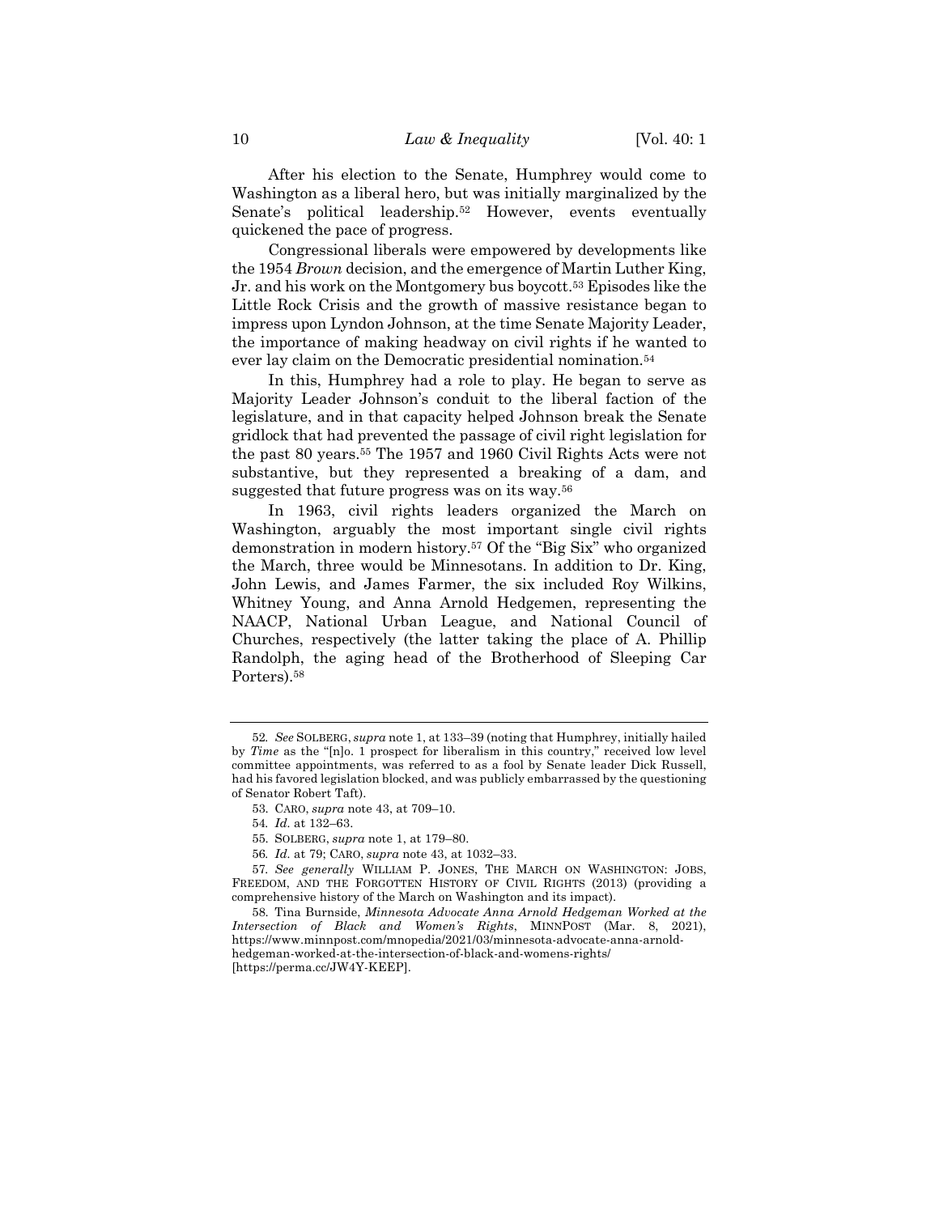After his election to the Senate, Humphrey would come to Washington as a liberal hero, but was initially marginalized by the Senate's political leadership.[52] However, events eventually quickened the pace of progress.

Congressional liberals were empowered by developments like the 1954 *Brown* decision, and the emergence of Martin Luther King, Jr. and his work on the Montgomery bus boycott.[53] Episodes like the Little Rock Crisis and the growth of massive resistance began to impress upon Lyndon Johnson, at the time Senate Majority Leader, the importance of making headway on civil rights if he wanted to ever lay claim on the Democratic presidential nomination.[54]

In this, Humphrey had a role to play. He began to serve as Majority Leader Johnson's conduit to the liberal faction of the legislature, and in that capacity helped Johnson break the Senate gridlock that had prevented the passage of civil right legislation for the past 80 years.[55] The 1957 and 1960 Civil Rights Acts were not substantive, but they represented a breaking of a dam, and suggested that future progress was on its way.[56]

In 1963, civil rights leaders organized the March on Washington, arguably the most important single civil rights demonstration in modern history.[57] Of the "Big Six" who organized the March, three would be Minnesotans. In addition to Dr. King, John Lewis, and James Farmer, the six included Roy Wilkins, Whitney Young, and Anna Arnold Hedgemen, representing the NAACP, National Urban League, and National Council of Churches, respectively (the latter taking the place of A. Phillip Randolph, the aging head of the Brotherhood of Sleeping Car Porters).[58]

---

52. *See* SOLBERG, *supra* note 1, at 133–39 (noting that Humphrey, initially hailed by *Time* as the "[n]o. 1 prospect for liberalism in this country," received low level committee appointments, was referred to as a fool by Senate leader Dick Russell, had his favored legislation blocked, and was publicly embarrassed by the questioning of Senator Robert Taft).

53. CARO, *supra* note 43, at 709–10.

54. *Id.* at 132–63.

55. SOLBERG, *supra* note 1, at 179–80.

56. *Id.* at 79; CARO, *supra* note 43, at 1032–33.

57. *See generally* WILLIAM P. JONES, THE MARCH ON WASHINGTON: JOBS, FREEDOM, AND THE FORGOTTEN HISTORY OF CIVIL RIGHTS (2013) (providing a comprehensive history of the March on Washington and its impact).

58. Tina Burnside, *Minnesota Advocate Anna Arnold Hedgeman Worked at the Intersection of Black and Women's Rights*, MINNPOST (Mar. 8, 2021), https://www.minnpost.com/mnopedia/2021/03/minnesota-advocate-anna-arnold-hedgeman-worked-at-the-intersection-of-black-and-womens-rights/ [https://perma.cc/JW4Y-KEEP].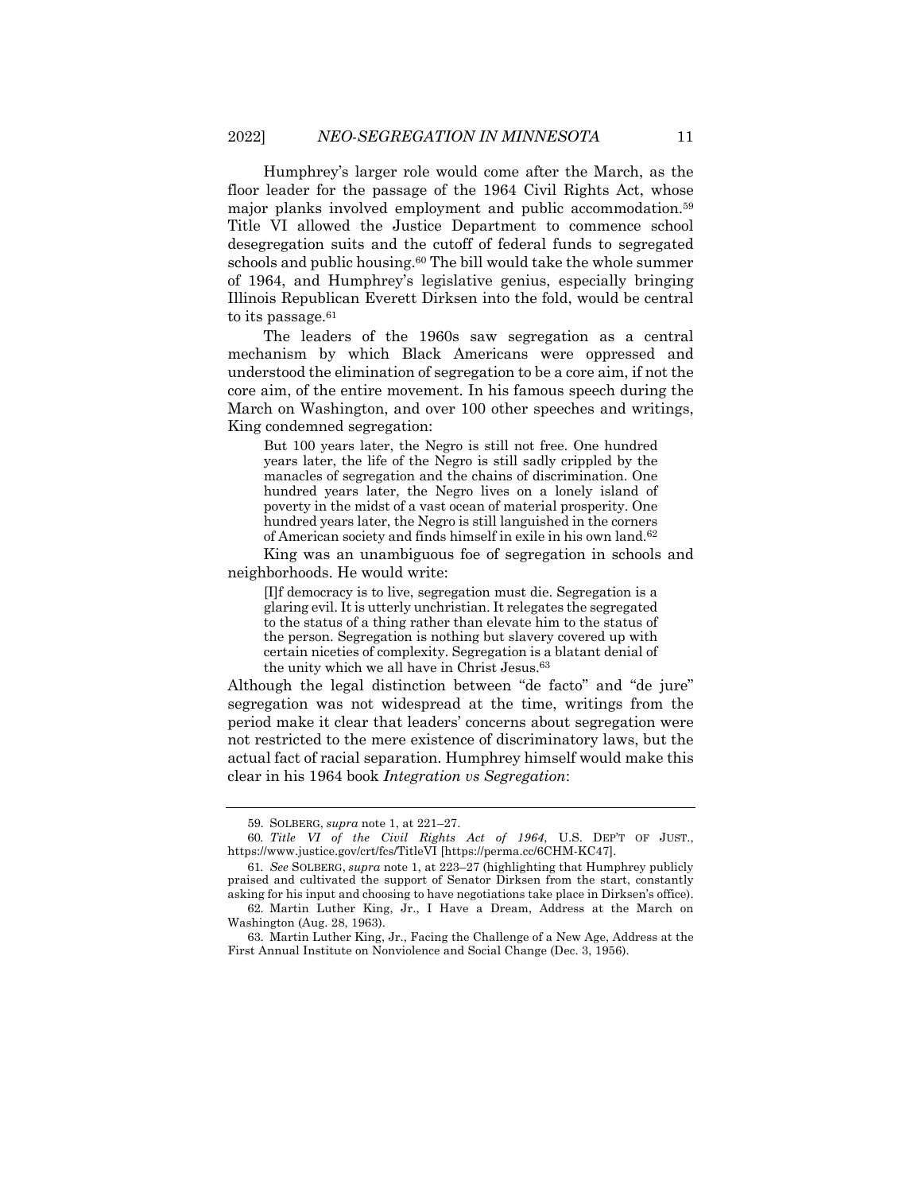Humphrey's larger role would come after the March, as the floor leader for the passage of the 1964 Civil Rights Act, whose major planks involved employment and public accommodation.[59] Title VI allowed the Justice Department to commence school desegregation suits and the cutoff of federal funds to segregated schools and public housing.[60] The bill would take the whole summer of 1964, and Humphrey's legislative genius, especially bringing Illinois Republican Everett Dirksen into the fold, would be central to its passage.[61]

The leaders of the 1960s saw segregation as a central mechanism by which Black Americans were oppressed and understood the elimination of segregation to be a core aim, if not the core aim, of the entire movement. In his famous speech during the March on Washington, and over 100 other speeches and writings, King condemned segregation:

> But 100 years later, the Negro is still not free. One hundred years later, the life of the Negro is still sadly crippled by the manacles of segregation and the chains of discrimination. One hundred years later, the Negro lives on a lonely island of poverty in the midst of a vast ocean of material prosperity. One hundred years later, the Negro is still languished in the corners of American society and finds himself in exile in his own land.[62]

King was an unambiguous foe of segregation in schools and neighborhoods. He would write:

> [I]f democracy is to live, segregation must die. Segregation is a glaring evil. It is utterly unchristian. It relegates the segregated to the status of a thing rather than elevate him to the status of the person. Segregation is nothing but slavery covered up with certain niceties of complexity. Segregation is a blatant denial of the unity which we all have in Christ Jesus.[63]

Although the legal distinction between "de facto" and "de jure" segregation was not widespread at the time, writings from the period make it clear that leaders' concerns about segregation were not restricted to the mere existence of discriminatory laws, but the actual fact of racial separation. Humphrey himself would make this clear in his 1964 book *Integration vs Segregation*:

---

59. SOLBERG, *supra* note 1, at 221–27.

60. *Title VI of the Civil Rights Act of 1964*, U.S. DEP'T OF JUST., https://www.justice.gov/crt/fcs/TitleVI [https://perma.cc/6CHM-KC47].

61. *See* SOLBERG, *supra* note 1, at 223–27 (highlighting that Humphrey publicly praised and cultivated the support of Senator Dirksen from the start, constantly asking for his input and choosing to have negotiations take place in Dirksen's office).

62. Martin Luther King, Jr., I Have a Dream, Address at the March on Washington (Aug. 28, 1963).

63. Martin Luther King, Jr., Facing the Challenge of a New Age, Address at the First Annual Institute on Nonviolence and Social Change (Dec. 3, 1956).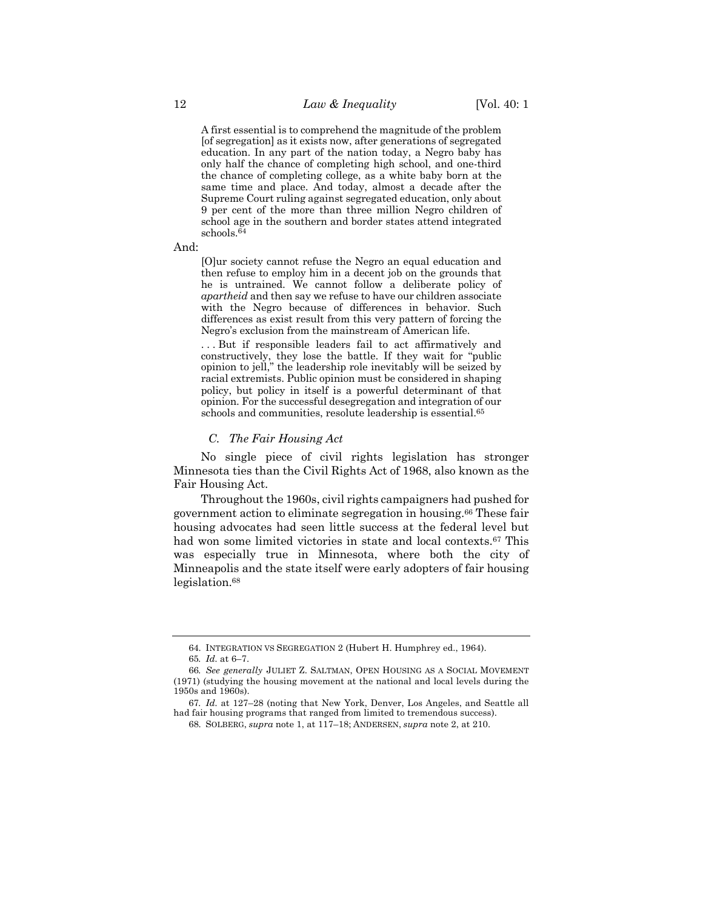> A first essential is to comprehend the magnitude of the problem [of segregation] as it exists now, after generations of segregated education. In any part of the nation today, a Negro baby has only half the chance of completing high school, and one-third the chance of completing college, as a white baby born at the same time and place. And today, almost a decade after the Supreme Court ruling against segregated education, only about 9 per cent of the more than three million Negro children of school age in the southern and border states attend integrated schools.[64]

And:

> [O]ur society cannot refuse the Negro an equal education and then refuse to employ him in a decent job on the grounds that he is untrained. We cannot follow a deliberate policy of *apartheid* and then say we refuse to have our children associate with the Negro because of differences in behavior. Such differences as exist result from this very pattern of forcing the Negro's exclusion from the mainstream of American life.
>
> . . . But if responsible leaders fail to act affirmatively and constructively, they lose the battle. If they wait for "public opinion to jell," the leadership role inevitably will be seized by racial extremists. Public opinion must be considered in shaping policy, but policy in itself is a powerful determinant of that opinion. For the successful desegregation and integration of our schools and communities, resolute leadership is essential.[65]

### *C. The Fair Housing Act*

No single piece of civil rights legislation has stronger Minnesota ties than the Civil Rights Act of 1968, also known as the Fair Housing Act.

Throughout the 1960s, civil rights campaigners had pushed for government action to eliminate segregation in housing.[66] These fair housing advocates had seen little success at the federal level but had won some limited victories in state and local contexts.[67] This was especially true in Minnesota, where both the city of Minneapolis and the state itself were early adopters of fair housing legislation.[68]

---

64. INTEGRATION VS SEGREGATION 2 (Hubert H. Humphrey ed., 1964).

65. *Id.* at 6–7.

66. *See generally* JULIET Z. SALTMAN, OPEN HOUSING AS A SOCIAL MOVEMENT (1971) (studying the housing movement at the national and local levels during the 1950s and 1960s).

67. *Id.* at 127–28 (noting that New York, Denver, Los Angeles, and Seattle all had fair housing programs that ranged from limited to tremendous success).

68. SOLBERG, *supra* note 1, at 117–18; ANDERSEN, *supra* note 2, at 210.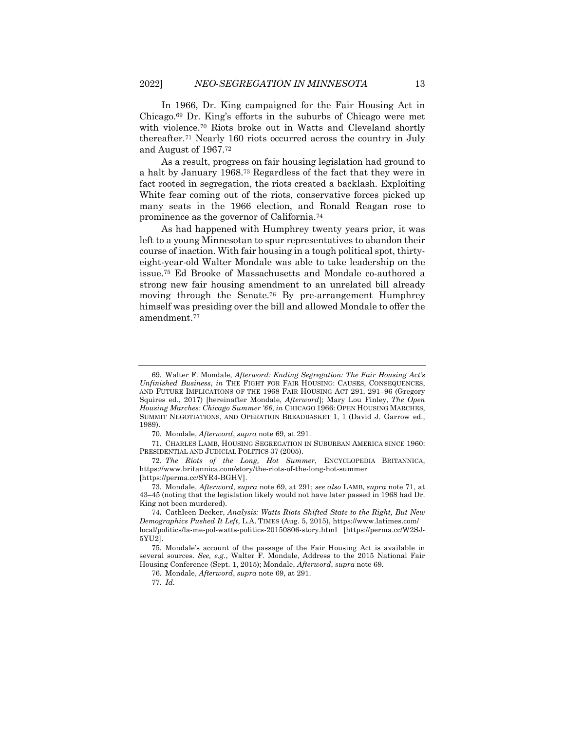In 1966, Dr. King campaigned for the Fair Housing Act in Chicago.[69] Dr. King's efforts in the suburbs of Chicago were met with violence.[70] Riots broke out in Watts and Cleveland shortly thereafter.[71] Nearly 160 riots occurred across the country in July and August of 1967.[72]

As a result, progress on fair housing legislation had ground to a halt by January 1968.[73] Regardless of the fact that they were in fact rooted in segregation, the riots created a backlash. Exploiting White fear coming out of the riots, conservative forces picked up many seats in the 1966 election, and Ronald Reagan rose to prominence as the governor of California.[74]

As had happened with Humphrey twenty years prior, it was left to a young Minnesotan to spur representatives to abandon their course of inaction. With fair housing in a tough political spot, thirty-eight-year-old Walter Mondale was able to take leadership on the issue.[75] Ed Brooke of Massachusetts and Mondale co-authored a strong new fair housing amendment to an unrelated bill already moving through the Senate.[76] By pre-arrangement Humphrey himself was presiding over the bill and allowed Mondale to offer the amendment.[77]

---

69. Walter F. Mondale, *Afterword: Ending Segregation: The Fair Housing Act's Unfinished Business*, *in* THE FIGHT FOR FAIR HOUSING: CAUSES, CONSEQUENCES, AND FUTURE IMPLICATIONS OF THE 1968 FAIR HOUSING ACT 291, 291–96 (Gregory Squires ed., 2017) [hereinafter Mondale, *Afterword*]; Mary Lou Finley, *The Open Housing Marches: Chicago Summer '66*, *in* CHICAGO 1966: OPEN HOUSING MARCHES, SUMMIT NEGOTIATIONS, AND OPERATION BREADBASKET 1, 1 (David J. Garrow ed., 1989).

70. Mondale, *Afterword*, *supra* note 69, at 291.

71. CHARLES LAMB, HOUSING SEGREGATION IN SUBURBAN AMERICA SINCE 1960: PRESIDENTIAL AND JUDICIAL POLITICS 37 (2005).

72. *The Riots of the Long, Hot Summer*, ENCYCLOPEDIA BRITANNICA, https://www.britannica.com/story/the-riots-of-the-long-hot-summer [https://perma.cc/SYR4-BGHV].

73. Mondale, *Afterword*, *supra* note 69, at 291; *see also* LAMB, *supra* note 71, at 43–45 (noting that the legislation likely would not have later passed in 1968 had Dr. King not been murdered).

74. Cathleen Decker, *Analysis: Watts Riots Shifted State to the Right, But New Demographics Pushed It Left*, L.A. TIMES (Aug. 5, 2015), https://www.latimes.com/local/politics/la-me-pol-watts-politics-20150806-story.html [https://perma.cc/W2SJ-5YU2].

75. Mondale's account of the passage of the Fair Housing Act is available in several sources. *See, e.g.*, Walter F. Mondale, Address to the 2015 National Fair Housing Conference (Sept. 1, 2015); Mondale, *Afterword*, *supra* note 69.

76. Mondale, *Afterword*, *supra* note 69, at 291.

77. *Id.*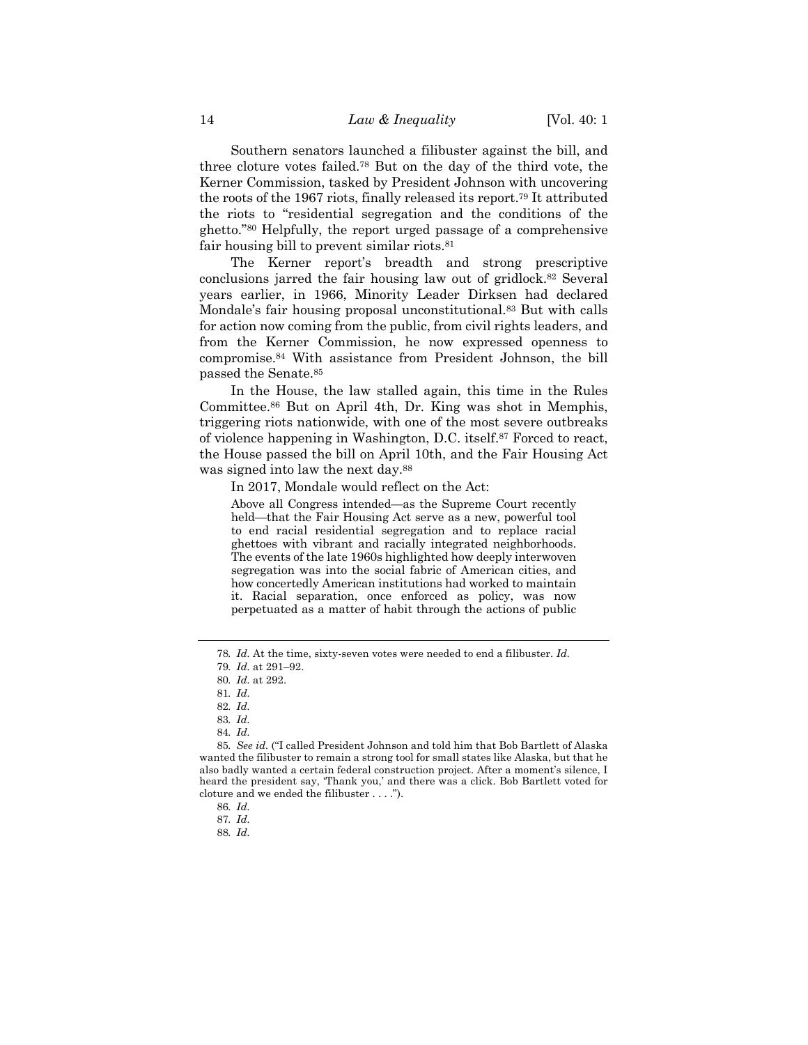Southern senators launched a filibuster against the bill, and three cloture votes failed.[78] But on the day of the third vote, the Kerner Commission, tasked by President Johnson with uncovering the roots of the 1967 riots, finally released its report.[79] It attributed the riots to "residential segregation and the conditions of the ghetto."[80] Helpfully, the report urged passage of a comprehensive fair housing bill to prevent similar riots.[81]

The Kerner report's breadth and strong prescriptive conclusions jarred the fair housing law out of gridlock.[82] Several years earlier, in 1966, Minority Leader Dirksen had declared Mondale's fair housing proposal unconstitutional.[83] But with calls for action now coming from the public, from civil rights leaders, and from the Kerner Commission, he now expressed openness to compromise.[84] With assistance from President Johnson, the bill passed the Senate.[85]

In the House, the law stalled again, this time in the Rules Committee.[86] But on April 4th, Dr. King was shot in Memphis, triggering riots nationwide, with one of the most severe outbreaks of violence happening in Washington, D.C. itself.[87] Forced to react, the House passed the bill on April 10th, and the Fair Housing Act was signed into law the next day.[88]

In 2017, Mondale would reflect on the Act:

> Above all Congress intended—as the Supreme Court recently held—that the Fair Housing Act serve as a new, powerful tool to end racial residential segregation and to replace racial ghettoes with vibrant and racially integrated neighborhoods. The events of the late 1960s highlighted how deeply interwoven segregation was into the social fabric of American cities, and how concertedly American institutions had worked to maintain it. Racial separation, once enforced as policy, was now perpetuated as a matter of habit through the actions of public

---

78. *Id.* At the time, sixty-seven votes were needed to end a filibuster. *Id.*

79. *Id.* at 291–92.

80. *Id.* at 292.

81. *Id.*

82. *Id.*

83. *Id.*

84. *Id.*

85. *See id.* ("I called President Johnson and told him that Bob Bartlett of Alaska wanted the filibuster to remain a strong tool for small states like Alaska, but that he also badly wanted a certain federal construction project. After a moment's silence, I heard the president say, 'Thank you,' and there was a click. Bob Bartlett voted for cloture and we ended the filibuster . . . .").

86. *Id.*

87. *Id.*

88. *Id.*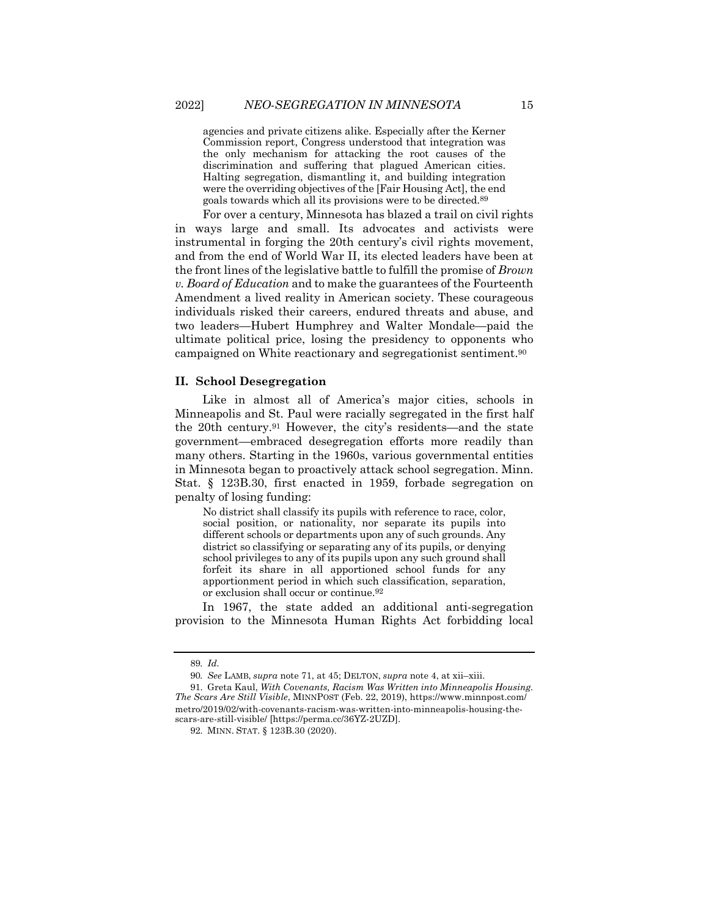> agencies and private citizens alike. Especially after the Kerner Commission report, Congress understood that integration was the only mechanism for attacking the root causes of the discrimination and suffering that plagued American cities. Halting segregation, dismantling it, and building integration were the overriding objectives of the [Fair Housing Act], the end goals towards which all its provisions were to be directed.[89]

For over a century, Minnesota has blazed a trail on civil rights in ways large and small. Its advocates and activists were instrumental in forging the 20th century's civil rights movement, and from the end of World War II, its elected leaders have been at the front lines of the legislative battle to fulfill the promise of *Brown v. Board of Education* and to make the guarantees of the Fourteenth Amendment a lived reality in American society. These courageous individuals risked their careers, endured threats and abuse, and two leaders—Hubert Humphrey and Walter Mondale—paid the ultimate political price, losing the presidency to opponents who campaigned on White reactionary and segregationist sentiment.[90]

## II. School Desegregation

Like in almost all of America's major cities, schools in Minneapolis and St. Paul were racially segregated in the first half the 20th century.[91] However, the city's residents—and the state government—embraced desegregation efforts more readily than many others. Starting in the 1960s, various governmental entities in Minnesota began to proactively attack school segregation. Minn. Stat. § 123B.30, first enacted in 1959, forbade segregation on penalty of losing funding:

> No district shall classify its pupils with reference to race, color, social position, or nationality, nor separate its pupils into different schools or departments upon any of such grounds. Any district so classifying or separating any of its pupils, or denying school privileges to any of its pupils upon any such ground shall forfeit its share in all apportioned school funds for any apportionment period in which such classification, separation, or exclusion shall occur or continue.[92]

In 1967, the state added an additional anti-segregation provision to the Minnesota Human Rights Act forbidding local

---

89. *Id.*

90. *See* LAMB, *supra* note 71, at 45; DELTON, *supra* note 4, at xii–xiii.

91. Greta Kaul, *With Covenants, Racism Was Written into Minneapolis Housing. The Scars Are Still Visible*, MINNPOST (Feb. 22, 2019), https://www.minnpost.com/metro/2019/02/with-covenants-racism-was-written-into-minneapolis-housing-the-scars-are-still-visible/ [https://perma.cc/36YZ-2UZD].

92. MINN. STAT. § 123B.30 (2020).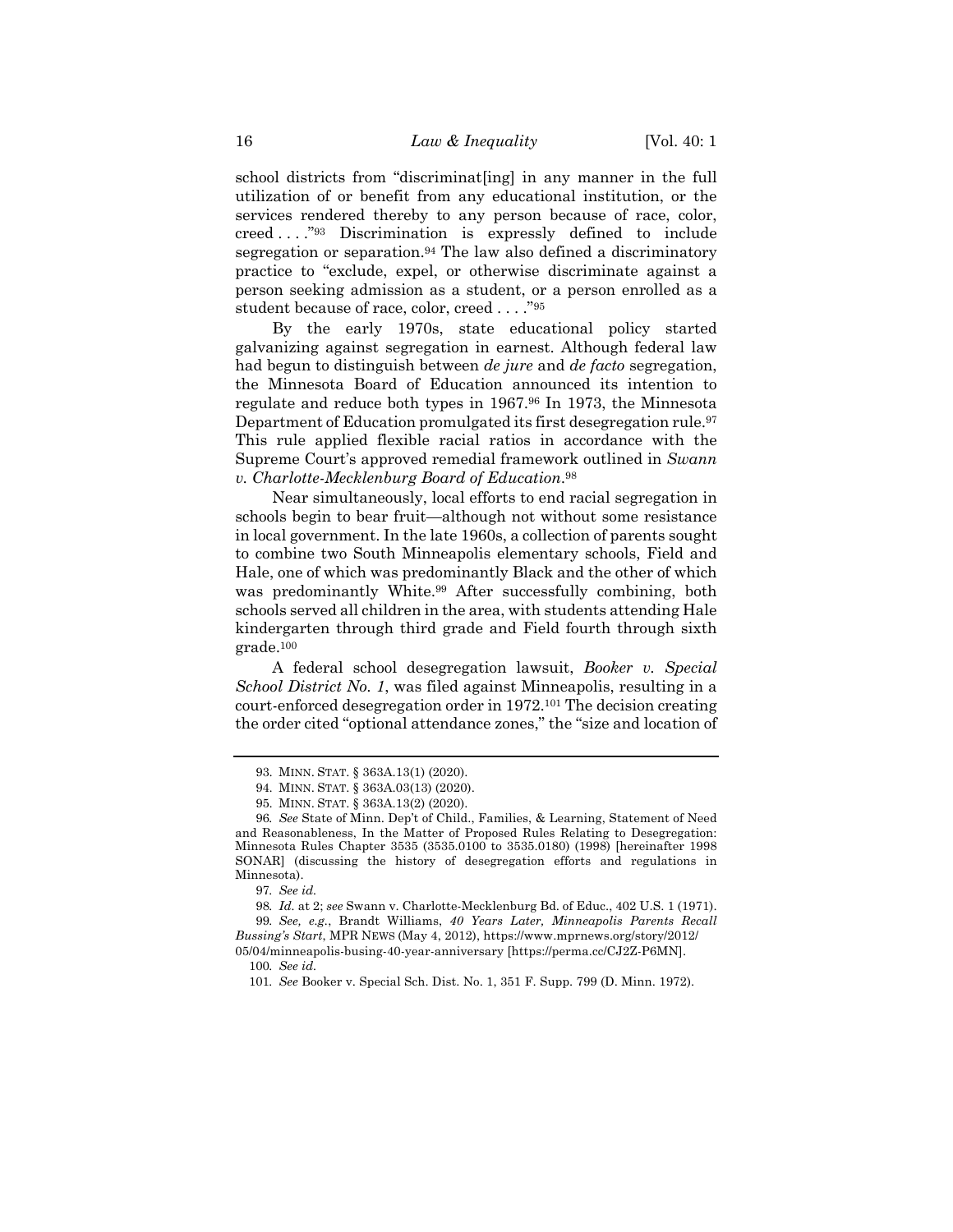school districts from "discriminat[ing] in any manner in the full utilization of or benefit from any educational institution, or the services rendered thereby to any person because of race, color, creed . . . ."[93] Discrimination is expressly defined to include segregation or separation.[94] The law also defined a discriminatory practice to "exclude, expel, or otherwise discriminate against a person seeking admission as a student, or a person enrolled as a student because of race, color, creed . . . ."[95]

By the early 1970s, state educational policy started galvanizing against segregation in earnest. Although federal law had begun to distinguish between *de jure* and *de facto* segregation, the Minnesota Board of Education announced its intention to regulate and reduce both types in 1967.[96] In 1973, the Minnesota Department of Education promulgated its first desegregation rule.[97] This rule applied flexible racial ratios in accordance with the Supreme Court's approved remedial framework outlined in *Swann v. Charlotte-Mecklenburg Board of Education*.[98]

Near simultaneously, local efforts to end racial segregation in schools begin to bear fruit—although not without some resistance in local government. In the late 1960s, a collection of parents sought to combine two South Minneapolis elementary schools, Field and Hale, one of which was predominantly Black and the other of which was predominantly White.[99] After successfully combining, both schools served all children in the area, with students attending Hale kindergarten through third grade and Field fourth through sixth grade.[100]

A federal school desegregation lawsuit, *Booker v. Special School District No. 1*, was filed against Minneapolis, resulting in a court-enforced desegregation order in 1972.[101] The decision creating the order cited "optional attendance zones," the "size and location of

---

93. MINN. STAT. § 363A.13(1) (2020).

94. MINN. STAT. § 363A.03(13) (2020).

95. MINN. STAT. § 363A.13(2) (2020).

96. *See* State of Minn. Dep't of Child., Families, & Learning, Statement of Need and Reasonableness, In the Matter of Proposed Rules Relating to Desegregation: Minnesota Rules Chapter 3535 (3535.0100 to 3535.0180) (1998) [hereinafter 1998 SONAR] (discussing the history of desegregation efforts and regulations in Minnesota).

97. *See id.*

98. *Id.* at 2; *see* Swann v. Charlotte-Mecklenburg Bd. of Educ., 402 U.S. 1 (1971).

99. *See, e.g.*, Brandt Williams, *40 Years Later, Minneapolis Parents Recall Bussing's Start*, MPR NEWS (May 4, 2012), https://www.mprnews.org/story/2012/05/04/minneapolis-busing-40-year-anniversary [https://perma.cc/CJ2Z-P6MN].

100. *See id.*

101. *See* Booker v. Special Sch. Dist. No. 1, 351 F. Supp. 799 (D. Minn. 1972).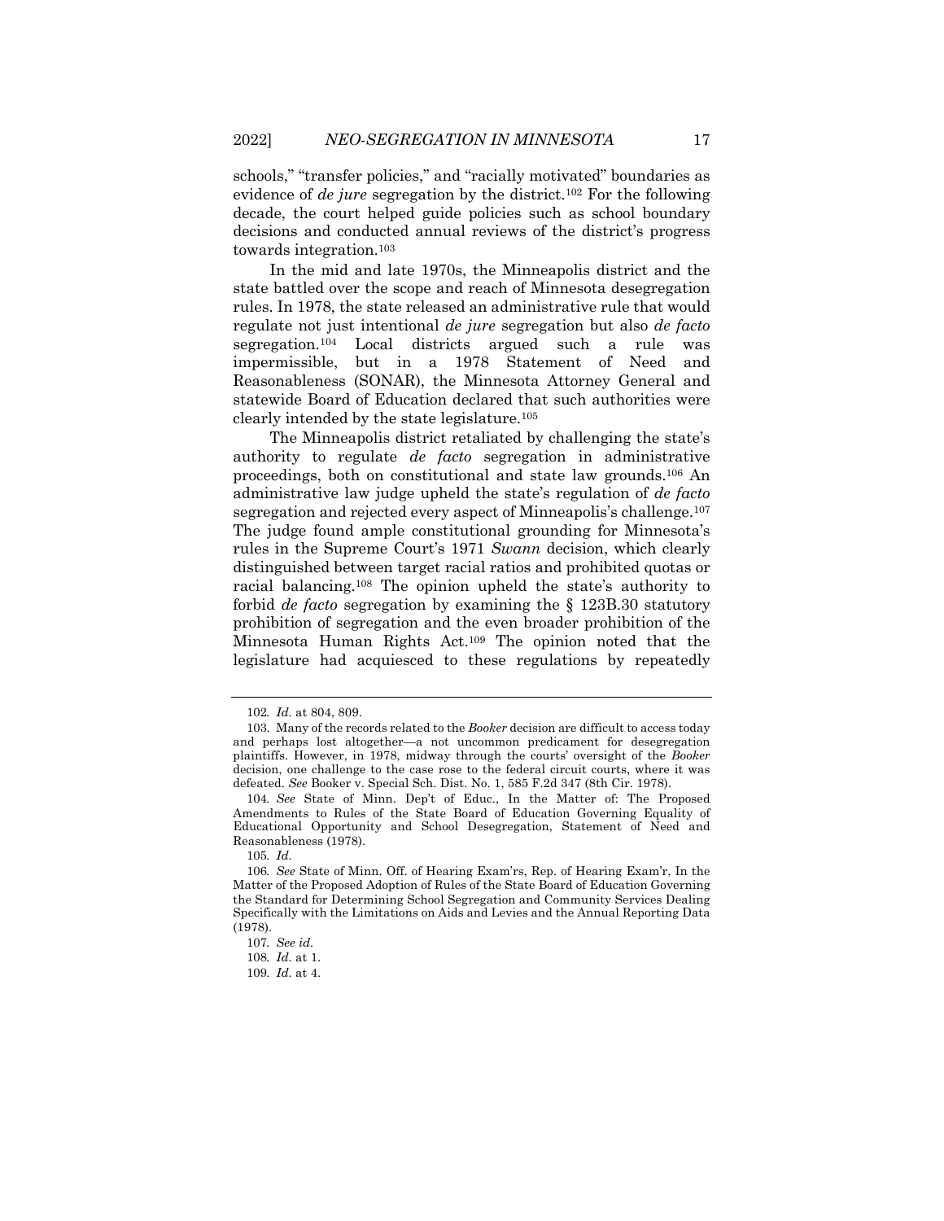schools," "transfer policies," and "racially motivated" boundaries as evidence of *de jure* segregation by the district.[102] For the following decade, the court helped guide policies such as school boundary decisions and conducted annual reviews of the district's progress towards integration.[103]

In the mid and late 1970s, the Minneapolis district and the state battled over the scope and reach of Minnesota desegregation rules. In 1978, the state released an administrative rule that would regulate not just intentional *de jure* segregation but also *de facto* segregation.[104] Local districts argued such a rule was impermissible, but in a 1978 Statement of Need and Reasonableness (SONAR), the Minnesota Attorney General and statewide Board of Education declared that such authorities were clearly intended by the state legislature.[105]

The Minneapolis district retaliated by challenging the state's authority to regulate *de facto* segregation in administrative proceedings, both on constitutional and state law grounds.[106] An administrative law judge upheld the state's regulation of *de facto* segregation and rejected every aspect of Minneapolis's challenge.[107] The judge found ample constitutional grounding for Minnesota's rules in the Supreme Court's 1971 *Swann* decision, which clearly distinguished between target racial ratios and prohibited quotas or racial balancing.[108] The opinion upheld the state's authority to forbid *de facto* segregation by examining the § 123B.30 statutory prohibition of segregation and the even broader prohibition of the Minnesota Human Rights Act.[109] The opinion noted that the legislature had acquiesced to these regulations by repeatedly

---

102. *Id.* at 804, 809.

103. Many of the records related to the *Booker* decision are difficult to access today and perhaps lost altogether—a not uncommon predicament for desegregation plaintiffs. However, in 1978, midway through the courts' oversight of the *Booker* decision, one challenge to the case rose to the federal circuit courts, where it was defeated. *See* Booker v. Special Sch. Dist. No. 1, 585 F.2d 347 (8th Cir. 1978).

104. *See* State of Minn. Dep't of Educ., In the Matter of: The Proposed Amendments to Rules of the State Board of Education Governing Equality of Educational Opportunity and School Desegregation, Statement of Need and Reasonableness (1978).

105. *Id.*

106. *See* State of Minn. Off. of Hearing Exam'rs, Rep. of Hearing Exam'r, In the Matter of the Proposed Adoption of Rules of the State Board of Education Governing the Standard for Determining School Segregation and Community Services Dealing Specifically with the Limitations on Aids and Levies and the Annual Reporting Data (1978).

107. *See id.*

108. *Id.* at 1.

109. *Id.* at 4.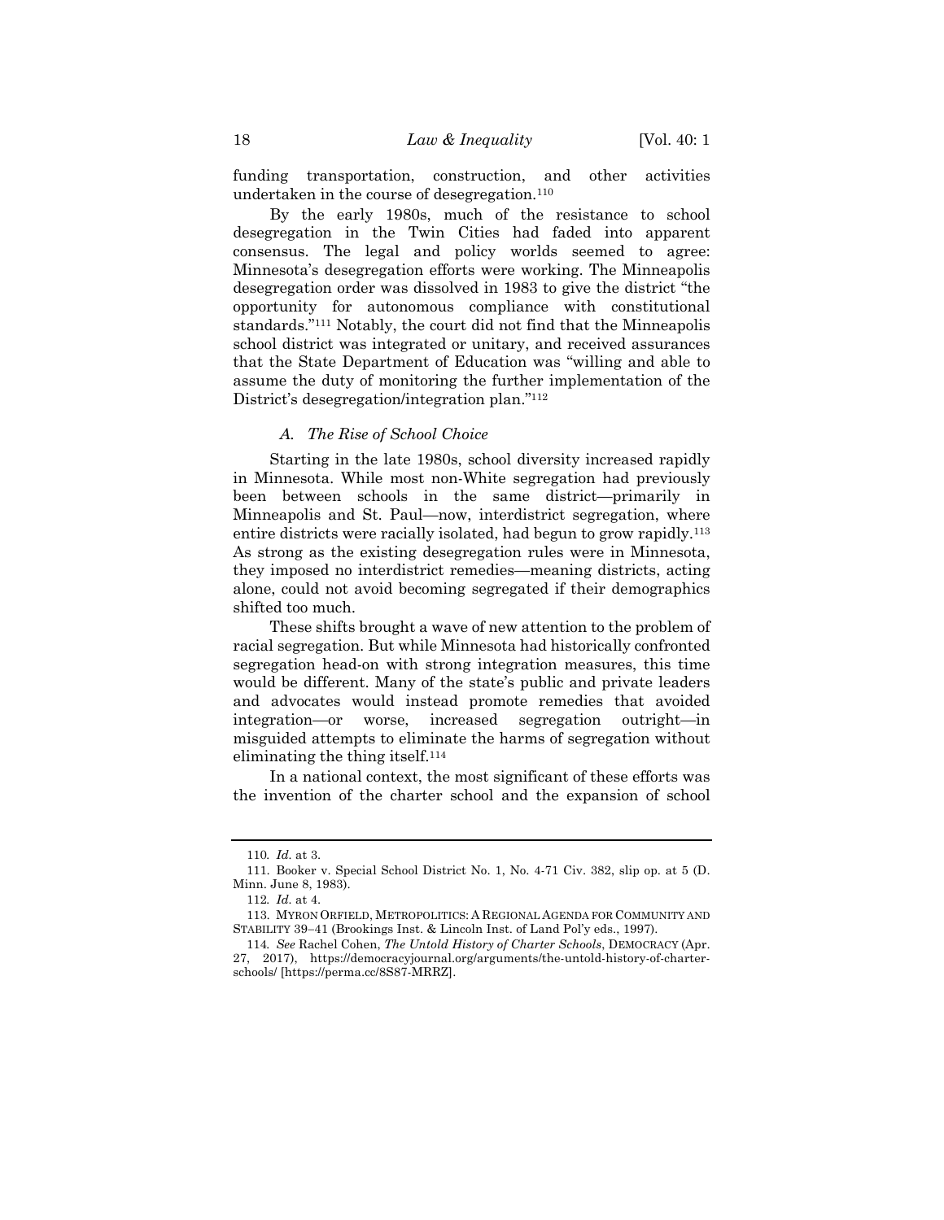funding transportation, construction, and other activities undertaken in the course of desegregation.[110]

By the early 1980s, much of the resistance to school desegregation in the Twin Cities had faded into apparent consensus. The legal and policy worlds seemed to agree: Minnesota's desegregation efforts were working. The Minneapolis desegregation order was dissolved in 1983 to give the district "the opportunity for autonomous compliance with constitutional standards."[111] Notably, the court did not find that the Minneapolis school district was integrated or unitary, and received assurances that the State Department of Education was "willing and able to assume the duty of monitoring the further implementation of the District's desegregation/integration plan."[112]

### *A. The Rise of School Choice*

Starting in the late 1980s, school diversity increased rapidly in Minnesota. While most non-White segregation had previously been between schools in the same district—primarily in Minneapolis and St. Paul—now, interdistrict segregation, where entire districts were racially isolated, had begun to grow rapidly.[113] As strong as the existing desegregation rules were in Minnesota, they imposed no interdistrict remedies—meaning districts, acting alone, could not avoid becoming segregated if their demographics shifted too much.

These shifts brought a wave of new attention to the problem of racial segregation. But while Minnesota had historically confronted segregation head-on with strong integration measures, this time would be different. Many of the state's public and private leaders and advocates would instead promote remedies that avoided integration—or worse, increased segregation outright—in misguided attempts to eliminate the harms of segregation without eliminating the thing itself.[114]

In a national context, the most significant of these efforts was the invention of the charter school and the expansion of school

---

110. *Id.* at 3.

111. Booker v. Special School District No. 1, No. 4-71 Civ. 382, slip op. at 5 (D. Minn. June 8, 1983).

112. *Id.* at 4.

113. MYRON ORFIELD, METROPOLITICS: A REGIONAL AGENDA FOR COMMUNITY AND STABILITY 39–41 (Brookings Inst. & Lincoln Inst. of Land Pol'y eds., 1997).

114. *See* Rachel Cohen, *The Untold History of Charter Schools*, DEMOCRACY (Apr. 27, 2017), https://democracyjournal.org/arguments/the-untold-history-of-charter-schools/ [https://perma.cc/8S87-MRRZ].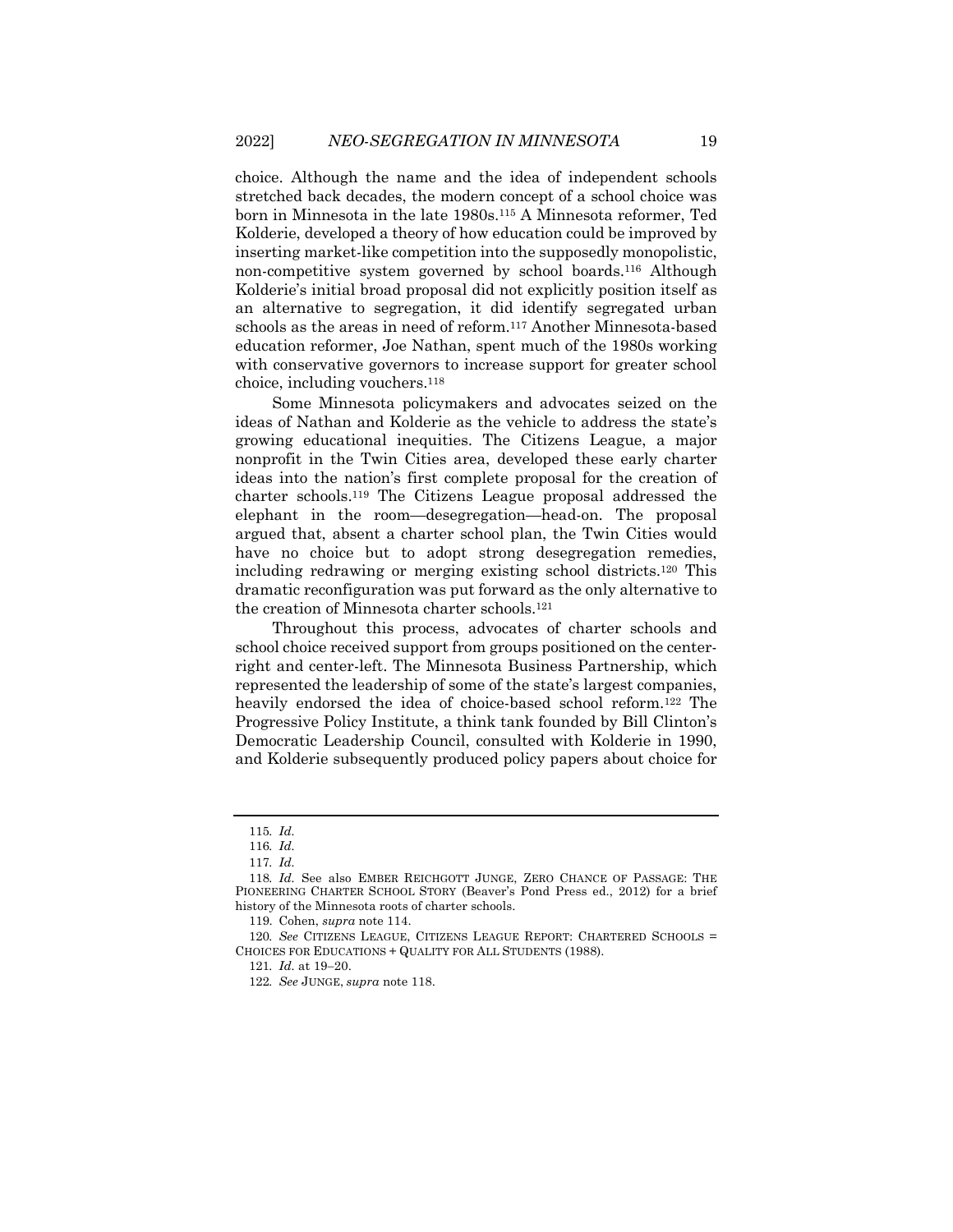choice. Although the name and the idea of independent schools stretched back decades, the modern concept of a school choice was born in Minnesota in the late 1980s.[115] A Minnesota reformer, Ted Kolderie, developed a theory of how education could be improved by inserting market-like competition into the supposedly monopolistic, non-competitive system governed by school boards.[116] Although Kolderie's initial broad proposal did not explicitly position itself as an alternative to segregation, it did identify segregated urban schools as the areas in need of reform.[117] Another Minnesota-based education reformer, Joe Nathan, spent much of the 1980s working with conservative governors to increase support for greater school choice, including vouchers.[118]

Some Minnesota policymakers and advocates seized on the ideas of Nathan and Kolderie as the vehicle to address the state's growing educational inequities. The Citizens League, a major nonprofit in the Twin Cities area, developed these early charter ideas into the nation's first complete proposal for the creation of charter schools.[119] The Citizens League proposal addressed the elephant in the room—desegregation—head-on. The proposal argued that, absent a charter school plan, the Twin Cities would have no choice but to adopt strong desegregation remedies, including redrawing or merging existing school districts.[120] This dramatic reconfiguration was put forward as the only alternative to the creation of Minnesota charter schools.[121]

Throughout this process, advocates of charter schools and school choice received support from groups positioned on the center-right and center-left. The Minnesota Business Partnership, which represented the leadership of some of the state's largest companies, heavily endorsed the idea of choice-based school reform.[122] The Progressive Policy Institute, a think tank founded by Bill Clinton's Democratic Leadership Council, consulted with Kolderie in 1990, and Kolderie subsequently produced policy papers about choice for

---

115. *Id.*

116. *Id.*

117. *Id.*

118. *Id.* See also EMBER REICHGOTT JUNGE, ZERO CHANCE OF PASSAGE: THE PIONEERING CHARTER SCHOOL STORY (Beaver's Pond Press ed., 2012) for a brief history of the Minnesota roots of charter schools.

119. Cohen, *supra* note 114.

120. *See* CITIZENS LEAGUE, CITIZENS LEAGUE REPORT: CHARTERED SCHOOLS = CHOICES FOR EDUCATIONS + QUALITY FOR ALL STUDENTS (1988).

121. *Id.* at 19–20.

122. *See* JUNGE, *supra* note 118.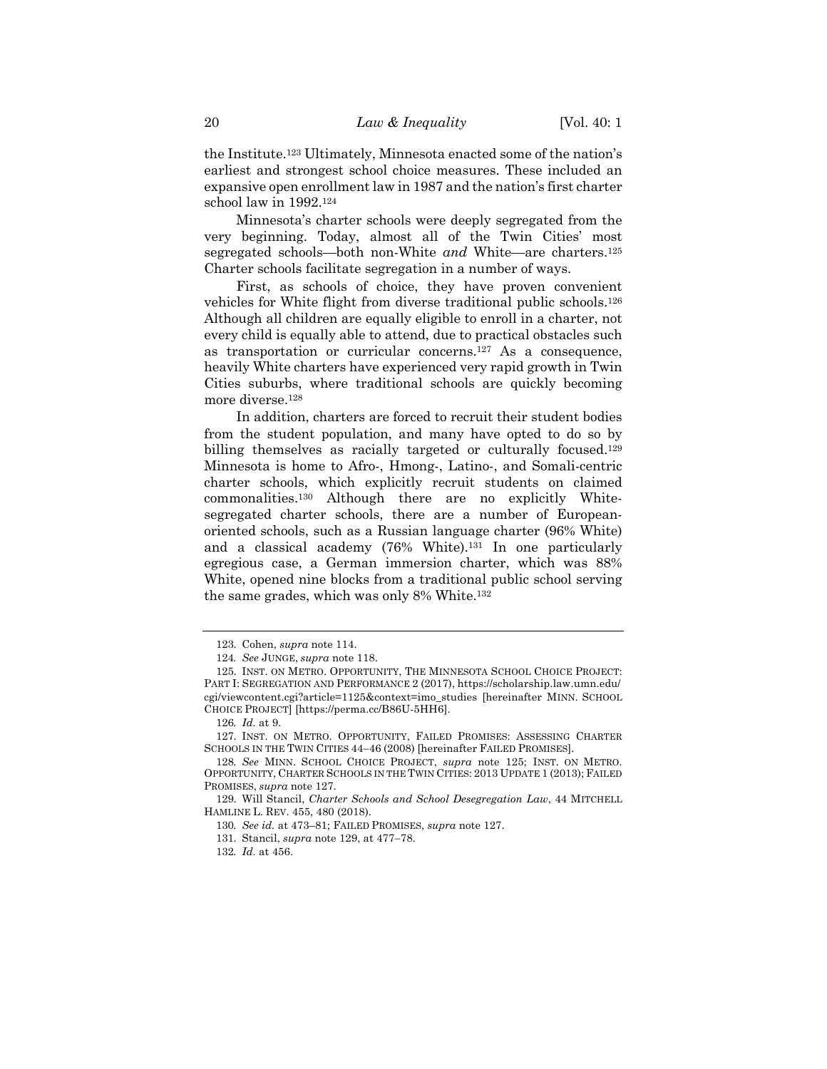the Institute.[123] Ultimately, Minnesota enacted some of the nation's earliest and strongest school choice measures. These included an expansive open enrollment law in 1987 and the nation's first charter school law in 1992.[124]

Minnesota's charter schools were deeply segregated from the very beginning. Today, almost all of the Twin Cities' most segregated schools—both non-White *and* White—are charters.[125] Charter schools facilitate segregation in a number of ways.

First, as schools of choice, they have proven convenient vehicles for White flight from diverse traditional public schools.[126] Although all children are equally eligible to enroll in a charter, not every child is equally able to attend, due to practical obstacles such as transportation or curricular concerns.[127] As a consequence, heavily White charters have experienced very rapid growth in Twin Cities suburbs, where traditional schools are quickly becoming more diverse.[128]

In addition, charters are forced to recruit their student bodies from the student population, and many have opted to do so by billing themselves as racially targeted or culturally focused.[129] Minnesota is home to Afro-, Hmong-, Latino-, and Somali-centric charter schools, which explicitly recruit students on claimed commonalities.[130] Although there are no explicitly White-segregated charter schools, there are a number of European-oriented schools, such as a Russian language charter (96% White) and a classical academy (76% White).[131] In one particularly egregious case, a German immersion charter, which was 88% White, opened nine blocks from a traditional public school serving the same grades, which was only 8% White.[132]

---

123. Cohen, *supra* note 114.

124. *See* JUNGE, *supra* note 118.

125. INST. ON METRO. OPPORTUNITY, THE MINNESOTA SCHOOL CHOICE PROJECT: PART I: SEGREGATION AND PERFORMANCE 2 (2017), https://scholarship.law.umn.edu/cgi/viewcontent.cgi?article=1125&context=imo_studies [hereinafter MINN. SCHOOL CHOICE PROJECT] [https://perma.cc/B86U-5HH6].

126. *Id.* at 9.

127. INST. ON METRO. OPPORTUNITY, FAILED PROMISES: ASSESSING CHARTER SCHOOLS IN THE TWIN CITIES 44–46 (2008) [hereinafter FAILED PROMISES].

128. *See* MINN. SCHOOL CHOICE PROJECT, *supra* note 125; INST. ON METRO. OPPORTUNITY, CHARTER SCHOOLS IN THE TWIN CITIES: 2013 UPDATE 1 (2013); FAILED PROMISES, *supra* note 127.

129. Will Stancil, *Charter Schools and School Desegregation Law*, 44 MITCHELL HAMLINE L. REV. 455, 480 (2018).

130. *See id.* at 473–81; FAILED PROMISES, *supra* note 127.

131. Stancil, *supra* note 129, at 477–78.

132. *Id.* at 456.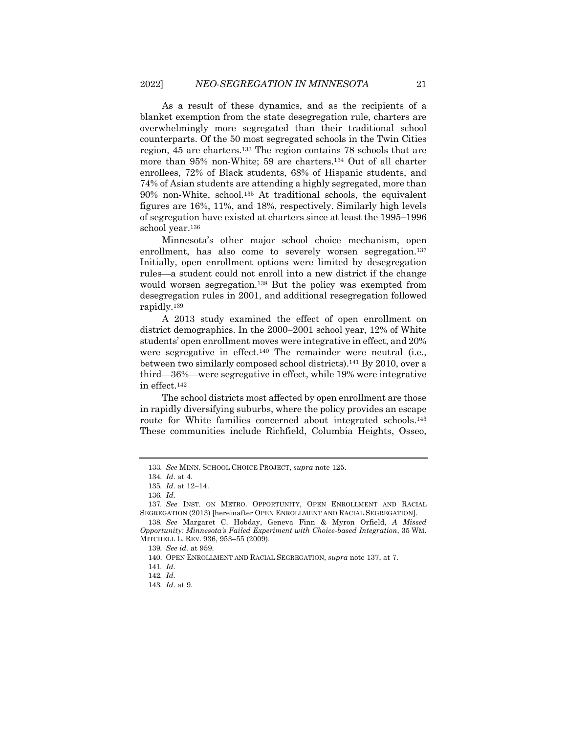As a result of these dynamics, and as the recipients of a blanket exemption from the state desegregation rule, charters are overwhelmingly more segregated than their traditional school counterparts. Of the 50 most segregated schools in the Twin Cities region, 45 are charters.[133] The region contains 78 schools that are more than 95% non-White; 59 are charters.[134] Out of all charter enrollees, 72% of Black students, 68% of Hispanic students, and 74% of Asian students are attending a highly segregated, more than 90% non-White, school.[135] At traditional schools, the equivalent figures are 16%, 11%, and 18%, respectively. Similarly high levels of segregation have existed at charters since at least the 1995–1996 school year.[136]

Minnesota's other major school choice mechanism, open enrollment, has also come to severely worsen segregation.[137] Initially, open enrollment options were limited by desegregation rules—a student could not enroll into a new district if the change would worsen segregation.[138] But the policy was exempted from desegregation rules in 2001, and additional resegregation followed rapidly.[139]

A 2013 study examined the effect of open enrollment on district demographics. In the 2000–2001 school year, 12% of White students' open enrollment moves were integrative in effect, and 20% were segregative in effect.[140] The remainder were neutral (i.e., between two similarly composed school districts).[141] By 2010, over a third—36%—were segregative in effect, while 19% were integrative in effect.[142]

The school districts most affected by open enrollment are those in rapidly diversifying suburbs, where the policy provides an escape route for White families concerned about integrated schools.[143] These communities include Richfield, Columbia Heights, Osseo,

---

133. *See* MINN. SCHOOL CHOICE PROJECT, *supra* note 125.

134. *Id.* at 4.

135. *Id.* at 12–14.

136. *Id.*

137. *See* INST. ON METRO. OPPORTUNITY, OPEN ENROLLMENT AND RACIAL SEGREGATION (2013) [hereinafter OPEN ENROLLMENT AND RACIAL SEGREGATION].

138. *See* Margaret C. Hobday, Geneva Finn & Myron Orfield, *A Missed Opportunity: Minnesota's Failed Experiment with Choice-based Integration*, 35 WM. MITCHELL L. REV. 936, 953–55 (2009).

139. *See id.* at 959.

140. OPEN ENROLLMENT AND RACIAL SEGREGATION, *supra* note 137, at 7.

141. *Id.*

142. *Id.*

143. *Id.* at 9.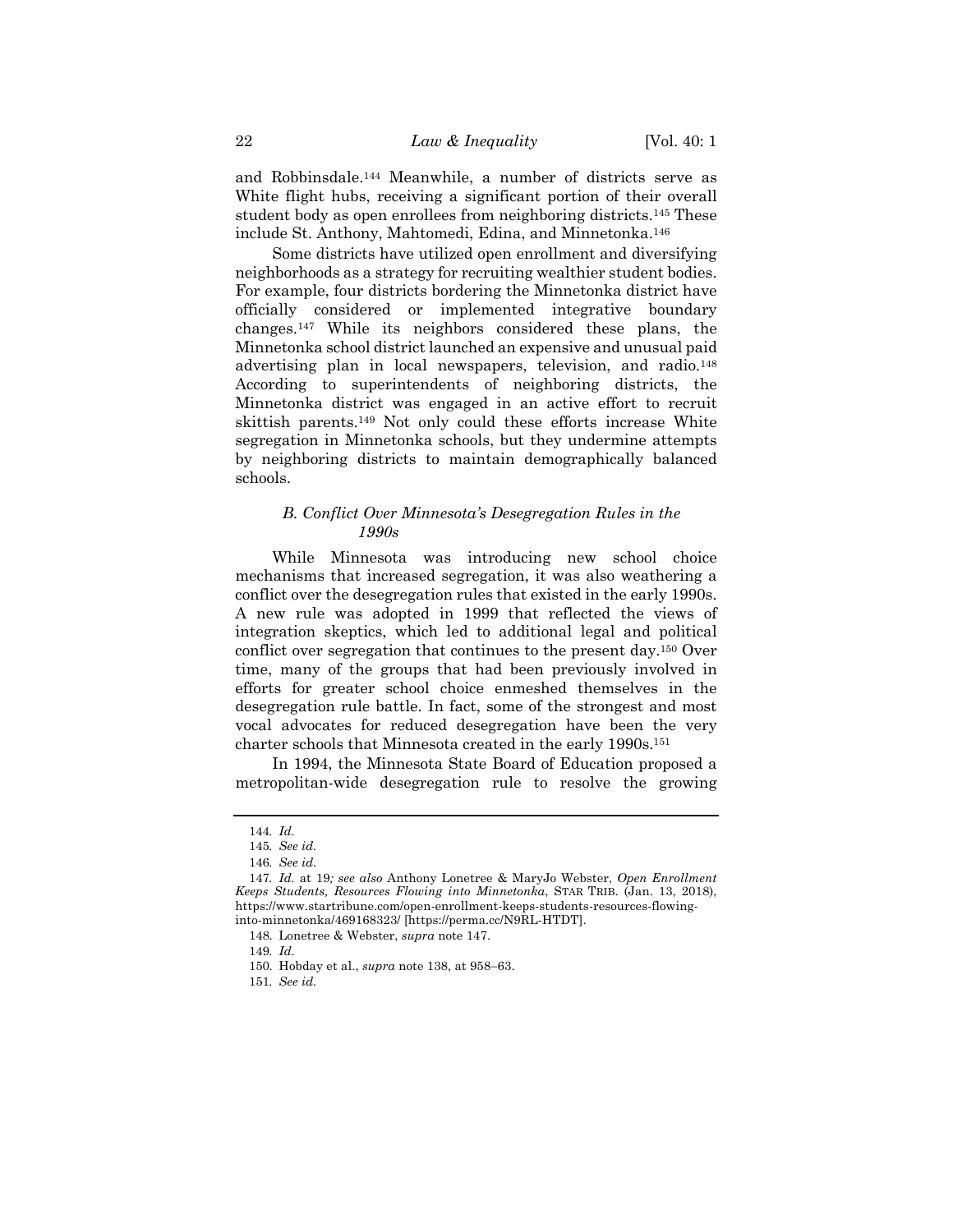and Robbinsdale.[144] Meanwhile, a number of districts serve as White flight hubs, receiving a significant portion of their overall student body as open enrollees from neighboring districts.[145] These include St. Anthony, Mahtomedi, Edina, and Minnetonka.[146]

Some districts have utilized open enrollment and diversifying neighborhoods as a strategy for recruiting wealthier student bodies. For example, four districts bordering the Minnetonka district have officially considered or implemented integrative boundary changes.[147] While its neighbors considered these plans, the Minnetonka school district launched an expensive and unusual paid advertising plan in local newspapers, television, and radio.[148] According to superintendents of neighboring districts, the Minnetonka district was engaged in an active effort to recruit skittish parents.[149] Not only could these efforts increase White segregation in Minnetonka schools, but they undermine attempts by neighboring districts to maintain demographically balanced schools.

### *B. Conflict Over Minnesota's Desegregation Rules in the 1990s*

While Minnesota was introducing new school choice mechanisms that increased segregation, it was also weathering a conflict over the desegregation rules that existed in the early 1990s. A new rule was adopted in 1999 that reflected the views of integration skeptics, which led to additional legal and political conflict over segregation that continues to the present day.[150] Over time, many of the groups that had been previously involved in efforts for greater school choice enmeshed themselves in the desegregation rule battle. In fact, some of the strongest and most vocal advocates for reduced desegregation have been the very charter schools that Minnesota created in the early 1990s.[151]

In 1994, the Minnesota State Board of Education proposed a metropolitan-wide desegregation rule to resolve the growing

---

144. *Id.*

145. *See id.*

146. *See id.*

147. *Id.* at 19*; see also* Anthony Lonetree & MaryJo Webster, *Open Enrollment Keeps Students, Resources Flowing into Minnetonka*, STAR TRIB. (Jan. 13, 2018), https://www.startribune.com/open-enrollment-keeps-students-resources-flowing-into-minnetonka/469168323/ [https://perma.cc/N9RL-HTDT].

148. Lonetree & Webster, *supra* note 147.

149. *Id.*

150. Hobday et al., *supra* note 138, at 958–63.

151. *See id.*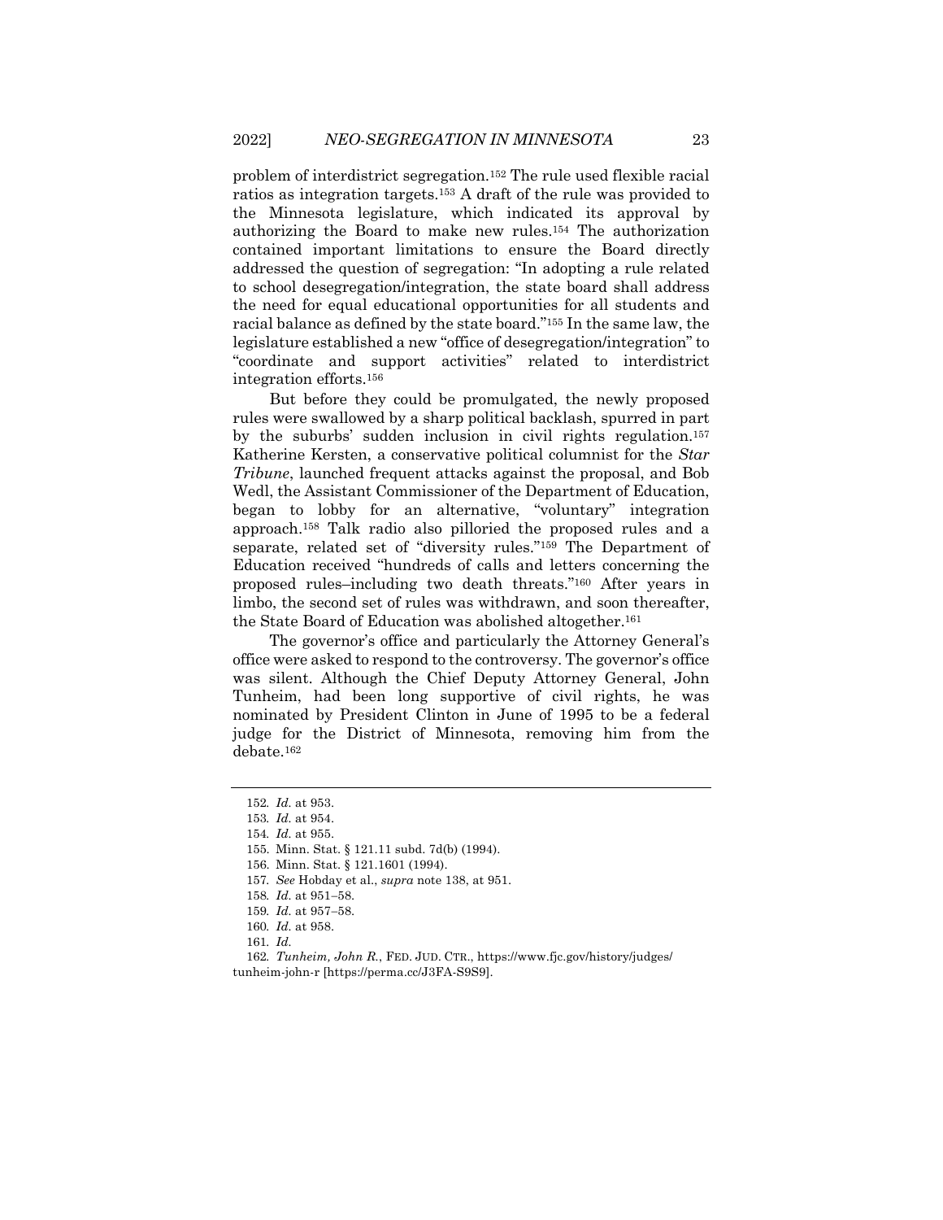problem of interdistrict segregation.[152] The rule used flexible racial ratios as integration targets.[153] A draft of the rule was provided to the Minnesota legislature, which indicated its approval by authorizing the Board to make new rules.[154] The authorization contained important limitations to ensure the Board directly addressed the question of segregation: "In adopting a rule related to school desegregation/integration, the state board shall address the need for equal educational opportunities for all students and racial balance as defined by the state board."[155] In the same law, the legislature established a new "office of desegregation/integration" to "coordinate and support activities" related to interdistrict integration efforts.[156]

But before they could be promulgated, the newly proposed rules were swallowed by a sharp political backlash, spurred in part by the suburbs' sudden inclusion in civil rights regulation.[157] Katherine Kersten, a conservative political columnist for the *Star Tribune*, launched frequent attacks against the proposal, and Bob Wedl, the Assistant Commissioner of the Department of Education, began to lobby for an alternative, "voluntary" integration approach.[158] Talk radio also pilloried the proposed rules and a separate, related set of "diversity rules."[159] The Department of Education received "hundreds of calls and letters concerning the proposed rules–including two death threats."[160] After years in limbo, the second set of rules was withdrawn, and soon thereafter, the State Board of Education was abolished altogether.[161]

The governor's office and particularly the Attorney General's office were asked to respond to the controversy. The governor's office was silent. Although the Chief Deputy Attorney General, John Tunheim, had been long supportive of civil rights, he was nominated by President Clinton in June of 1995 to be a federal judge for the District of Minnesota, removing him from the debate.[162]

---

152. *Id.* at 953.
153. *Id.* at 954.
154. *Id.* at 955.
155. Minn. Stat. § 121.11 subd. 7d(b) (1994).
156. Minn. Stat. § 121.1601 (1994).
157. *See* Hobday et al., *supra* note 138, at 951.
158. *Id.* at 951–58.
159. *Id.* at 957–58.
160. *Id.* at 958.
161. *Id.*
162. *Tunheim, John R.*, FED. JUD. CTR., https://www.fjc.gov/history/judges/tunheim-john-r [https://perma.cc/J3FA-S9S9].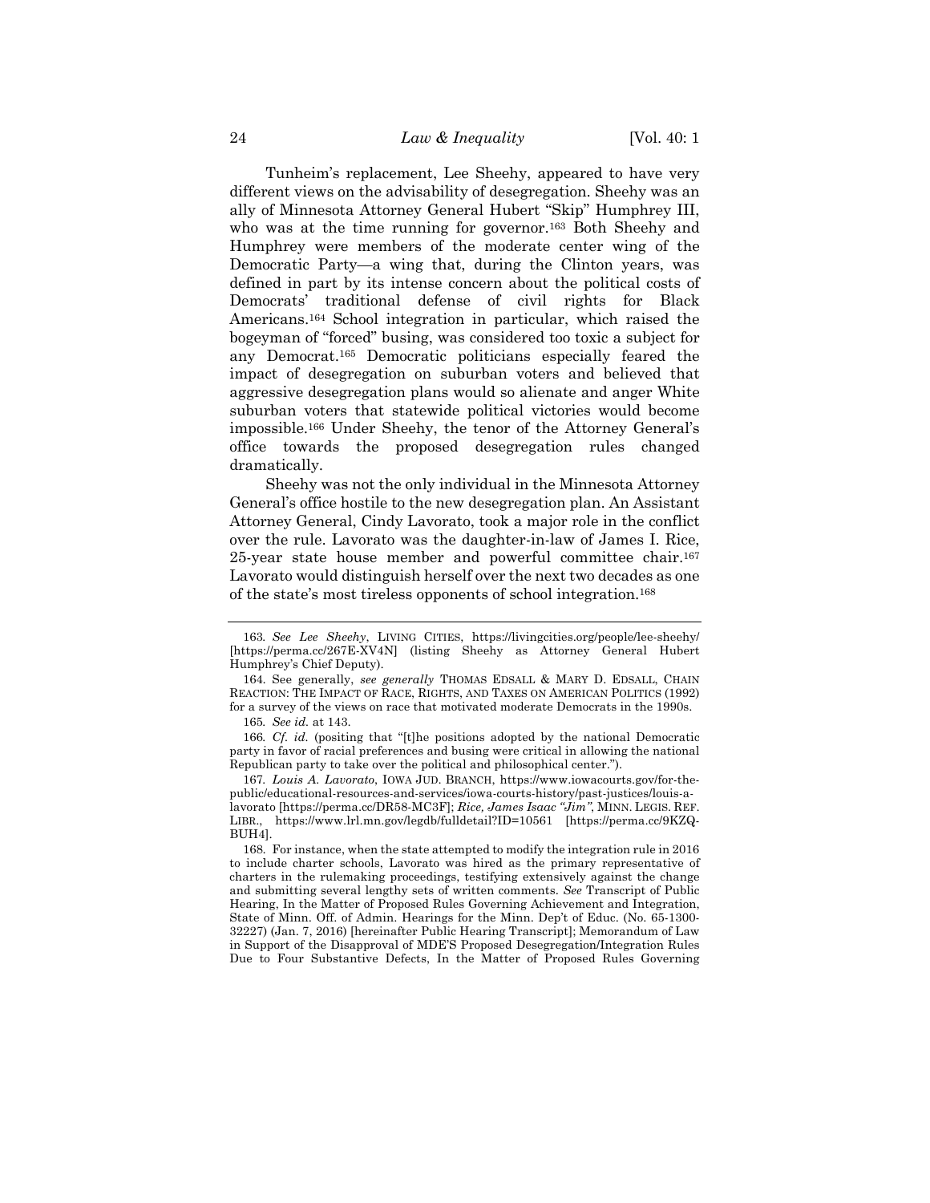Tunheim's replacement, Lee Sheehy, appeared to have very different views on the advisability of desegregation. Sheehy was an ally of Minnesota Attorney General Hubert "Skip" Humphrey III, who was at the time running for governor.[163] Both Sheehy and Humphrey were members of the moderate center wing of the Democratic Party—a wing that, during the Clinton years, was defined in part by its intense concern about the political costs of Democrats' traditional defense of civil rights for Black Americans.[164] School integration in particular, which raised the bogeyman of "forced" busing, was considered too toxic a subject for any Democrat.[165] Democratic politicians especially feared the impact of desegregation on suburban voters and believed that aggressive desegregation plans would so alienate and anger White suburban voters that statewide political victories would become impossible.[166] Under Sheehy, the tenor of the Attorney General's office towards the proposed desegregation rules changed dramatically.

Sheehy was not the only individual in the Minnesota Attorney General's office hostile to the new desegregation plan. An Assistant Attorney General, Cindy Lavorato, took a major role in the conflict over the rule. Lavorato was the daughter-in-law of James I. Rice, 25-year state house member and powerful committee chair.[167] Lavorato would distinguish herself over the next two decades as one of the state's most tireless opponents of school integration.[168]

---

163. *See Lee Sheehy*, LIVING CITIES, https://livingcities.org/people/lee-sheehy/ [https://perma.cc/267E-XV4N] (listing Sheehy as Attorney General Hubert Humphrey's Chief Deputy).

164. See generally, *see generally* THOMAS EDSALL & MARY D. EDSALL, CHAIN REACTION: THE IMPACT OF RACE, RIGHTS, AND TAXES ON AMERICAN POLITICS (1992) for a survey of the views on race that motivated moderate Democrats in the 1990s.

165. *See id.* at 143.

166. *Cf. id.* (positing that "[t]he positions adopted by the national Democratic party in favor of racial preferences and busing were critical in allowing the national Republican party to take over the political and philosophical center.").

167. *Louis A. Lavorato*, IOWA JUD. BRANCH, https://www.iowacourts.gov/for-the-public/educational-resources-and-services/iowa-courts-history/past-justices/louis-a-lavorato [https://perma.cc/DR58-MC3F]; *Rice, James Isaac "Jim"*, MINN. LEGIS. REF. LIBR., https://www.lrl.mn.gov/legdb/fulldetail?ID=10561 [https://perma.cc/9KZQ-BUH4].

168. For instance, when the state attempted to modify the integration rule in 2016 to include charter schools, Lavorato was hired as the primary representative of charters in the rulemaking proceedings, testifying extensively against the change and submitting several lengthy sets of written comments. *See* Transcript of Public Hearing, In the Matter of Proposed Rules Governing Achievement and Integration, State of Minn. Off. of Admin. Hearings for the Minn. Dep't of Educ. (No. 65-1300-32227) (Jan. 7, 2016) [hereinafter Public Hearing Transcript]; Memorandum of Law in Support of the Disapproval of MDE'S Proposed Desegregation/Integration Rules Due to Four Substantive Defects, In the Matter of Proposed Rules Governing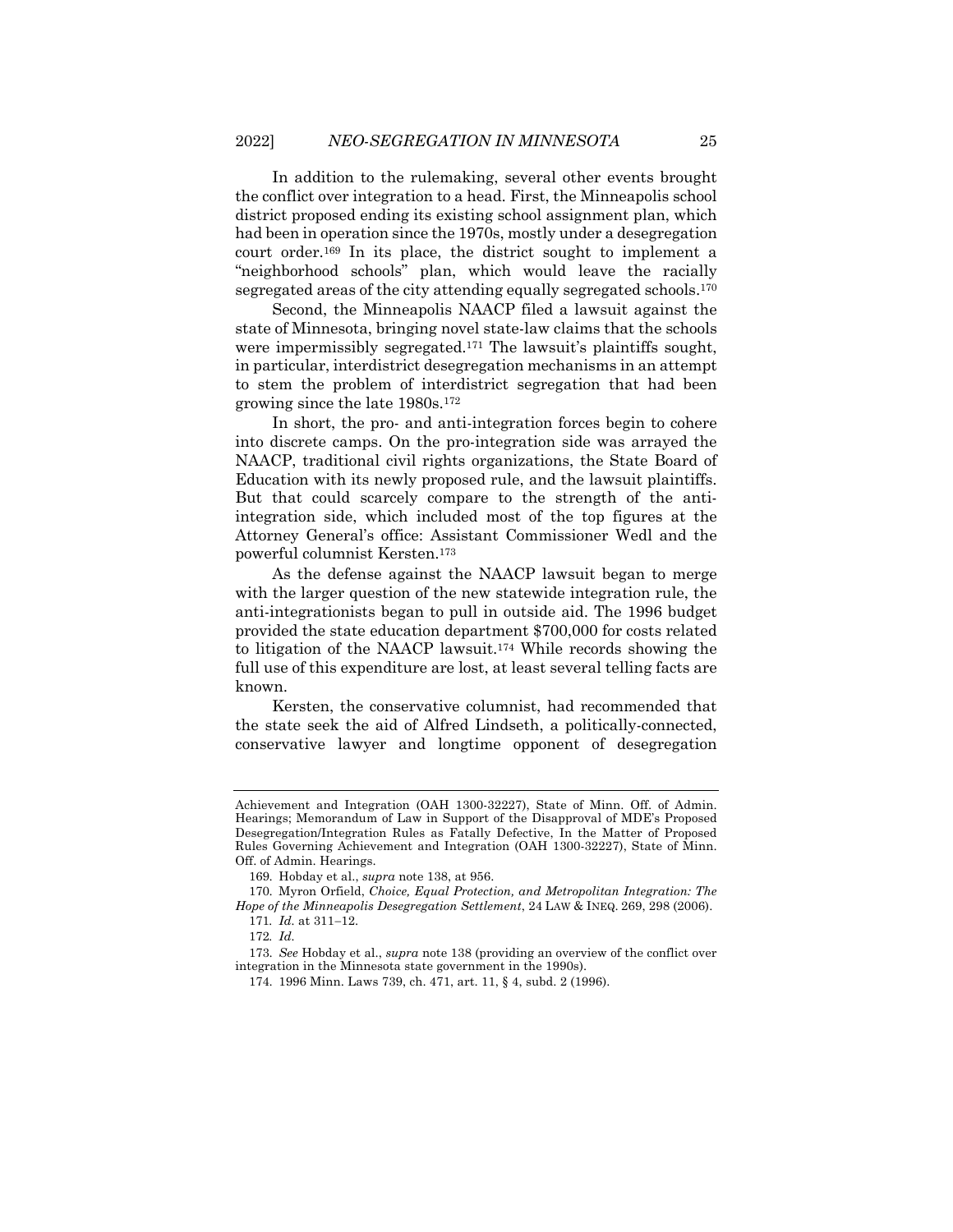In addition to the rulemaking, several other events brought the conflict over integration to a head. First, the Minneapolis school district proposed ending its existing school assignment plan, which had been in operation since the 1970s, mostly under a desegregation court order.[169] In its place, the district sought to implement a "neighborhood schools" plan, which would leave the racially segregated areas of the city attending equally segregated schools.[170]

Second, the Minneapolis NAACP filed a lawsuit against the state of Minnesota, bringing novel state-law claims that the schools were impermissibly segregated.[171] The lawsuit's plaintiffs sought, in particular, interdistrict desegregation mechanisms in an attempt to stem the problem of interdistrict segregation that had been growing since the late 1980s.[172]

In short, the pro- and anti-integration forces begin to cohere into discrete camps. On the pro-integration side was arrayed the NAACP, traditional civil rights organizations, the State Board of Education with its newly proposed rule, and the lawsuit plaintiffs. But that could scarcely compare to the strength of the anti-integration side, which included most of the top figures at the Attorney General's office: Assistant Commissioner Wedl and the powerful columnist Kersten.[173]

As the defense against the NAACP lawsuit began to merge with the larger question of the new statewide integration rule, the anti-integrationists began to pull in outside aid. The 1996 budget provided the state education department $700,000 for costs related to litigation of the NAACP lawsuit.[174] While records showing the full use of this expenditure are lost, at least several telling facts are known.

Kersten, the conservative columnist, had recommended that the state seek the aid of Alfred Lindseth, a politically-connected, conservative lawyer and longtime opponent of desegregation

---

Achievement and Integration (OAH 1300-32227), State of Minn. Off. of Admin. Hearings; Memorandum of Law in Support of the Disapproval of MDE's Proposed Desegregation/Integration Rules as Fatally Defective, In the Matter of Proposed Rules Governing Achievement and Integration (OAH 1300-32227), State of Minn. Off. of Admin. Hearings.

169. Hobday et al., *supra* note 138, at 956.

170. Myron Orfield, *Choice, Equal Protection, and Metropolitan Integration: The Hope of the Minneapolis Desegregation Settlement*, 24 LAW & INEQ. 269, 298 (2006).

171. *Id.* at 311–12.

172. *Id.*

173. *See* Hobday et al., *supra* note 138 (providing an overview of the conflict over integration in the Minnesota state government in the 1990s).

174. 1996 Minn. Laws 739, ch. 471, art. 11, § 4, subd. 2 (1996).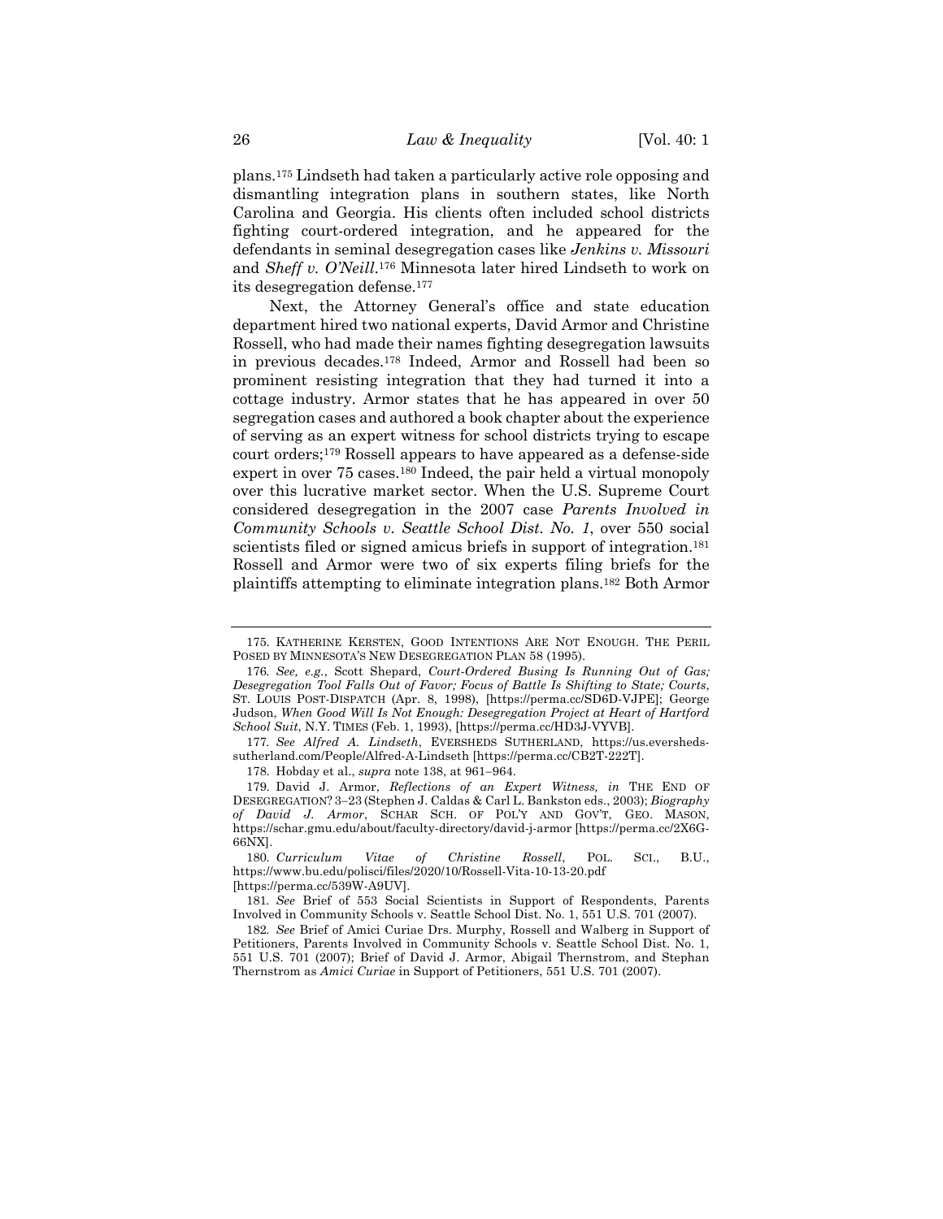plans.[175] Lindseth had taken a particularly active role opposing and dismantling integration plans in southern states, like North Carolina and Georgia. His clients often included school districts fighting court-ordered integration, and he appeared for the defendants in seminal desegregation cases like *Jenkins v. Missouri* and *Sheff v. O'Neill*.[176] Minnesota later hired Lindseth to work on its desegregation defense.[177]

Next, the Attorney General's office and state education department hired two national experts, David Armor and Christine Rossell, who had made their names fighting desegregation lawsuits in previous decades.[178] Indeed, Armor and Rossell had been so prominent resisting integration that they had turned it into a cottage industry. Armor states that he has appeared in over 50 segregation cases and authored a book chapter about the experience of serving as an expert witness for school districts trying to escape court orders;[179] Rossell appears to have appeared as a defense-side expert in over 75 cases.[180] Indeed, the pair held a virtual monopoly over this lucrative market sector. When the U.S. Supreme Court considered desegregation in the 2007 case *Parents Involved in Community Schools v. Seattle School Dist. No. 1*, over 550 social scientists filed or signed amicus briefs in support of integration.[181] Rossell and Armor were two of six experts filing briefs for the plaintiffs attempting to eliminate integration plans.[182] Both Armor

---

175. KATHERINE KERSTEN, GOOD INTENTIONS ARE NOT ENOUGH. THE PERIL POSED BY MINNESOTA'S NEW DESEGREGATION PLAN 58 (1995).

176. *See, e.g.*, Scott Shepard, *Court-Ordered Busing Is Running Out of Gas; Desegregation Tool Falls Out of Favor; Focus of Battle Is Shifting to State; Courts*, ST. LOUIS POST-DISPATCH (Apr. 8, 1998), [https://perma.cc/SD6D-VJPE]; George Judson, *When Good Will Is Not Enough: Desegregation Project at Heart of Hartford School Suit*, N.Y. TIMES (Feb. 1, 1993), [https://perma.cc/HD3J-VYVB].

177. *See Alfred A. Lindseth*, EVERSHEDS SUTHERLAND, https://us.eversheds-sutherland.com/People/Alfred-A-Lindseth [https://perma.cc/CB2T-222T].

178. Hobday et al., *supra* note 138, at 961–964.

179. David J. Armor, *Reflections of an Expert Witness, in* THE END OF DESEGREGATION? 3–23 (Stephen J. Caldas & Carl L. Bankston eds., 2003); *Biography of David J. Armor*, SCHAR SCH. OF POL'Y AND GOV'T, GEO. MASON, https://schar.gmu.edu/about/faculty-directory/david-j-armor [https://perma.cc/2X6G-66NX].

180. *Curriculum Vitae of Christine Rossell*, POL. SCI., B.U., https://www.bu.edu/polisci/files/2020/10/Rossell-Vita-10-13-20.pdf [https://perma.cc/539W-A9UV].

181. *See* Brief of 553 Social Scientists in Support of Respondents, Parents Involved in Community Schools v. Seattle School Dist. No. 1, 551 U.S. 701 (2007).

182. *See* Brief of Amici Curiae Drs. Murphy, Rossell and Walberg in Support of Petitioners, Parents Involved in Community Schools v. Seattle School Dist. No. 1, 551 U.S. 701 (2007); Brief of David J. Armor, Abigail Thernstrom, and Stephan Thernstrom as *Amici Curiae* in Support of Petitioners, 551 U.S. 701 (2007).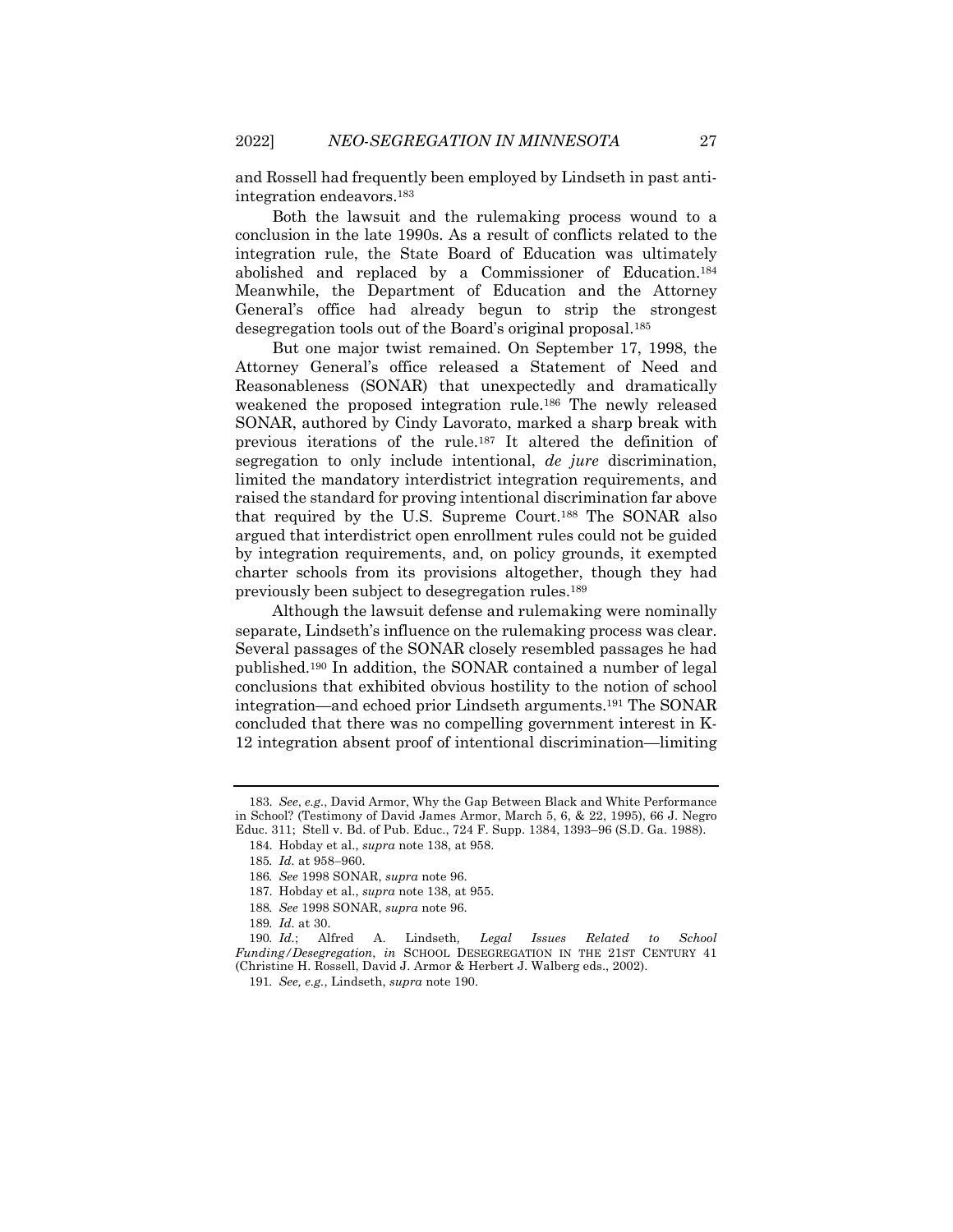and Rossell had frequently been employed by Lindseth in past anti-integration endeavors.[183]

Both the lawsuit and the rulemaking process wound to a conclusion in the late 1990s. As a result of conflicts related to the integration rule, the State Board of Education was ultimately abolished and replaced by a Commissioner of Education.[184] Meanwhile, the Department of Education and the Attorney General's office had already begun to strip the strongest desegregation tools out of the Board's original proposal.[185]

But one major twist remained. On September 17, 1998, the Attorney General's office released a Statement of Need and Reasonableness (SONAR) that unexpectedly and dramatically weakened the proposed integration rule.[186] The newly released SONAR, authored by Cindy Lavorato, marked a sharp break with previous iterations of the rule.[187] It altered the definition of segregation to only include intentional, *de jure* discrimination, limited the mandatory interdistrict integration requirements, and raised the standard for proving intentional discrimination far above that required by the U.S. Supreme Court.[188] The SONAR also argued that interdistrict open enrollment rules could not be guided by integration requirements, and, on policy grounds, it exempted charter schools from its provisions altogether, though they had previously been subject to desegregation rules.[189]

Although the lawsuit defense and rulemaking were nominally separate, Lindseth's influence on the rulemaking process was clear. Several passages of the SONAR closely resembled passages he had published.[190] In addition, the SONAR contained a number of legal conclusions that exhibited obvious hostility to the notion of school integration—and echoed prior Lindseth arguments.[191] The SONAR concluded that there was no compelling government interest in K-12 integration absent proof of intentional discrimination—limiting

---

183. *See*, *e.g.*, David Armor, Why the Gap Between Black and White Performance in School? (Testimony of David James Armor, March 5, 6, & 22, 1995), 66 J. Negro Educ. 311; Stell v. Bd. of Pub. Educ., 724 F. Supp. 1384, 1393–96 (S.D. Ga. 1988).

184. Hobday et al., *supra* note 138, at 958.

185. *Id.* at 958–960.

186. *See* 1998 SONAR, *supra* note 96.

187. Hobday et al., *supra* note 138, at 955.

188. *See* 1998 SONAR, *supra* note 96.

189. *Id.* at 30.

190. *Id.*; Alfred A. Lindseth, *Legal Issues Related to School Funding/Desegregation*, *in* SCHOOL DESEGREGATION IN THE 21ST CENTURY 41 (Christine H. Rossell, David J. Armor & Herbert J. Walberg eds., 2002).

191. *See, e.g.*, Lindseth, *supra* note 190.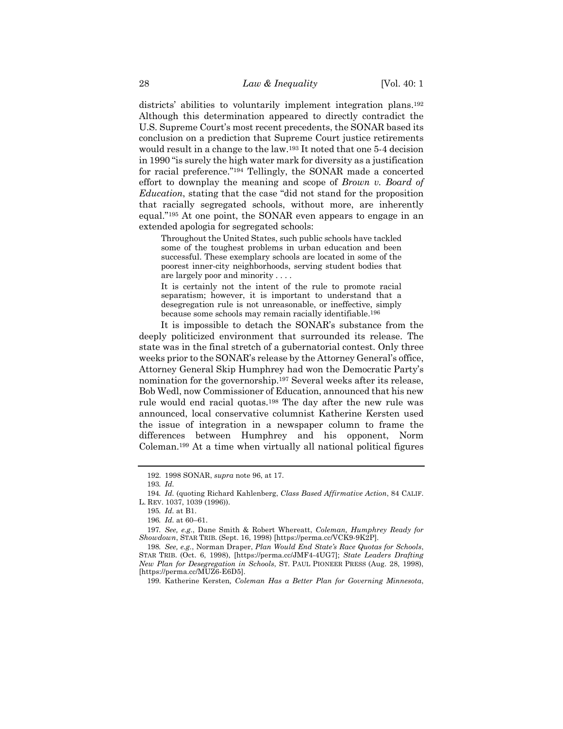districts' abilities to voluntarily implement integration plans.[192] Although this determination appeared to directly contradict the U.S. Supreme Court's most recent precedents, the SONAR based its conclusion on a prediction that Supreme Court justice retirements would result in a change to the law.[193] It noted that one 5-4 decision in 1990 "is surely the high water mark for diversity as a justification for racial preference."[194] Tellingly, the SONAR made a concerted effort to downplay the meaning and scope of *Brown v. Board of Education*, stating that the case "did not stand for the proposition that racially segregated schools, without more, are inherently equal."[195] At one point, the SONAR even appears to engage in an extended apologia for segregated schools:

> Throughout the United States, such public schools have tackled some of the toughest problems in urban education and been successful. These exemplary schools are located in some of the poorest inner-city neighborhoods, serving student bodies that are largely poor and minority . . . .
>
> It is certainly not the intent of the rule to promote racial separatism; however, it is important to understand that a desegregation rule is not unreasonable, or ineffective, simply because some schools may remain racially identifiable.[196]

It is impossible to detach the SONAR's substance from the deeply politicized environment that surrounded its release. The state was in the final stretch of a gubernatorial contest. Only three weeks prior to the SONAR's release by the Attorney General's office, Attorney General Skip Humphrey had won the Democratic Party's nomination for the governorship.[197] Several weeks after its release, Bob Wedl, now Commissioner of Education, announced that his new rule would end racial quotas.[198] The day after the new rule was announced, local conservative columnist Katherine Kersten used the issue of integration in a newspaper column to frame the differences between Humphrey and his opponent, Norm Coleman.[199] At a time when virtually all national political figures

---

192. 1998 SONAR, *supra* note 96, at 17.

193. *Id.*

194. *Id.* (quoting Richard Kahlenberg, *Class Based Affirmative Action*, 84 CALIF. L. REV. 1037, 1039 (1996)).

195. *Id.* at B1.

196. *Id.* at 60–61.

197. *See, e.g.*, Dane Smith & Robert Whereatt, *Coleman, Humphrey Ready for Showdown*, STAR TRIB. (Sept. 16, 1998) [https://perma.cc/VCK9-9K2P].

198. *See, e.g.*, Norman Draper, *Plan Would End State's Race Quotas for Schools*, STAR TRIB. (Oct. 6, 1998), [https://perma.cc/JMF4-4UG7]; *State Leaders Drafting New Plan for Desegregation in Schools*, ST. PAUL PIONEER PRESS (Aug. 28, 1998), [https://perma.cc/MUZ6-E6D5].

199. Katherine Kersten*, Coleman Has a Better Plan for Governing Minnesota*,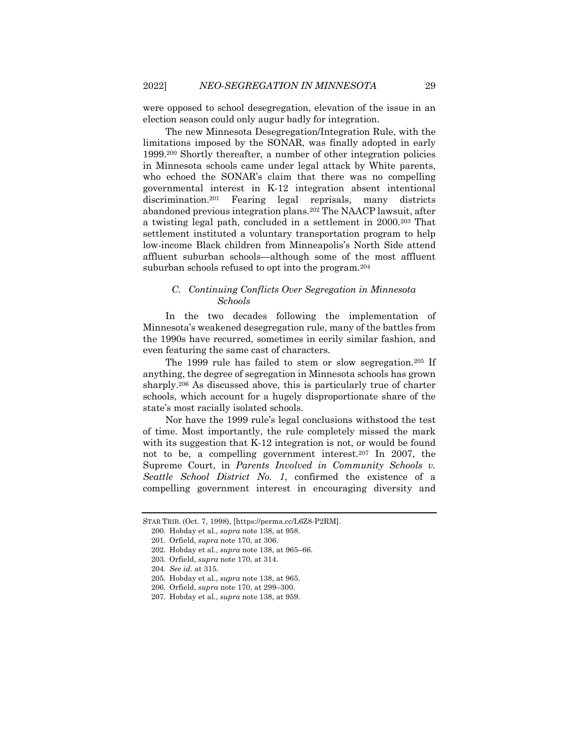were opposed to school desegregation, elevation of the issue in an election season could only augur badly for integration.

The new Minnesota Desegregation/Integration Rule, with the limitations imposed by the SONAR, was finally adopted in early 1999.[200] Shortly thereafter, a number of other integration policies in Minnesota schools came under legal attack by White parents, who echoed the SONAR's claim that there was no compelling governmental interest in K-12 integration absent intentional discrimination.[201] Fearing legal reprisals, many districts abandoned previous integration plans.[202] The NAACP lawsuit, after a twisting legal path, concluded in a settlement in 2000.[203] That settlement instituted a voluntary transportation program to help low-income Black children from Minneapolis's North Side attend affluent suburban schools—although some of the most affluent suburban schools refused to opt into the program.[204]

### C. *Continuing Conflicts Over Segregation in Minnesota Schools*

In the two decades following the implementation of Minnesota's weakened desegregation rule, many of the battles from the 1990s have recurred, sometimes in eerily similar fashion, and even featuring the same cast of characters.

The 1999 rule has failed to stem or slow segregation.[205] If anything, the degree of segregation in Minnesota schools has grown sharply.[206] As discussed above, this is particularly true of charter schools, which account for a hugely disproportionate share of the state's most racially isolated schools.

Nor have the 1999 rule's legal conclusions withstood the test of time. Most importantly, the rule completely missed the mark with its suggestion that K-12 integration is not, or would be found not to be, a compelling government interest.[207] In 2007, the Supreme Court, in *Parents Involved in Community Schools v. Seattle School District No. 1*, confirmed the existence of a compelling government interest in encouraging diversity and

---

STAR TRIB. (Oct. 7, 1998), [https://perma.cc/L6Z8-P2RM].

200. Hobday et al., *supra* note 138, at 958.

201. Orfield, *supra* note 170, at 306.

202. Hobday et al., *supra* note 138, at 965–66.

203. Orfield, *supra* note 170, at 314.

204. *See id.* at 315.

205. Hobday et al., *supra* note 138, at 965.

206. Orfield, *supra* note 170, at 299–300.

207. Hobday et al., *supra* note 138, at 959.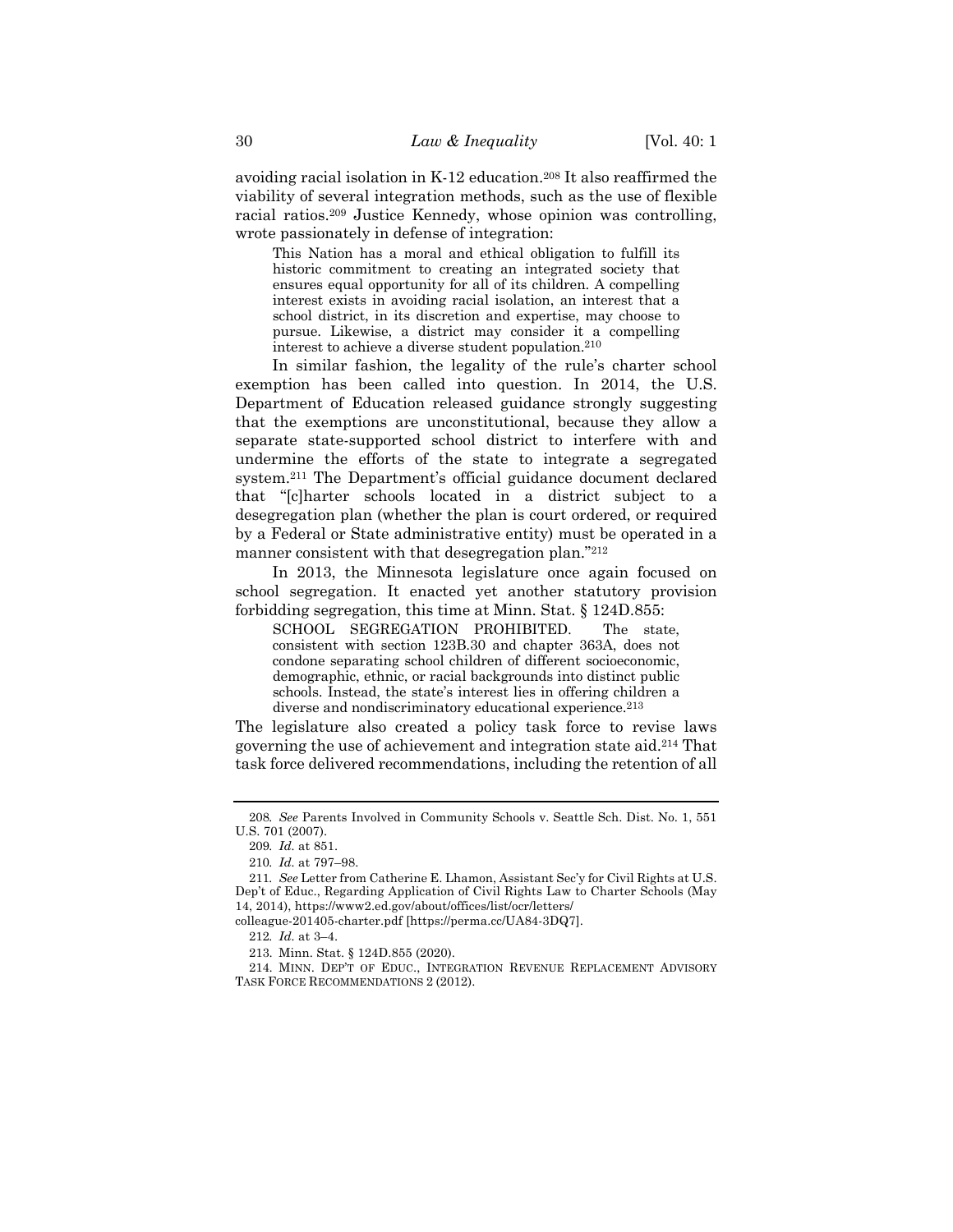avoiding racial isolation in K-12 education.[208] It also reaffirmed the viability of several integration methods, such as the use of flexible racial ratios.[209] Justice Kennedy, whose opinion was controlling, wrote passionately in defense of integration:

> This Nation has a moral and ethical obligation to fulfill its historic commitment to creating an integrated society that ensures equal opportunity for all of its children. A compelling interest exists in avoiding racial isolation, an interest that a school district, in its discretion and expertise, may choose to pursue. Likewise, a district may consider it a compelling interest to achieve a diverse student population.[210]

In similar fashion, the legality of the rule's charter school exemption has been called into question. In 2014, the U.S. Department of Education released guidance strongly suggesting that the exemptions are unconstitutional, because they allow a separate state-supported school district to interfere with and undermine the efforts of the state to integrate a segregated system.[211] The Department's official guidance document declared that "[c]harter schools located in a district subject to a desegregation plan (whether the plan is court ordered, or required by a Federal or State administrative entity) must be operated in a manner consistent with that desegregation plan."[212]

In 2013, the Minnesota legislature once again focused on school segregation. It enacted yet another statutory provision forbidding segregation, this time at Minn. Stat. § 124D.855:

> SCHOOL SEGREGATION PROHIBITED. The state, consistent with section 123B.30 and chapter 363A, does not condone separating school children of different socioeconomic, demographic, ethnic, or racial backgrounds into distinct public schools. Instead, the state's interest lies in offering children a diverse and nondiscriminatory educational experience.[213]

The legislature also created a policy task force to revise laws governing the use of achievement and integration state aid.[214] That task force delivered recommendations, including the retention of all

---

208. *See* Parents Involved in Community Schools v. Seattle Sch. Dist. No. 1, 551 U.S. 701 (2007).

209. *Id.* at 851.

210. *Id.* at 797–98.

211. *See* Letter from Catherine E. Lhamon, Assistant Sec'y for Civil Rights at U.S. Dep't of Educ., Regarding Application of Civil Rights Law to Charter Schools (May 14, 2014), https://www2.ed.gov/about/offices/list/ocr/letters/colleague-201405-charter.pdf [https://perma.cc/UA84-3DQ7].

212. *Id.* at 3–4.

213. Minn. Stat. § 124D.855 (2020).

214. MINN. DEP'T OF EDUC., INTEGRATION REVENUE REPLACEMENT ADVISORY TASK FORCE RECOMMENDATIONS 2 (2012).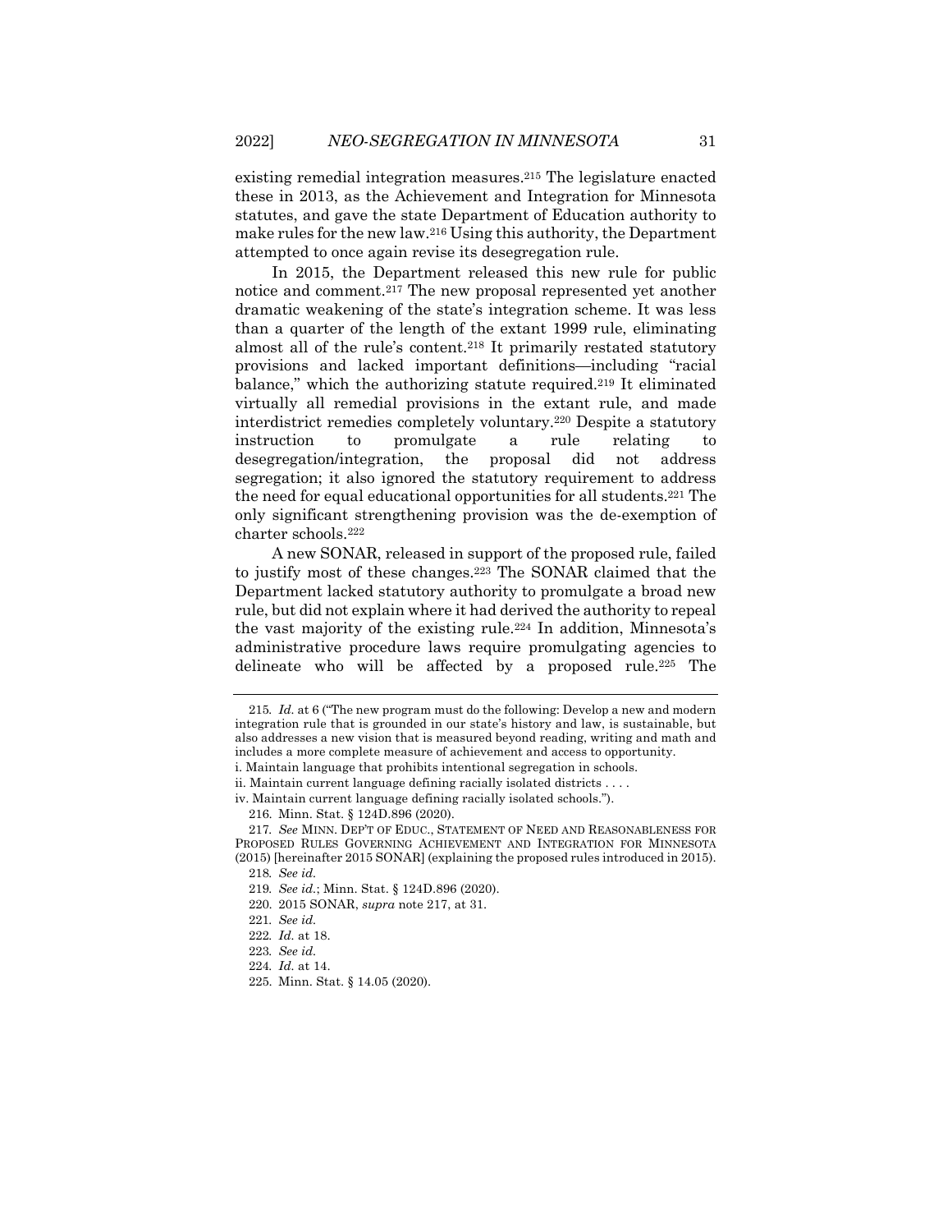existing remedial integration measures.[215] The legislature enacted these in 2013, as the Achievement and Integration for Minnesota statutes, and gave the state Department of Education authority to make rules for the new law.[216] Using this authority, the Department attempted to once again revise its desegregation rule.

In 2015, the Department released this new rule for public notice and comment.[217] The new proposal represented yet another dramatic weakening of the state's integration scheme. It was less than a quarter of the length of the extant 1999 rule, eliminating almost all of the rule's content.[218] It primarily restated statutory provisions and lacked important definitions—including "racial balance," which the authorizing statute required.[219] It eliminated virtually all remedial provisions in the extant rule, and made interdistrict remedies completely voluntary.[220] Despite a statutory instruction to promulgate a rule relating to desegregation/integration, the proposal did not address segregation; it also ignored the statutory requirement to address the need for equal educational opportunities for all students.[221] The only significant strengthening provision was the de-exemption of charter schools.[222]

A new SONAR, released in support of the proposed rule, failed to justify most of these changes.[223] The SONAR claimed that the Department lacked statutory authority to promulgate a broad new rule, but did not explain where it had derived the authority to repeal the vast majority of the existing rule.[224] In addition, Minnesota's administrative procedure laws require promulgating agencies to delineate who will be affected by a proposed rule.[225] The

---

215. *Id.* at 6 ("The new program must do the following: Develop a new and modern integration rule that is grounded in our state's history and law, is sustainable, but also addresses a new vision that is measured beyond reading, writing and math and includes a more complete measure of achievement and access to opportunity.

i. Maintain language that prohibits intentional segregation in schools.

ii. Maintain current language defining racially isolated districts . . . .

iv. Maintain current language defining racially isolated schools.").

216. Minn. Stat. § 124D.896 (2020).

217. *See* MINN. DEP'T OF EDUC., STATEMENT OF NEED AND REASONABLENESS FOR PROPOSED RULES GOVERNING ACHIEVEMENT AND INTEGRATION FOR MINNESOTA (2015) [hereinafter 2015 SONAR] (explaining the proposed rules introduced in 2015).

218. *See id.*

219. *See id.*; Minn. Stat. § 124D.896 (2020).

220. 2015 SONAR, *supra* note 217, at 31.

221. *See id.*

222. *Id.* at 18.

223. *See id.*

224. *Id.* at 14.

225. Minn. Stat. § 14.05 (2020).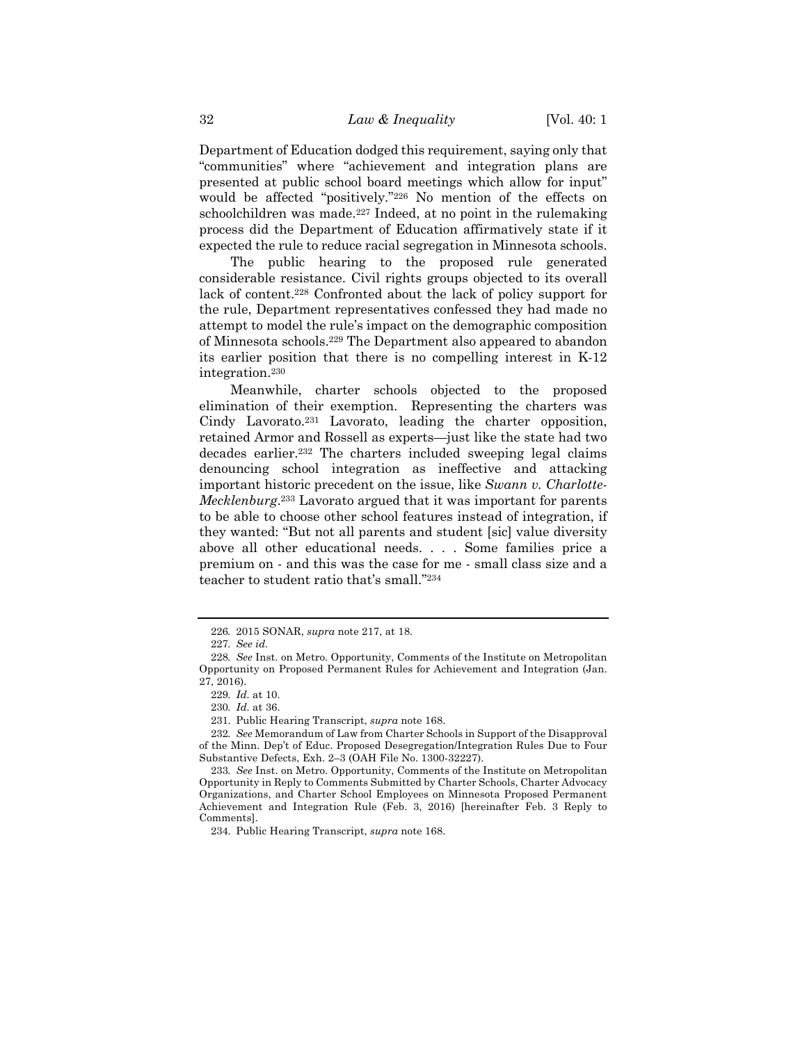Department of Education dodged this requirement, saying only that "communities" where "achievement and integration plans are presented at public school board meetings which allow for input" would be affected "positively."[226] No mention of the effects on schoolchildren was made.[227] Indeed, at no point in the rulemaking process did the Department of Education affirmatively state if it expected the rule to reduce racial segregation in Minnesota schools.

The public hearing to the proposed rule generated considerable resistance. Civil rights groups objected to its overall lack of content.[228] Confronted about the lack of policy support for the rule, Department representatives confessed they had made no attempt to model the rule's impact on the demographic composition of Minnesota schools.[229] The Department also appeared to abandon its earlier position that there is no compelling interest in K-12 integration.[230]

Meanwhile, charter schools objected to the proposed elimination of their exemption. Representing the charters was Cindy Lavorato.[231] Lavorato, leading the charter opposition, retained Armor and Rossell as experts—just like the state had two decades earlier.[232] The charters included sweeping legal claims denouncing school integration as ineffective and attacking important historic precedent on the issue, like *Swann v. Charlotte-Mecklenburg*.[233] Lavorato argued that it was important for parents to be able to choose other school features instead of integration, if they wanted: "But not all parents and student [sic] value diversity above all other educational needs. . . . Some families price a premium on - and this was the case for me - small class size and a teacher to student ratio that's small."[234]

---

226. 2015 SONAR, *supra* note 217, at 18.

227. *See id.*

228. *See* Inst. on Metro. Opportunity, Comments of the Institute on Metropolitan Opportunity on Proposed Permanent Rules for Achievement and Integration (Jan. 27, 2016).

229. *Id.* at 10.

230. *Id.* at 36.

231. Public Hearing Transcript, *supra* note 168.

232. *See* Memorandum of Law from Charter Schools in Support of the Disapproval of the Minn. Dep't of Educ. Proposed Desegregation/Integration Rules Due to Four Substantive Defects, Exh. 2–3 (OAH File No. 1300-32227).

233. *See* Inst. on Metro. Opportunity, Comments of the Institute on Metropolitan Opportunity in Reply to Comments Submitted by Charter Schools, Charter Advocacy Organizations, and Charter School Employees on Minnesota Proposed Permanent Achievement and Integration Rule (Feb. 3, 2016) [hereinafter Feb. 3 Reply to Comments].

234. Public Hearing Transcript, *supra* note 168.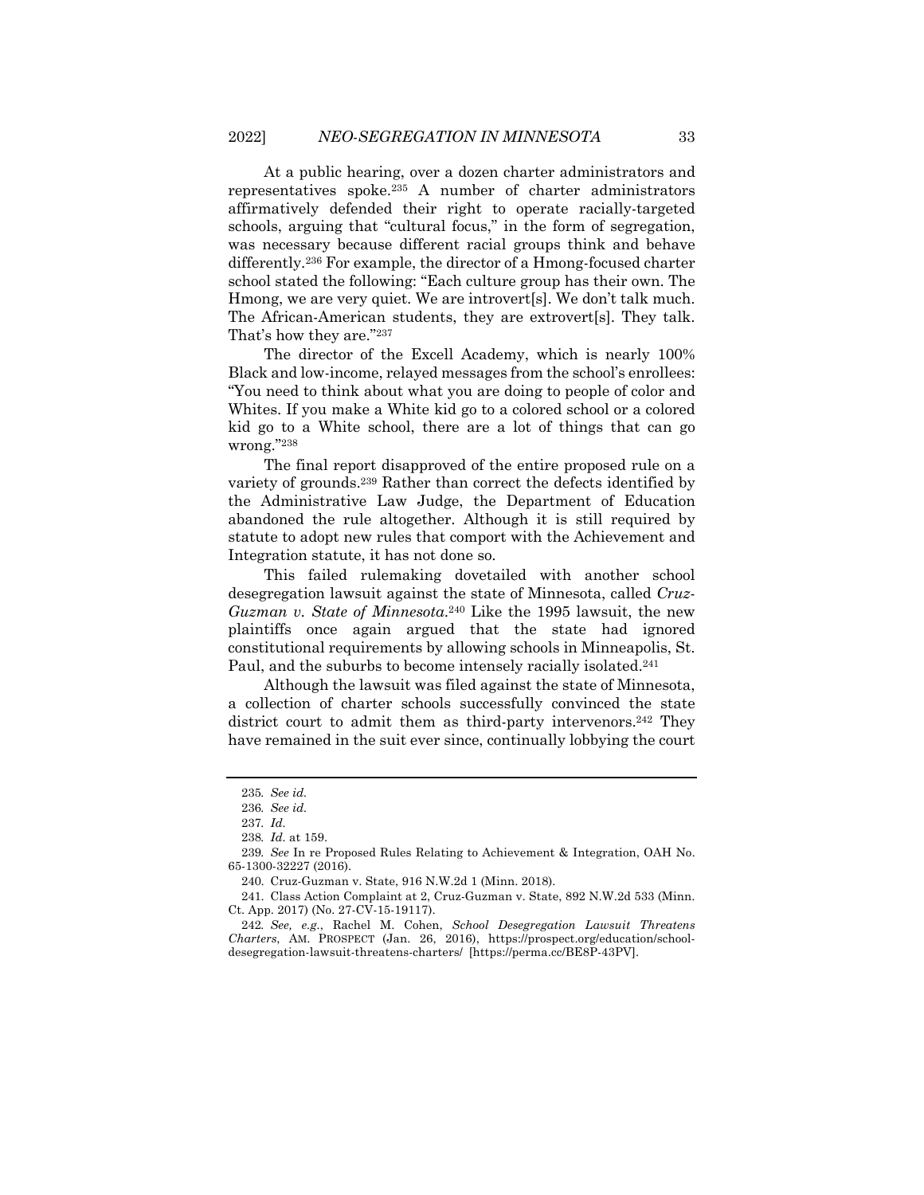At a public hearing, over a dozen charter administrators and representatives spoke.[235] A number of charter administrators affirmatively defended their right to operate racially-targeted schools, arguing that "cultural focus," in the form of segregation, was necessary because different racial groups think and behave differently.[236] For example, the director of a Hmong-focused charter school stated the following: "Each culture group has their own. The Hmong, we are very quiet. We are introvert[s]. We don't talk much. The African-American students, they are extrovert[s]. They talk. That's how they are."[237]

The director of the Excell Academy, which is nearly 100% Black and low-income, relayed messages from the school's enrollees: "You need to think about what you are doing to people of color and Whites. If you make a White kid go to a colored school or a colored kid go to a White school, there are a lot of things that can go wrong."[238]

The final report disapproved of the entire proposed rule on a variety of grounds.[239] Rather than correct the defects identified by the Administrative Law Judge, the Department of Education abandoned the rule altogether. Although it is still required by statute to adopt new rules that comport with the Achievement and Integration statute, it has not done so.

This failed rulemaking dovetailed with another school desegregation lawsuit against the state of Minnesota, called *Cruz-Guzman v. State of Minnesota*.[240] Like the 1995 lawsuit, the new plaintiffs once again argued that the state had ignored constitutional requirements by allowing schools in Minneapolis, St. Paul, and the suburbs to become intensely racially isolated.[241]

Although the lawsuit was filed against the state of Minnesota, a collection of charter schools successfully convinced the state district court to admit them as third-party intervenors.[242] They have remained in the suit ever since, continually lobbying the court

---

235. *See id.*

236. *See id.*

237. *Id.*

238. *Id.* at 159.

239. *See* In re Proposed Rules Relating to Achievement & Integration, OAH No. 65-1300-32227 (2016).

240. Cruz-Guzman v. State, 916 N.W.2d 1 (Minn. 2018).

241. Class Action Complaint at 2, Cruz-Guzman v. State, 892 N.W.2d 533 (Minn. Ct. App. 2017) (No. 27-CV-15-19117).

242. *See, e.g.*, Rachel M. Cohen, *School Desegregation Lawsuit Threatens Charters*, AM. PROSPECT (Jan. 26, 2016), https://prospect.org/education/school-desegregation-lawsuit-threatens-charters/ [https://perma.cc/BE8P-43PV].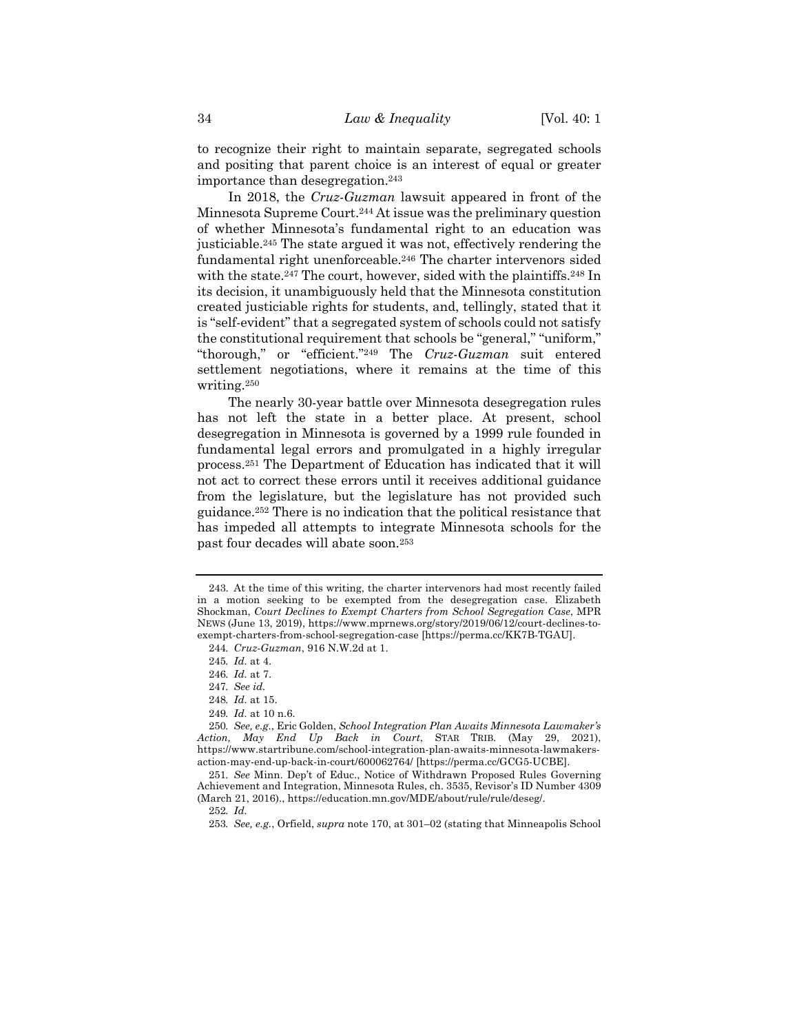to recognize their right to maintain separate, segregated schools and positing that parent choice is an interest of equal or greater importance than desegregation.[243]

In 2018, the *Cruz-Guzman* lawsuit appeared in front of the Minnesota Supreme Court.[244] At issue was the preliminary question of whether Minnesota's fundamental right to an education was justiciable.[245] The state argued it was not, effectively rendering the fundamental right unenforceable.[246] The charter intervenors sided with the state.[247] The court, however, sided with the plaintiffs.[248] In its decision, it unambiguously held that the Minnesota constitution created justiciable rights for students, and, tellingly, stated that it is "self-evident" that a segregated system of schools could not satisfy the constitutional requirement that schools be "general," "uniform," "thorough," or "efficient."[249] The *Cruz-Guzman* suit entered settlement negotiations, where it remains at the time of this writing.[250]

The nearly 30-year battle over Minnesota desegregation rules has not left the state in a better place. At present, school desegregation in Minnesota is governed by a 1999 rule founded in fundamental legal errors and promulgated in a highly irregular process.[251] The Department of Education has indicated that it will not act to correct these errors until it receives additional guidance from the legislature, but the legislature has not provided such guidance.[252] There is no indication that the political resistance that has impeded all attempts to integrate Minnesota schools for the past four decades will abate soon.[253]

---

243. At the time of this writing, the charter intervenors had most recently failed in a motion seeking to be exempted from the desegregation case. Elizabeth Shockman, *Court Declines to Exempt Charters from School Segregation Case*, MPR NEWS (June 13, 2019), https://www.mprnews.org/story/2019/06/12/court-declines-to-exempt-charters-from-school-segregation-case [https://perma.cc/KK7B-TGAU].

244. *Cruz-Guzman*, 916 N.W.2d at 1.

245. *Id.* at 4.

246. *Id.* at 7.

247. *See id.*

248. *Id.* at 15.

249. *Id.* at 10 n.6.

250. *See, e.g.*, Eric Golden, *School Integration Plan Awaits Minnesota Lawmaker's Action, May End Up Back in Court*, STAR TRIB. (May 29, 2021), https://www.startribune.com/school-integration-plan-awaits-minnesota-lawmakers-action-may-end-up-back-in-court/600062764/ [https://perma.cc/GCG5-UCBE].

251. *See* Minn. Dep't of Educ., Notice of Withdrawn Proposed Rules Governing Achievement and Integration, Minnesota Rules, ch. 3535, Revisor's ID Number 4309 (March 21, 2016)., https://education.mn.gov/MDE/about/rule/rule/deseg/.

252. *Id.*

253. *See, e.g.*, Orfield, *supra* note 170, at 301–02 (stating that Minneapolis School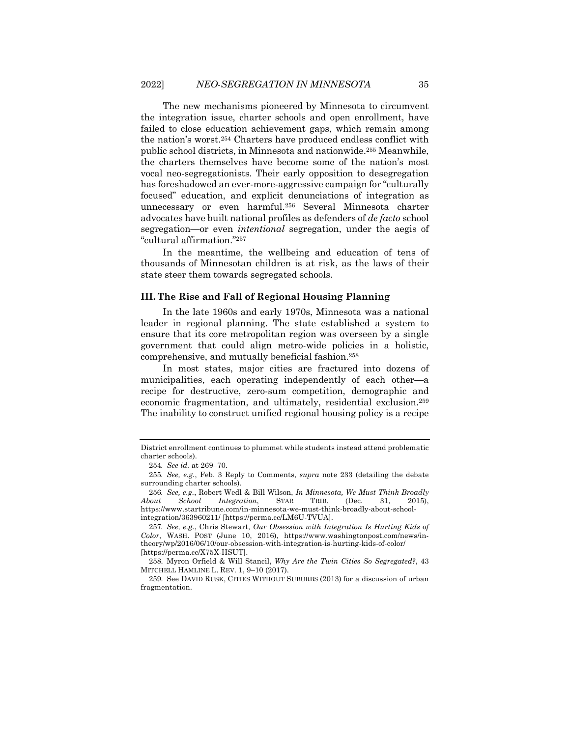The new mechanisms pioneered by Minnesota to circumvent the integration issue, charter schools and open enrollment, have failed to close education achievement gaps, which remain among the nation's worst.[254] Charters have produced endless conflict with public school districts, in Minnesota and nationwide.[255] Meanwhile, the charters themselves have become some of the nation's most vocal neo-segregationists. Their early opposition to desegregation has foreshadowed an ever-more-aggressive campaign for "culturally focused" education, and explicit denunciations of integration as unnecessary or even harmful.[256] Several Minnesota charter advocates have built national profiles as defenders of *de facto* school segregation—or even *intentional* segregation, under the aegis of "cultural affirmation."[257]

In the meantime, the wellbeing and education of tens of thousands of Minnesotan children is at risk, as the laws of their state steer them towards segregated schools.

## III. The Rise and Fall of Regional Housing Planning

In the late 1960s and early 1970s, Minnesota was a national leader in regional planning. The state established a system to ensure that its core metropolitan region was overseen by a single government that could align metro-wide policies in a holistic, comprehensive, and mutually beneficial fashion.[258]

In most states, major cities are fractured into dozens of municipalities, each operating independently of each other—a recipe for destructive, zero-sum competition, demographic and economic fragmentation, and ultimately, residential exclusion.[259] The inability to construct unified regional housing policy is a recipe

---

District enrollment continues to plummet while students instead attend problematic charter schools).

254. *See id.* at 269–70.

255. *See, e.g.*, Feb. 3 Reply to Comments, *supra* note 233 (detailing the debate surrounding charter schools).

256. *See, e.g.*, Robert Wedl & Bill Wilson, *In Minnesota, We Must Think Broadly About School Integration*, STAR TRIB. (Dec. 31, 2015), https://www.startribune.com/in-minnesota-we-must-think-broadly-about-school-integration/363960211/ [https://perma.cc/LM6U-TVUA].

257. *See, e.g.*, Chris Stewart, *Our Obsession with Integration Is Hurting Kids of Color*, WASH. POST (June 10, 2016), https://www.washingtonpost.com/news/in-theory/wp/2016/06/10/our-obsession-with-integration-is-hurting-kids-of-color/ [https://perma.cc/X75X-HSUT].

258. Myron Orfield & Will Stancil, *Why Are the Twin Cities So Segregated?*, 43 MITCHELL HAMLINE L. REV. 1, 9–10 (2017).

259. See DAVID RUSK, CITIES WITHOUT SUBURBS (2013) for a discussion of urban fragmentation.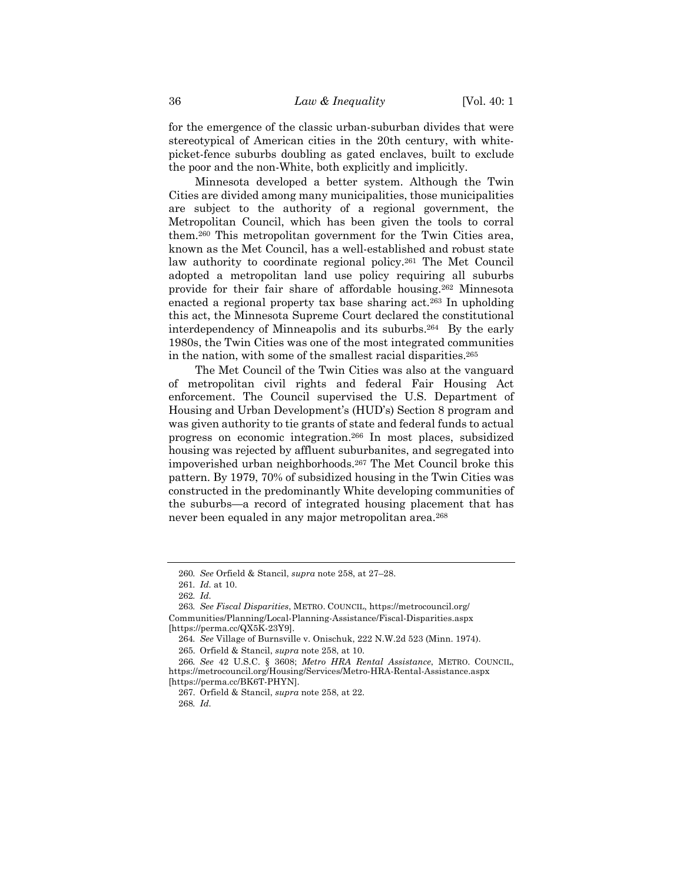for the emergence of the classic urban-suburban divides that were stereotypical of American cities in the 20th century, with white-picket-fence suburbs doubling as gated enclaves, built to exclude the poor and the non-White, both explicitly and implicitly.

Minnesota developed a better system. Although the Twin Cities are divided among many municipalities, those municipalities are subject to the authority of a regional government, the Metropolitan Council, which has been given the tools to corral them.[260] This metropolitan government for the Twin Cities area, known as the Met Council, has a well-established and robust state law authority to coordinate regional policy.[261] The Met Council adopted a metropolitan land use policy requiring all suburbs provide for their fair share of affordable housing.[262] Minnesota enacted a regional property tax base sharing act.[263] In upholding this act, the Minnesota Supreme Court declared the constitutional interdependency of Minneapolis and its suburbs.[264] By the early 1980s, the Twin Cities was one of the most integrated communities in the nation, with some of the smallest racial disparities.[265]

The Met Council of the Twin Cities was also at the vanguard of metropolitan civil rights and federal Fair Housing Act enforcement. The Council supervised the U.S. Department of Housing and Urban Development's (HUD's) Section 8 program and was given authority to tie grants of state and federal funds to actual progress on economic integration.[266] In most places, subsidized housing was rejected by affluent suburbanites, and segregated into impoverished urban neighborhoods.[267] The Met Council broke this pattern. By 1979, 70% of subsidized housing in the Twin Cities was constructed in the predominantly White developing communities of the suburbs—a record of integrated housing placement that has never been equaled in any major metropolitan area.[268]

---

260. *See* Orfield & Stancil, *supra* note 258, at 27–28.

261. *Id.* at 10.

262. *Id.*

263. *See Fiscal Disparities*, METRO. COUNCIL, https://metrocouncil.org/Communities/Planning/Local-Planning-Assistance/Fiscal-Disparities.aspx [https://perma.cc/QX5K-23Y9].

264. *See* Village of Burnsville v. Onischuk, 222 N.W.2d 523 (Minn. 1974).

265. Orfield & Stancil, *supra* note 258, at 10.

266. *See* 42 U.S.C. § 3608; *Metro HRA Rental Assistance*, METRO. COUNCIL, https://metrocouncil.org/Housing/Services/Metro-HRA-Rental-Assistance.aspx [https://perma.cc/BK6T-PHYN].

267. Orfield & Stancil, *supra* note 258, at 22.

268. *Id.*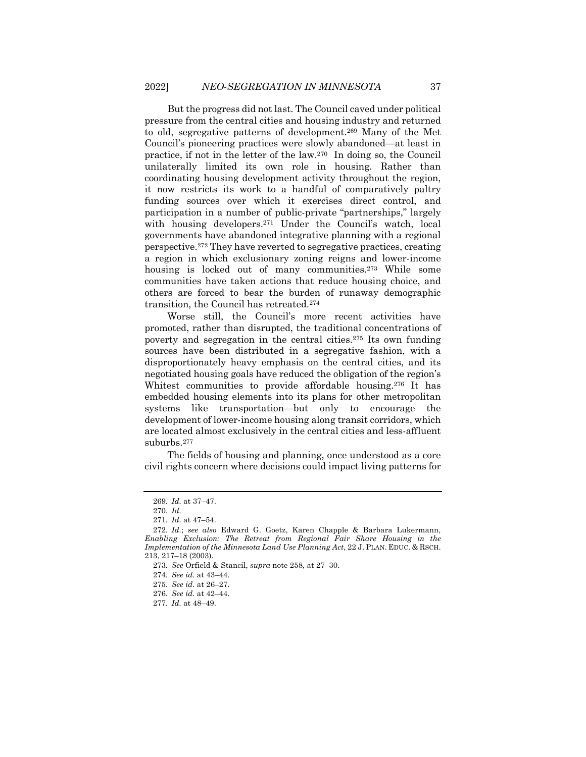But the progress did not last. The Council caved under political pressure from the central cities and housing industry and returned to old, segregative patterns of development.[269] Many of the Met Council's pioneering practices were slowly abandoned—at least in practice, if not in the letter of the law.[270] In doing so, the Council unilaterally limited its own role in housing. Rather than coordinating housing development activity throughout the region, it now restricts its work to a handful of comparatively paltry funding sources over which it exercises direct control, and participation in a number of public-private "partnerships," largely with housing developers.[271] Under the Council's watch, local governments have abandoned integrative planning with a regional perspective.[272] They have reverted to segregative practices, creating a region in which exclusionary zoning reigns and lower-income housing is locked out of many communities.[273] While some communities have taken actions that reduce housing choice, and others are forced to bear the burden of runaway demographic transition, the Council has retreated.[274]

Worse still, the Council's more recent activities have promoted, rather than disrupted, the traditional concentrations of poverty and segregation in the central cities.[275] Its own funding sources have been distributed in a segregative fashion, with a disproportionately heavy emphasis on the central cities, and its negotiated housing goals have reduced the obligation of the region's Whitest communities to provide affordable housing.[276] It has embedded housing elements into its plans for other metropolitan systems like transportation—but only to encourage the development of lower-income housing along transit corridors, which are located almost exclusively in the central cities and less-affluent suburbs.[277]

The fields of housing and planning, once understood as a core civil rights concern where decisions could impact living patterns for

---

269. *Id.* at 37–47.

270. *Id.*

271. *Id.* at 47–54.

272. *Id.*; *see also* Edward G. Goetz, Karen Chapple & Barbara Lukermann, *Enabling Exclusion: The Retreat from Regional Fair Share Housing in the Implementation of the Minnesota Land Use Planning Act*, 22 J. PLAN. EDUC. & RSCH. 213, 217–18 (2003).

273. *See* Orfield & Stancil, *supra* note 258, at 27–30.

274. *See id.* at 43–44.

275. *See id.* at 26–27.

276. *See id.* at 42–44.

277. *Id.* at 48–49.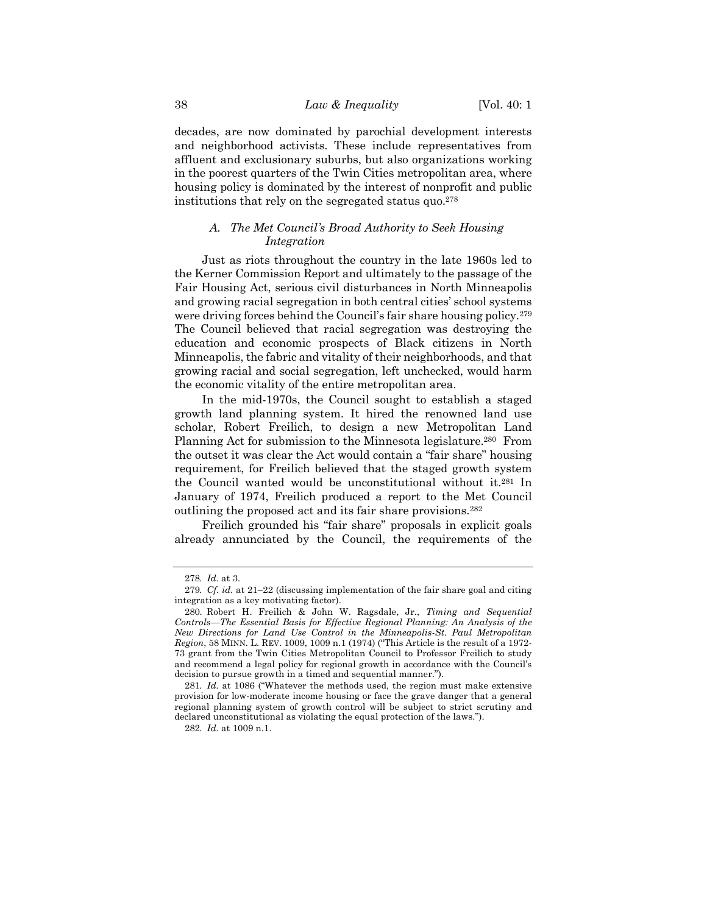decades, are now dominated by parochial development interests and neighborhood activists. These include representatives from affluent and exclusionary suburbs, but also organizations working in the poorest quarters of the Twin Cities metropolitan area, where housing policy is dominated by the interest of nonprofit and public institutions that rely on the segregated status quo.[278]

### *A. The Met Council's Broad Authority to Seek Housing Integration*

Just as riots throughout the country in the late 1960s led to the Kerner Commission Report and ultimately to the passage of the Fair Housing Act, serious civil disturbances in North Minneapolis and growing racial segregation in both central cities' school systems were driving forces behind the Council's fair share housing policy.[279] The Council believed that racial segregation was destroying the education and economic prospects of Black citizens in North Minneapolis, the fabric and vitality of their neighborhoods, and that growing racial and social segregation, left unchecked, would harm the economic vitality of the entire metropolitan area.

In the mid-1970s, the Council sought to establish a staged growth land planning system. It hired the renowned land use scholar, Robert Freilich, to design a new Metropolitan Land Planning Act for submission to the Minnesota legislature.[280] From the outset it was clear the Act would contain a "fair share" housing requirement, for Freilich believed that the staged growth system the Council wanted would be unconstitutional without it.[281] In January of 1974, Freilich produced a report to the Met Council outlining the proposed act and its fair share provisions.[282]

Freilich grounded his "fair share" proposals in explicit goals already annunciated by the Council, the requirements of the

---

278. *Id.* at 3.

279. *Cf. id.* at 21–22 (discussing implementation of the fair share goal and citing integration as a key motivating factor).

280. Robert H. Freilich & John W. Ragsdale, Jr., *Timing and Sequential Controls—The Essential Basis for Effective Regional Planning: An Analysis of the New Directions for Land Use Control in the Minneapolis-St. Paul Metropolitan Region*, 58 MINN. L. REV. 1009, 1009 n.1 (1974) ("This Article is the result of a 1972-73 grant from the Twin Cities Metropolitan Council to Professor Freilich to study and recommend a legal policy for regional growth in accordance with the Council's decision to pursue growth in a timed and sequential manner.").

281. *Id.* at 1086 ("Whatever the methods used, the region must make extensive provision for low-moderate income housing or face the grave danger that a general regional planning system of growth control will be subject to strict scrutiny and declared unconstitutional as violating the equal protection of the laws.").

282. *Id.* at 1009 n.1.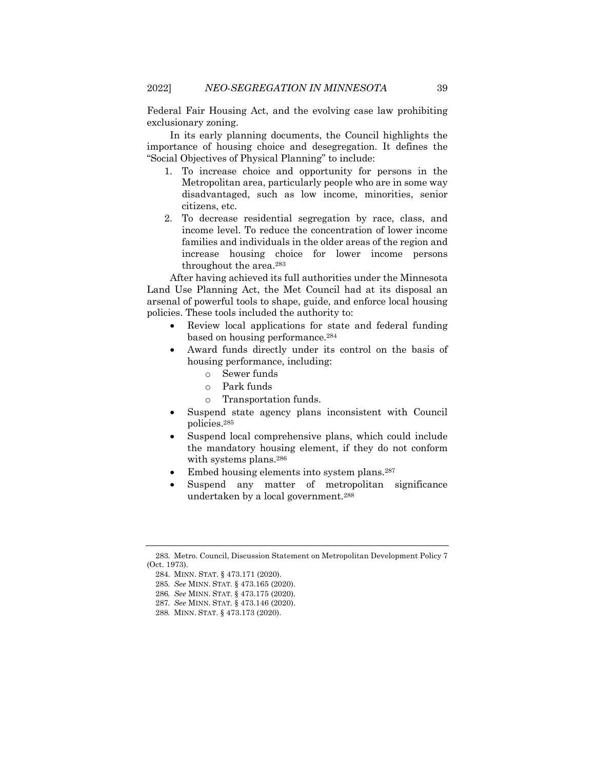Federal Fair Housing Act, and the evolving case law prohibiting exclusionary zoning.

In its early planning documents, the Council highlights the importance of housing choice and desegregation. It defines the "Social Objectives of Physical Planning" to include:

1. To increase choice and opportunity for persons in the Metropolitan area, particularly people who are in some way disadvantaged, such as low income, minorities, senior citizens, etc.
2. To decrease residential segregation by race, class, and income level. To reduce the concentration of lower income families and individuals in the older areas of the region and increase housing choice for lower income persons throughout the area.[283]

After having achieved its full authorities under the Minnesota Land Use Planning Act, the Met Council had at its disposal an arsenal of powerful tools to shape, guide, and enforce local housing policies. These tools included the authority to:

- Review local applications for state and federal funding based on housing performance.[284]
- Award funds directly under its control on the basis of housing performance, including:
  - Sewer funds
  - Park funds
  - Transportation funds.
- Suspend state agency plans inconsistent with Council policies.[285]
- Suspend local comprehensive plans, which could include the mandatory housing element, if they do not conform with systems plans.[286]
- Embed housing elements into system plans.[287]
- Suspend any matter of metropolitan significance undertaken by a local government.[288]

---

283. Metro. Council, Discussion Statement on Metropolitan Development Policy 7 (Oct. 1973).

284. MINN. STAT. § 473.171 (2020).

285. *See* MINN. STAT. § 473.165 (2020).

286. *See* MINN. STAT. § 473.175 (2020).

287. *See* MINN. STAT. § 473.146 (2020).

288. MINN. STAT. § 473.173 (2020).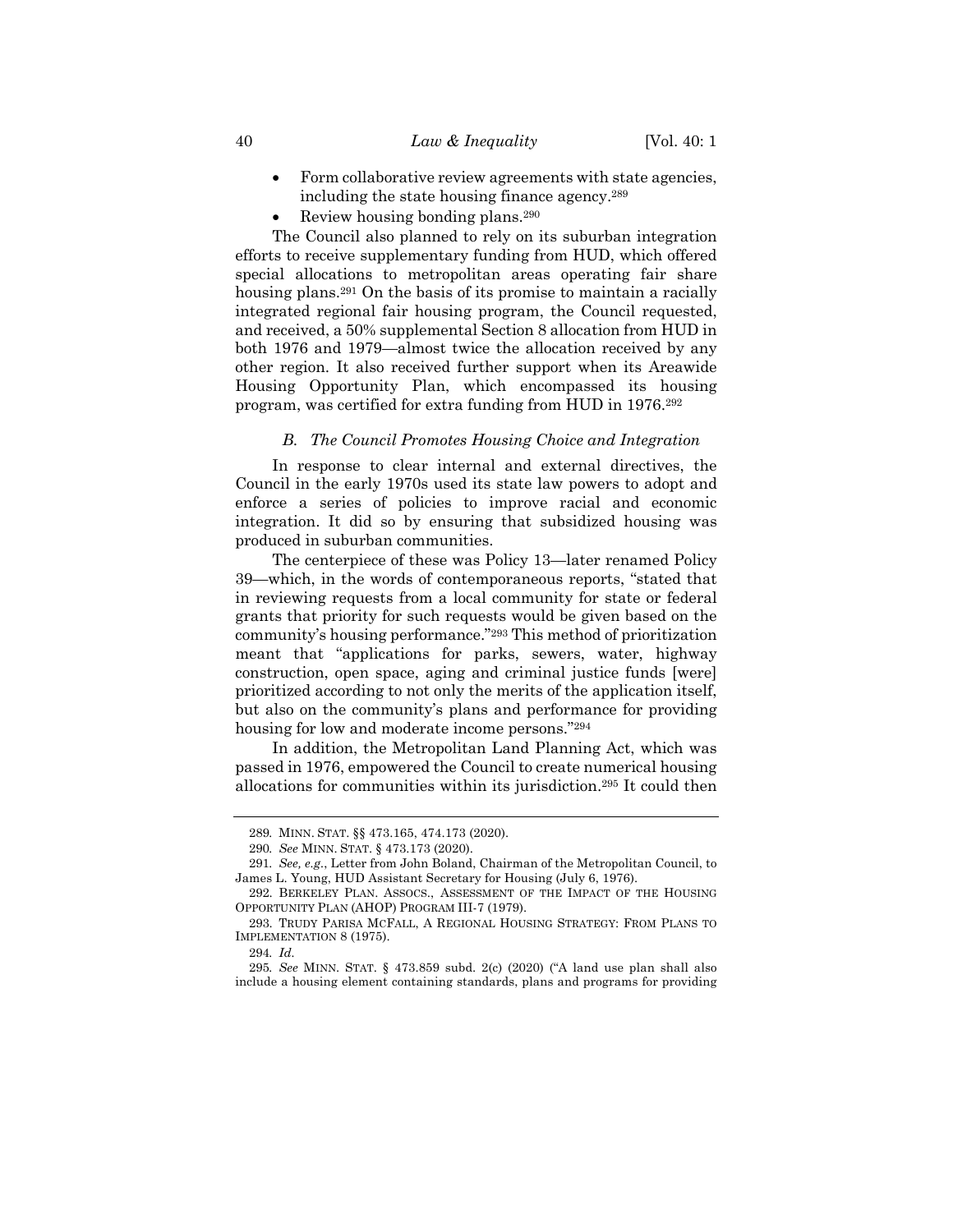- Form collaborative review agreements with state agencies, including the state housing finance agency.[289]
- Review housing bonding plans.[290]

The Council also planned to rely on its suburban integration efforts to receive supplementary funding from HUD, which offered special allocations to metropolitan areas operating fair share housing plans.[291] On the basis of its promise to maintain a racially integrated regional fair housing program, the Council requested, and received, a 50% supplemental Section 8 allocation from HUD in both 1976 and 1979—almost twice the allocation received by any other region. It also received further support when its Areawide Housing Opportunity Plan, which encompassed its housing program, was certified for extra funding from HUD in 1976.[292]

### *B. The Council Promotes Housing Choice and Integration*

In response to clear internal and external directives, the Council in the early 1970s used its state law powers to adopt and enforce a series of policies to improve racial and economic integration. It did so by ensuring that subsidized housing was produced in suburban communities.

The centerpiece of these was Policy 13—later renamed Policy 39—which, in the words of contemporaneous reports, "stated that in reviewing requests from a local community for state or federal grants that priority for such requests would be given based on the community's housing performance."[293] This method of prioritization meant that "applications for parks, sewers, water, highway construction, open space, aging and criminal justice funds [were] prioritized according to not only the merits of the application itself, but also on the community's plans and performance for providing housing for low and moderate income persons."[294]

In addition, the Metropolitan Land Planning Act, which was passed in 1976, empowered the Council to create numerical housing allocations for communities within its jurisdiction.[295] It could then

---

289. MINN. STAT. §§ 473.165, 474.173 (2020).

290. *See* MINN. STAT. § 473.173 (2020).

291. *See, e.g.*, Letter from John Boland, Chairman of the Metropolitan Council, to James L. Young, HUD Assistant Secretary for Housing (July 6, 1976).

292. BERKELEY PLAN. ASSOCS., ASSESSMENT OF THE IMPACT OF THE HOUSING OPPORTUNITY PLAN (AHOP) PROGRAM III-7 (1979).

293. TRUDY PARISA MCFALL, A REGIONAL HOUSING STRATEGY: FROM PLANS TO IMPLEMENTATION 8 (1975).

294. *Id.*

295. *See* MINN. STAT. § 473.859 subd. 2(c) (2020) ("A land use plan shall also include a housing element containing standards, plans and programs for providing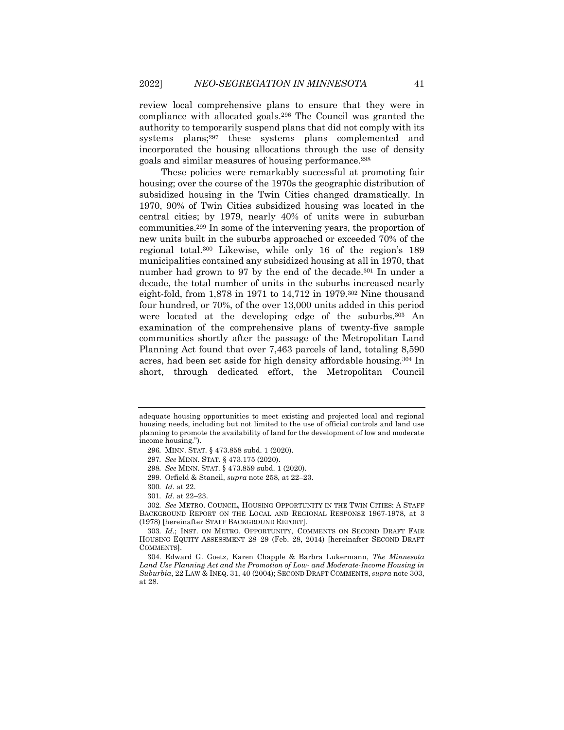review local comprehensive plans to ensure that they were in compliance with allocated goals.[296] The Council was granted the authority to temporarily suspend plans that did not comply with its systems plans;[297] these systems plans complemented and incorporated the housing allocations through the use of density goals and similar measures of housing performance.[298]

These policies were remarkably successful at promoting fair housing; over the course of the 1970s the geographic distribution of subsidized housing in the Twin Cities changed dramatically. In 1970, 90% of Twin Cities subsidized housing was located in the central cities; by 1979, nearly 40% of units were in suburban communities.[299] In some of the intervening years, the proportion of new units built in the suburbs approached or exceeded 70% of the regional total.[300] Likewise, while only 16 of the region's 189 municipalities contained any subsidized housing at all in 1970, that number had grown to 97 by the end of the decade.[301] In under a decade, the total number of units in the suburbs increased nearly eight-fold, from 1,878 in 1971 to 14,712 in 1979.[302] Nine thousand four hundred, or 70%, of the over 13,000 units added in this period were located at the developing edge of the suburbs.[303] An examination of the comprehensive plans of twenty-five sample communities shortly after the passage of the Metropolitan Land Planning Act found that over 7,463 parcels of land, totaling 8,590 acres, had been set aside for high density affordable housing.[304] In short, through dedicated effort, the Metropolitan Council

---

adequate housing opportunities to meet existing and projected local and regional housing needs, including but not limited to the use of official controls and land use planning to promote the availability of land for the development of low and moderate income housing.").

296. MINN. STAT. § 473.858 subd. 1 (2020).

297. *See* MINN. STAT. § 473.175 (2020).

298. *See* MINN. STAT. § 473.859 subd. 1 (2020).

299. Orfield & Stancil, *supra* note 258, at 22–23.

300. *Id.* at 22.

301. *Id.* at 22–23.

302. *See* METRO. COUNCIL, HOUSING OPPORTUNITY IN THE TWIN CITIES: A STAFF BACKGROUND REPORT ON THE LOCAL AND REGIONAL RESPONSE 1967-1978, at 3 (1978) [hereinafter STAFF BACKGROUND REPORT].

303. *Id.*; INST. ON METRO. OPPORTUNITY, COMMENTS ON SECOND DRAFT FAIR HOUSING EQUITY ASSESSMENT 28–29 (Feb. 28, 2014) [hereinafter SECOND DRAFT COMMENTS].

304. Edward G. Goetz, Karen Chapple & Barbra Lukermann, *The Minnesota Land Use Planning Act and the Promotion of Low- and Moderate-Income Housing in Suburbia*, 22 LAW & INEQ. 31, 40 (2004); SECOND DRAFT COMMENTS, *supra* note 303, at 28.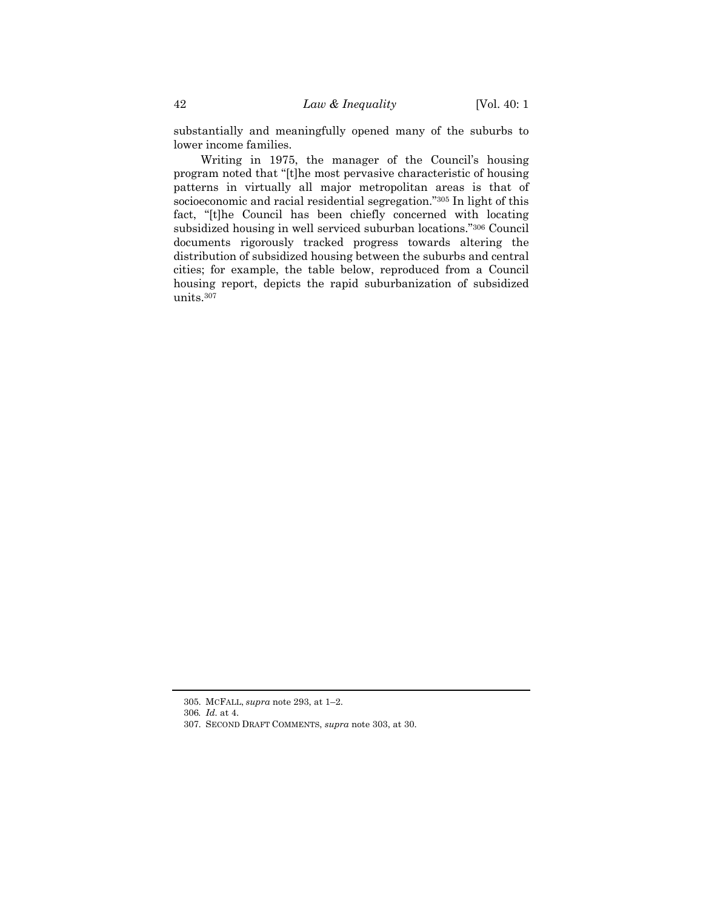substantially and meaningfully opened many of the suburbs to lower income families.

Writing in 1975, the manager of the Council's housing program noted that "[t]he most pervasive characteristic of housing patterns in virtually all major metropolitan areas is that of socioeconomic and racial residential segregation."[305] In light of this fact, "[t]he Council has been chiefly concerned with locating subsidized housing in well serviced suburban locations."[306] Council documents rigorously tracked progress towards altering the distribution of subsidized housing between the suburbs and central cities; for example, the table below, reproduced from a Council housing report, depicts the rapid suburbanization of subsidized units.[307]

---

305. MCFALL, *supra* note 293, at 1–2.

306. *Id.* at 4.

307. SECOND DRAFT COMMENTS, *supra* note 303, at 30.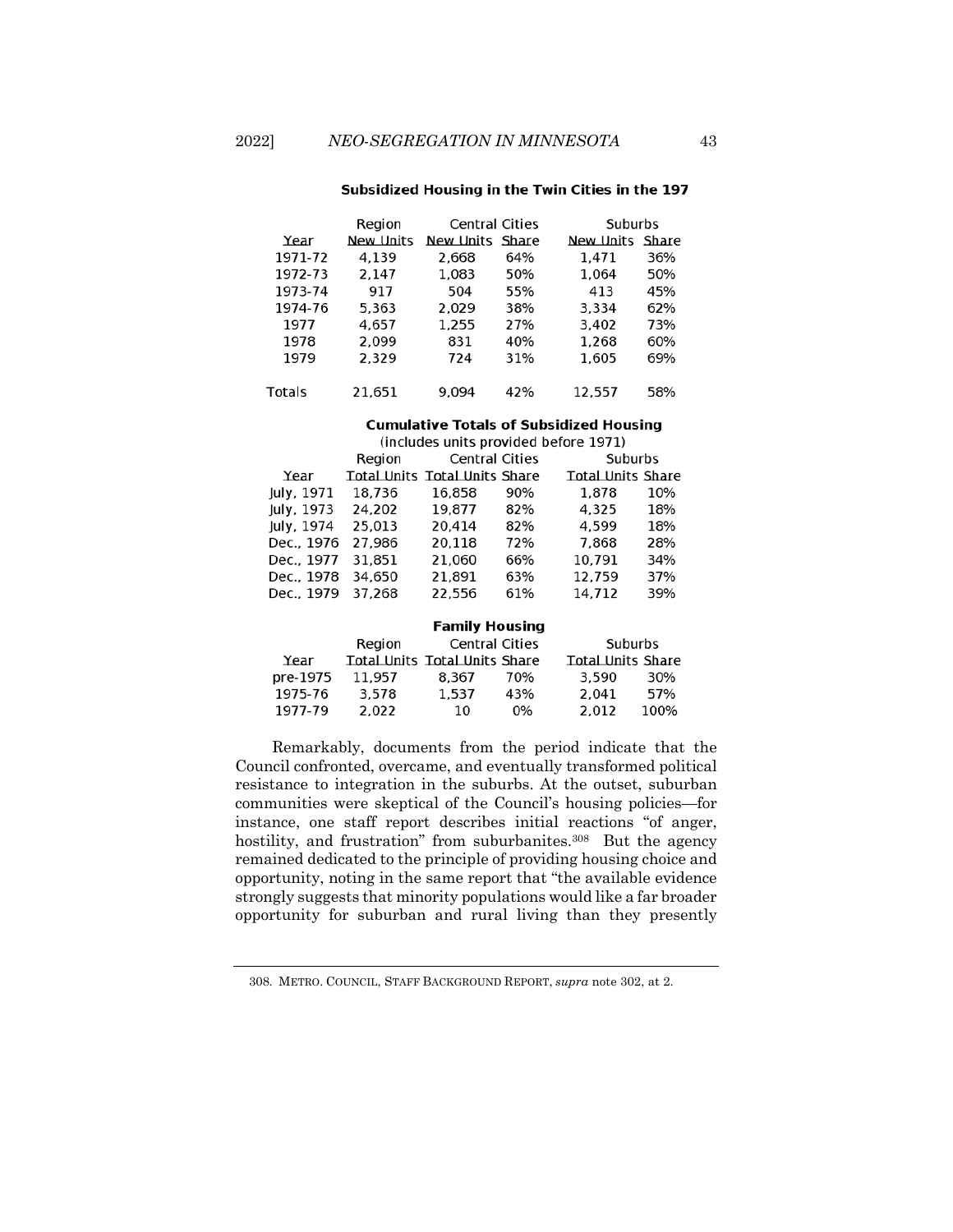**Subsidized Housing in the Twin Cities in the 197**

| Year | Region New Units | Central Cities New Units | Central Cities Share | Suburbs New Units | Suburbs Share |
|---|---|---|---|---|---|
| 1971-72 | 4,139 | 2,668 | 64% | 1,471 | 36% |
| 1972-73 | 2,147 | 1,083 | 50% | 1,064 | 50% |
| 1973-74 | 917 | 504 | 55% | 413 | 45% |
| 1974-76 | 5,363 | 2,029 | 38% | 3,334 | 62% |
| 1977 | 4,657 | 1,255 | 27% | 3,402 | 73% |
| 1978 | 2,099 | 831 | 40% | 1,268 | 60% |
| 1979 | 2,329 | 724 | 31% | 1,605 | 69% |
| Totals | 21,651 | 9,094 | 42% | 12,557 | 58% |

**Cumulative Totals of Subsidized Housing**

(includes units provided before 1971)

| Year | Region Total Units | Central Cities Total Units | Central Cities Share | Suburbs Total Units | Suburbs Share |
|---|---|---|---|---|---|
| July, 1971 | 18,736 | 16,858 | 90% | 1,878 | 10% |
| July, 1973 | 24,202 | 19,877 | 82% | 4,325 | 18% |
| July, 1974 | 25,013 | 20,414 | 82% | 4,599 | 18% |
| Dec., 1976 | 27,986 | 20,118 | 72% | 7,868 | 28% |
| Dec., 1977 | 31,851 | 21,060 | 66% | 10,791 | 34% |
| Dec., 1978 | 34,650 | 21,891 | 63% | 12,759 | 37% |
| Dec., 1979 | 37,268 | 22,556 | 61% | 14,712 | 39% |

**Family Housing**

| Year | Region Total Units | Central Cities Total Units | Central Cities Share | Suburbs Total Units | Suburbs Share |
|---|---|---|---|---|---|
| pre-1975 | 11,957 | 8,367 | 70% | 3,590 | 30% |
| 1975-76 | 3,578 | 1,537 | 43% | 2,041 | 57% |
| 1977-79 | 2,022 | 10 | 0% | 2,012 | 100% |

Remarkably, documents from the period indicate that the Council confronted, overcame, and eventually transformed political resistance to integration in the suburbs. At the outset, suburban communities were skeptical of the Council's housing policies—for instance, one staff report describes initial reactions "of anger, hostility, and frustration" from suburbanites.[308] But the agency remained dedicated to the principle of providing housing choice and opportunity, noting in the same report that "the available evidence strongly suggests that minority populations would like a far broader opportunity for suburban and rural living than they presently

308. METRO. COUNCIL, STAFF BACKGROUND REPORT, *supra* note 302, at 2.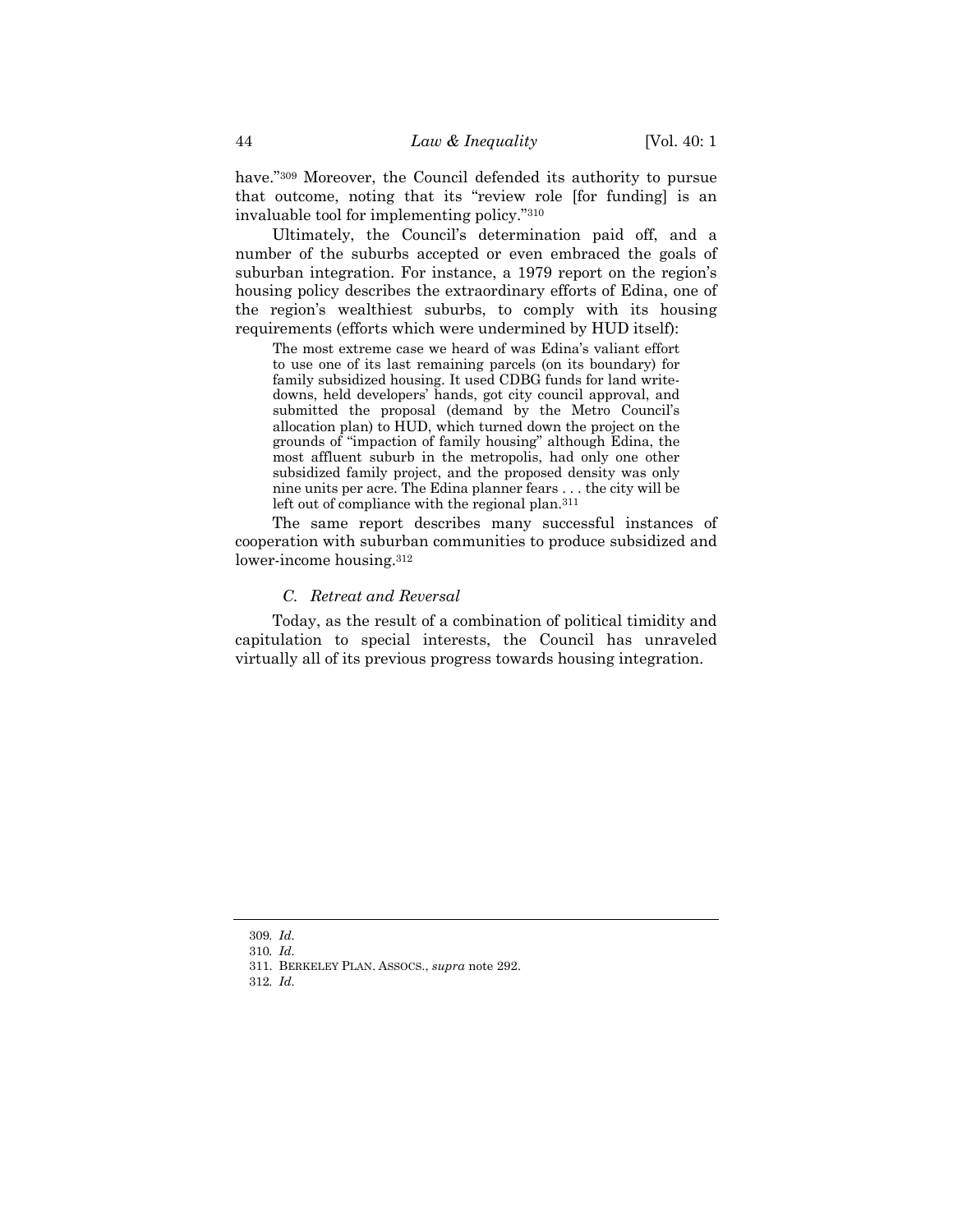have."[309] Moreover, the Council defended its authority to pursue that outcome, noting that its "review role [for funding] is an invaluable tool for implementing policy."[310]

Ultimately, the Council's determination paid off, and a number of the suburbs accepted or even embraced the goals of suburban integration. For instance, a 1979 report on the region's housing policy describes the extraordinary efforts of Edina, one of the region's wealthiest suburbs, to comply with its housing requirements (efforts which were undermined by HUD itself):

> The most extreme case we heard of was Edina's valiant effort to use one of its last remaining parcels (on its boundary) for family subsidized housing. It used CDBG funds for land write-downs, held developers' hands, got city council approval, and submitted the proposal (demand by the Metro Council's allocation plan) to HUD, which turned down the project on the grounds of "impaction of family housing" although Edina, the most affluent suburb in the metropolis, had only one other subsidized family project, and the proposed density was only nine units per acre. The Edina planner fears . . . the city will be left out of compliance with the regional plan.[311]

The same report describes many successful instances of cooperation with suburban communities to produce subsidized and lower-income housing.[312]

### *C. Retreat and Reversal*

Today, as the result of a combination of political timidity and capitulation to special interests, the Council has unraveled virtually all of its previous progress towards housing integration.

---

309. *Id.*

310. *Id.*

311. BERKELEY PLAN. ASSOCS., *supra* note 292.

312. *Id.*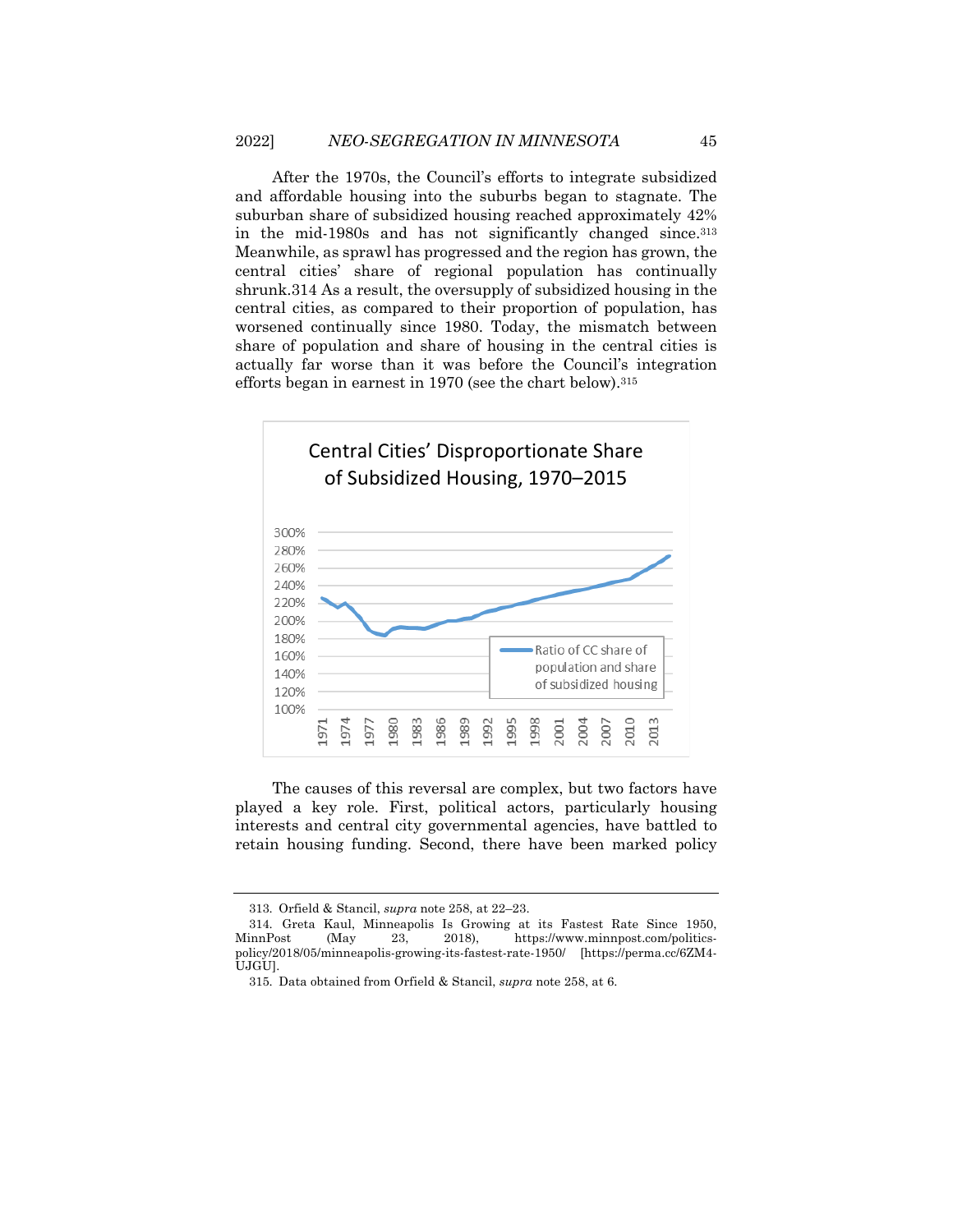After the 1970s, the Council's efforts to integrate subsidized and affordable housing into the suburbs began to stagnate. The suburban share of subsidized housing reached approximately 42% in the mid-1980s and has not significantly changed since.[313] Meanwhile, as sprawl has progressed and the region has grown, the central cities' share of regional population has continually shrunk.314 As a result, the oversupply of subsidized housing in the central cities, as compared to their proportion of population, has worsened continually since 1980. Today, the mismatch between share of population and share of housing in the central cities is actually far worse than it was before the Council's integration efforts began in earnest in 1970 (see the chart below).[315]

Central Cities' Disproportionate Share of Subsidized Housing, 1970–2015

The causes of this reversal are complex, but two factors have played a key role. First, political actors, particularly housing interests and central city governmental agencies, have battled to retain housing funding. Second, there have been marked policy

---

313. Orfield & Stancil, *supra* note 258, at 22–23.

314. Greta Kaul, Minneapolis Is Growing at its Fastest Rate Since 1950, MinnPost (May 23, 2018), https://www.minnpost.com/politics-policy/2018/05/minneapolis-growing-its-fastest-rate-1950/ [https://perma.cc/6ZM4-UJGU].

315. Data obtained from Orfield & Stancil, *supra* note 258, at 6.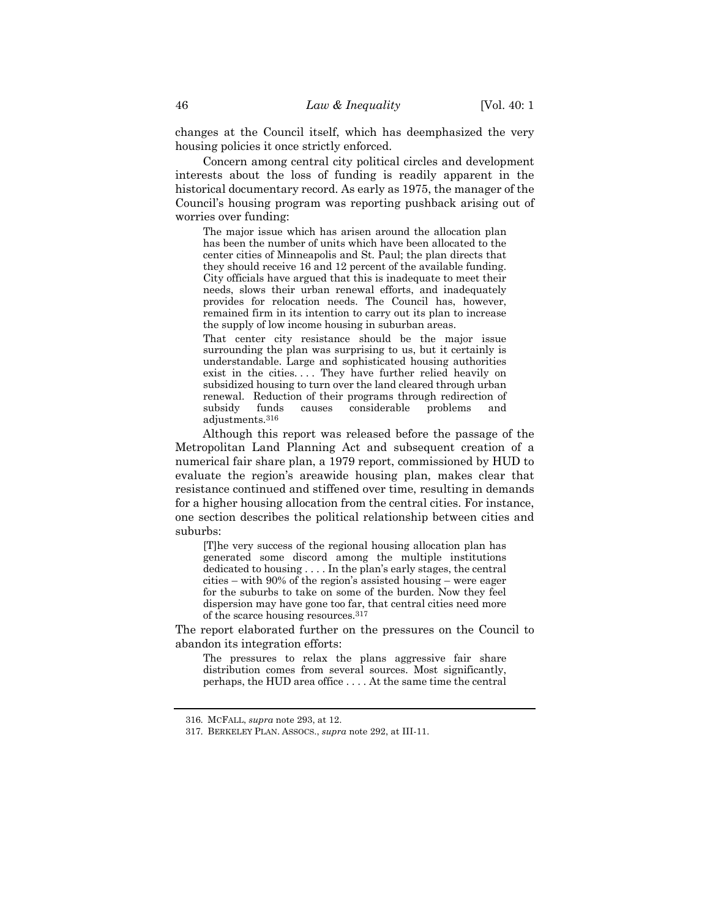changes at the Council itself, which has deemphasized the very housing policies it once strictly enforced.

Concern among central city political circles and development interests about the loss of funding is readily apparent in the historical documentary record. As early as 1975, the manager of the Council's housing program was reporting pushback arising out of worries over funding:

> The major issue which has arisen around the allocation plan has been the number of units which have been allocated to the center cities of Minneapolis and St. Paul; the plan directs that they should receive 16 and 12 percent of the available funding. City officials have argued that this is inadequate to meet their needs, slows their urban renewal efforts, and inadequately provides for relocation needs. The Council has, however, remained firm in its intention to carry out its plan to increase the supply of low income housing in suburban areas.
>
> That center city resistance should be the major issue surrounding the plan was surprising to us, but it certainly is understandable. Large and sophisticated housing authorities exist in the cities. . . . They have further relied heavily on subsidized housing to turn over the land cleared through urban renewal. Reduction of their programs through redirection of subsidy funds causes considerable problems and adjustments.[316]

Although this report was released before the passage of the Metropolitan Land Planning Act and subsequent creation of a numerical fair share plan, a 1979 report, commissioned by HUD to evaluate the region's areawide housing plan, makes clear that resistance continued and stiffened over time, resulting in demands for a higher housing allocation from the central cities. For instance, one section describes the political relationship between cities and suburbs:

> [T]he very success of the regional housing allocation plan has generated some discord among the multiple institutions dedicated to housing . . . . In the plan's early stages, the central cities – with 90% of the region's assisted housing – were eager for the suburbs to take on some of the burden. Now they feel dispersion may have gone too far, that central cities need more of the scarce housing resources.[317]

The report elaborated further on the pressures on the Council to abandon its integration efforts:

> The pressures to relax the plans aggressive fair share distribution comes from several sources. Most significantly, perhaps, the HUD area office . . . . At the same time the central

---

316. MCFALL, *supra* note 293, at 12.

317. BERKELEY PLAN. ASSOCS., *supra* note 292, at III-11.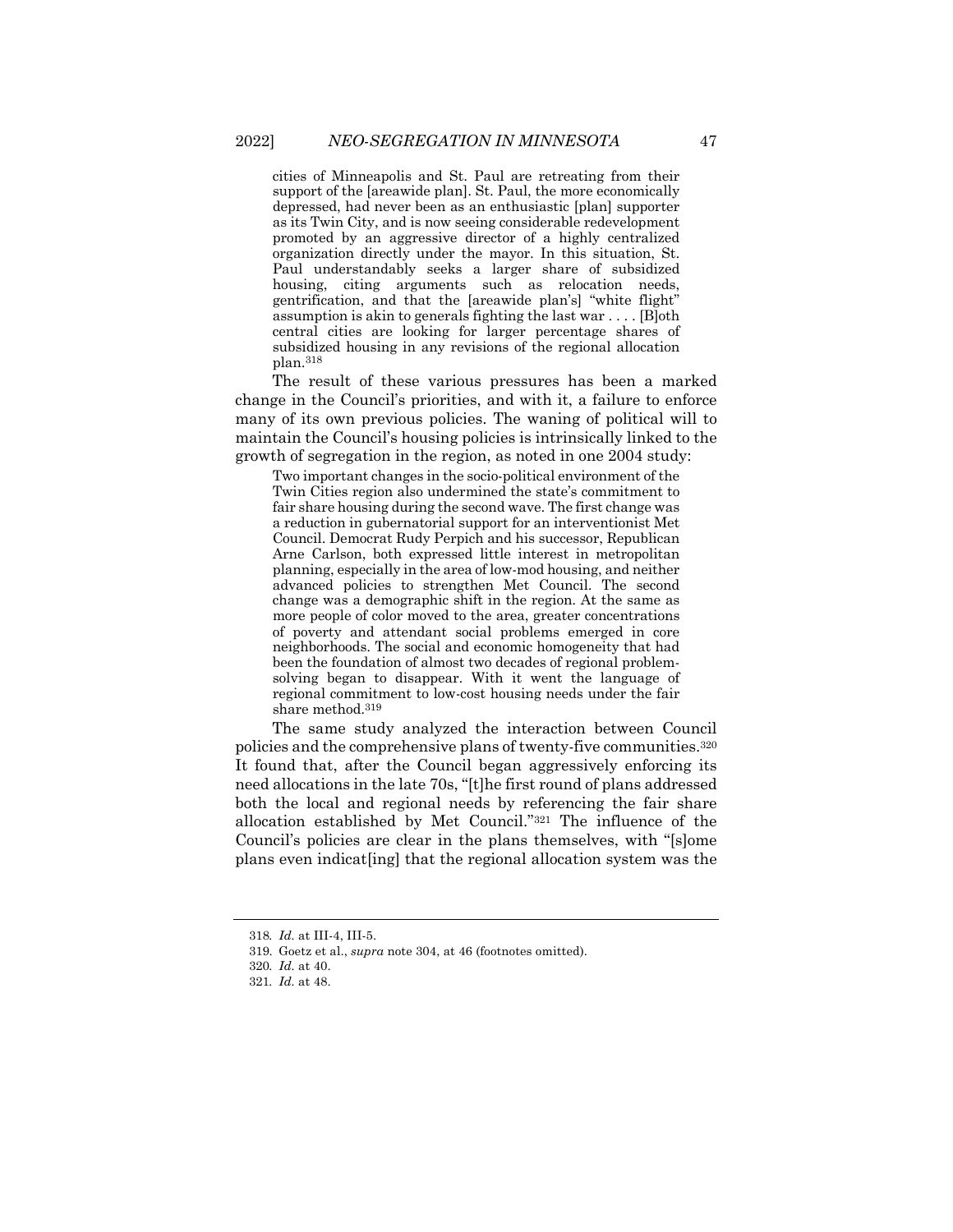> cities of Minneapolis and St. Paul are retreating from their support of the [areawide plan]. St. Paul, the more economically depressed, had never been as an enthusiastic [plan] supporter as its Twin City, and is now seeing considerable redevelopment promoted by an aggressive director of a highly centralized organization directly under the mayor. In this situation, St. Paul understandably seeks a larger share of subsidized housing, citing arguments such as relocation needs, gentrification, and that the [areawide plan's] "white flight" assumption is akin to generals fighting the last war . . . . [B]oth central cities are looking for larger percentage shares of subsidized housing in any revisions of the regional allocation plan.[318]

The result of these various pressures has been a marked change in the Council's priorities, and with it, a failure to enforce many of its own previous policies. The waning of political will to maintain the Council's housing policies is intrinsically linked to the growth of segregation in the region, as noted in one 2004 study:

> Two important changes in the socio-political environment of the Twin Cities region also undermined the state's commitment to fair share housing during the second wave. The first change was a reduction in gubernatorial support for an interventionist Met Council. Democrat Rudy Perpich and his successor, Republican Arne Carlson, both expressed little interest in metropolitan planning, especially in the area of low-mod housing, and neither advanced policies to strengthen Met Council. The second change was a demographic shift in the region. At the same as more people of color moved to the area, greater concentrations of poverty and attendant social problems emerged in core neighborhoods. The social and economic homogeneity that had been the foundation of almost two decades of regional problem-solving began to disappear. With it went the language of regional commitment to low-cost housing needs under the fair share method.[319]

The same study analyzed the interaction between Council policies and the comprehensive plans of twenty-five communities.[320] It found that, after the Council began aggressively enforcing its need allocations in the late 70s, "[t]he first round of plans addressed both the local and regional needs by referencing the fair share allocation established by Met Council."[321] The influence of the Council's policies are clear in the plans themselves, with "[s]ome plans even indicat[ing] that the regional allocation system was the

---

318. *Id.* at III-4, III-5.

319. Goetz et al., *supra* note 304, at 46 (footnotes omitted).

320. *Id.* at 40.

321. *Id.* at 48.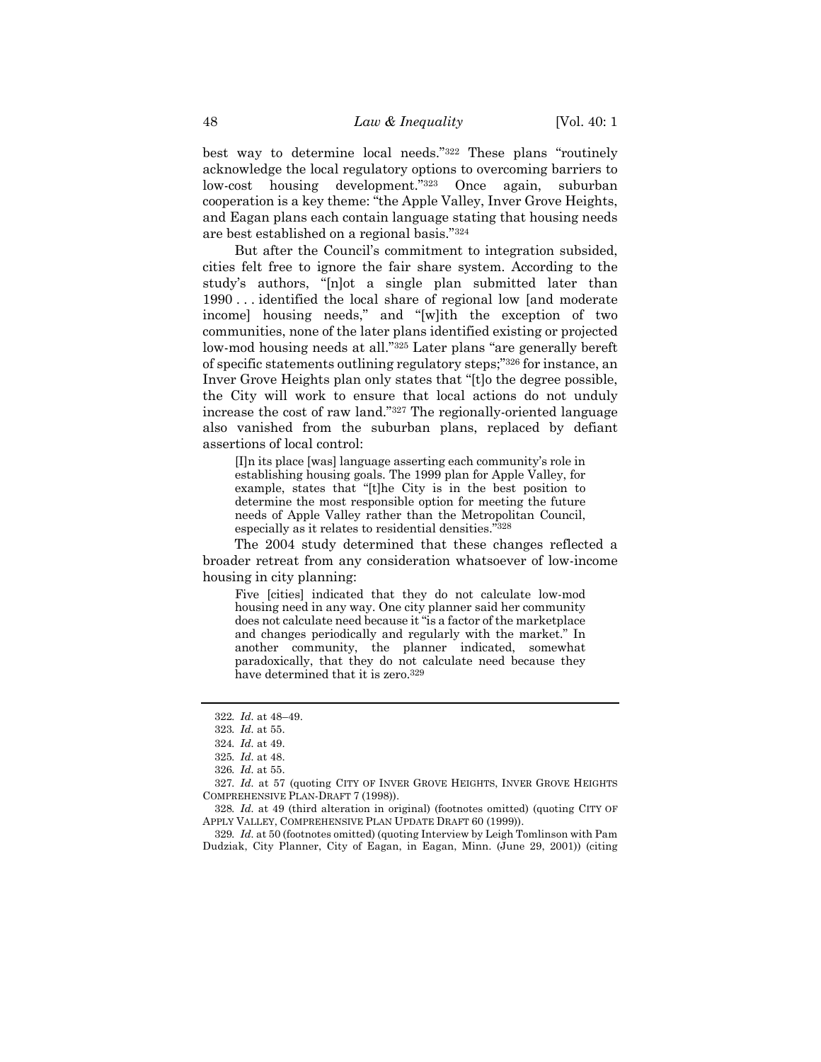best way to determine local needs."[322] These plans "routinely acknowledge the local regulatory options to overcoming barriers to low-cost housing development."[323] Once again, suburban cooperation is a key theme: "the Apple Valley, Inver Grove Heights, and Eagan plans each contain language stating that housing needs are best established on a regional basis."[324]

But after the Council's commitment to integration subsided, cities felt free to ignore the fair share system. According to the study's authors, "[n]ot a single plan submitted later than 1990 . . . identified the local share of regional low [and moderate income] housing needs," and "[w]ith the exception of two communities, none of the later plans identified existing or projected low-mod housing needs at all."[325] Later plans "are generally bereft of specific statements outlining regulatory steps;"[326] for instance, an Inver Grove Heights plan only states that "[t]o the degree possible, the City will work to ensure that local actions do not unduly increase the cost of raw land."[327] The regionally-oriented language also vanished from the suburban plans, replaced by defiant assertions of local control:

> [I]n its place [was] language asserting each community's role in establishing housing goals. The 1999 plan for Apple Valley, for example, states that "[t]he City is in the best position to determine the most responsible option for meeting the future needs of Apple Valley rather than the Metropolitan Council, especially as it relates to residential densities."[328]

The 2004 study determined that these changes reflected a broader retreat from any consideration whatsoever of low-income housing in city planning:

> Five [cities] indicated that they do not calculate low-mod housing need in any way. One city planner said her community does not calculate need because it "is a factor of the marketplace and changes periodically and regularly with the market." In another community, the planner indicated, somewhat paradoxically, that they do not calculate need because they have determined that it is zero.[329]

---

322. *Id.* at 48–49.

323. *Id.* at 55.

324. *Id.* at 49.

325. *Id.* at 48.

326. *Id.* at 55.

327. *Id.* at 57 (quoting CITY OF INVER GROVE HEIGHTS, INVER GROVE HEIGHTS COMPREHENSIVE PLAN-DRAFT 7 (1998)).

328. *Id.* at 49 (third alteration in original) (footnotes omitted) (quoting CITY OF APPLY VALLEY, COMPREHENSIVE PLAN UPDATE DRAFT 60 (1999)).

329. *Id.* at 50 (footnotes omitted) (quoting Interview by Leigh Tomlinson with Pam Dudziak, City Planner, City of Eagan, in Eagan, Minn. (June 29, 2001)) (citing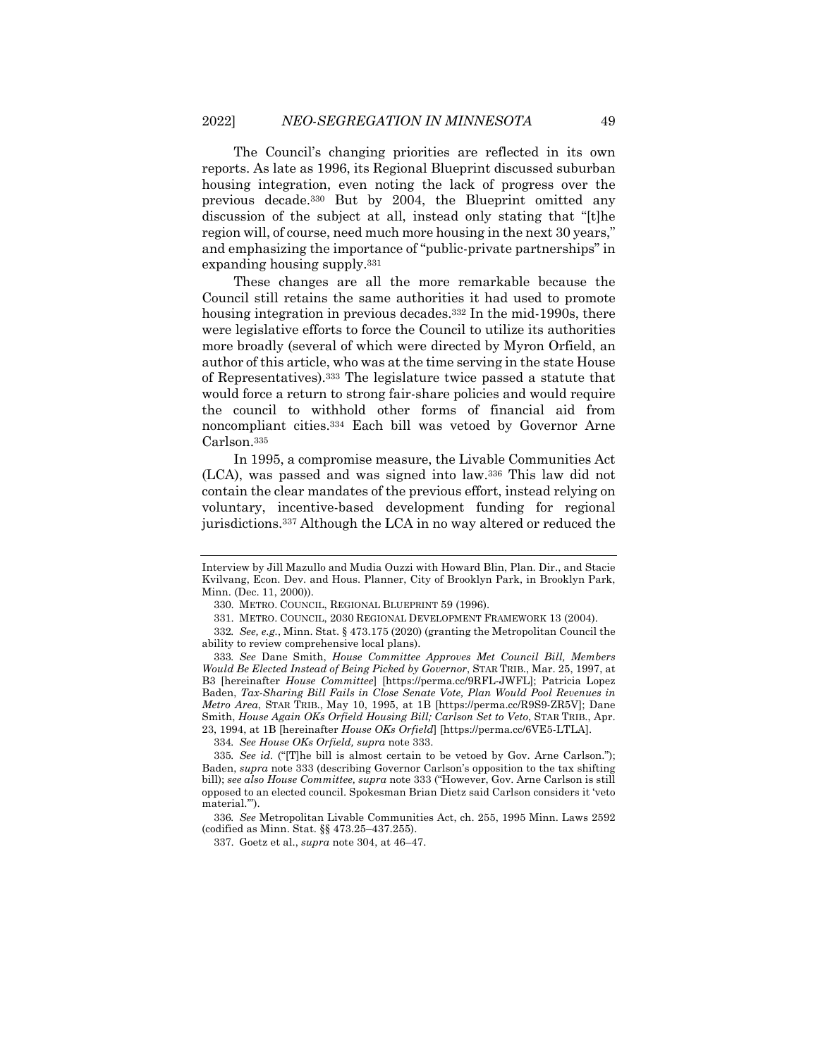The Council's changing priorities are reflected in its own reports. As late as 1996, its Regional Blueprint discussed suburban housing integration, even noting the lack of progress over the previous decade.[330] But by 2004, the Blueprint omitted any discussion of the subject at all, instead only stating that "[t]he region will, of course, need much more housing in the next 30 years," and emphasizing the importance of "public-private partnerships" in expanding housing supply.[331]

These changes are all the more remarkable because the Council still retains the same authorities it had used to promote housing integration in previous decades.[332] In the mid-1990s, there were legislative efforts to force the Council to utilize its authorities more broadly (several of which were directed by Myron Orfield, an author of this article, who was at the time serving in the state House of Representatives).[333] The legislature twice passed a statute that would force a return to strong fair-share policies and would require the council to withhold other forms of financial aid from noncompliant cities.[334] Each bill was vetoed by Governor Arne Carlson.[335]

In 1995, a compromise measure, the Livable Communities Act (LCA), was passed and was signed into law.[336] This law did not contain the clear mandates of the previous effort, instead relying on voluntary, incentive-based development funding for regional jurisdictions.[337] Although the LCA in no way altered or reduced the

---

Interview by Jill Mazullo and Mudia Ouzzi with Howard Blin, Plan. Dir., and Stacie Kvilvang, Econ. Dev. and Hous. Planner, City of Brooklyn Park, in Brooklyn Park, Minn. (Dec. 11, 2000)).

330. METRO. COUNCIL, REGIONAL BLUEPRINT 59 (1996).

331. METRO. COUNCIL, 2030 REGIONAL DEVELOPMENT FRAMEWORK 13 (2004).

332. *See, e.g.*, Minn. Stat. § 473.175 (2020) (granting the Metropolitan Council the ability to review comprehensive local plans).

333. *See* Dane Smith, *House Committee Approves Met Council Bill, Members Would Be Elected Instead of Being Picked by Governor*, STAR TRIB., Mar. 25, 1997, at B3 [hereinafter *House Committee*] [https://perma.cc/9RFL-JWFL]; Patricia Lopez Baden, *Tax-Sharing Bill Fails in Close Senate Vote, Plan Would Pool Revenues in Metro Area*, STAR TRIB., May 10, 1995, at 1B [https://perma.cc/R9S9-ZR5V]; Dane Smith, *House Again OKs Orfield Housing Bill; Carlson Set to Veto*, STAR TRIB., Apr. 23, 1994, at 1B [hereinafter *House OKs Orfield*] [https://perma.cc/6VE5-LTLA].

334. *See House OKs Orfield, supra* note 333.

335. *See id.* ("[T]he bill is almost certain to be vetoed by Gov. Arne Carlson."); Baden, *supra* note 333 (describing Governor Carlson's opposition to the tax shifting bill); *see also House Committee, supra* note 333 ("However, Gov. Arne Carlson is still opposed to an elected council. Spokesman Brian Dietz said Carlson considers it 'veto material.'").

336. *See* Metropolitan Livable Communities Act, ch. 255, 1995 Minn. Laws 2592 (codified as Minn. Stat. §§ 473.25–437.255).

337. Goetz et al., *supra* note 304, at 46–47.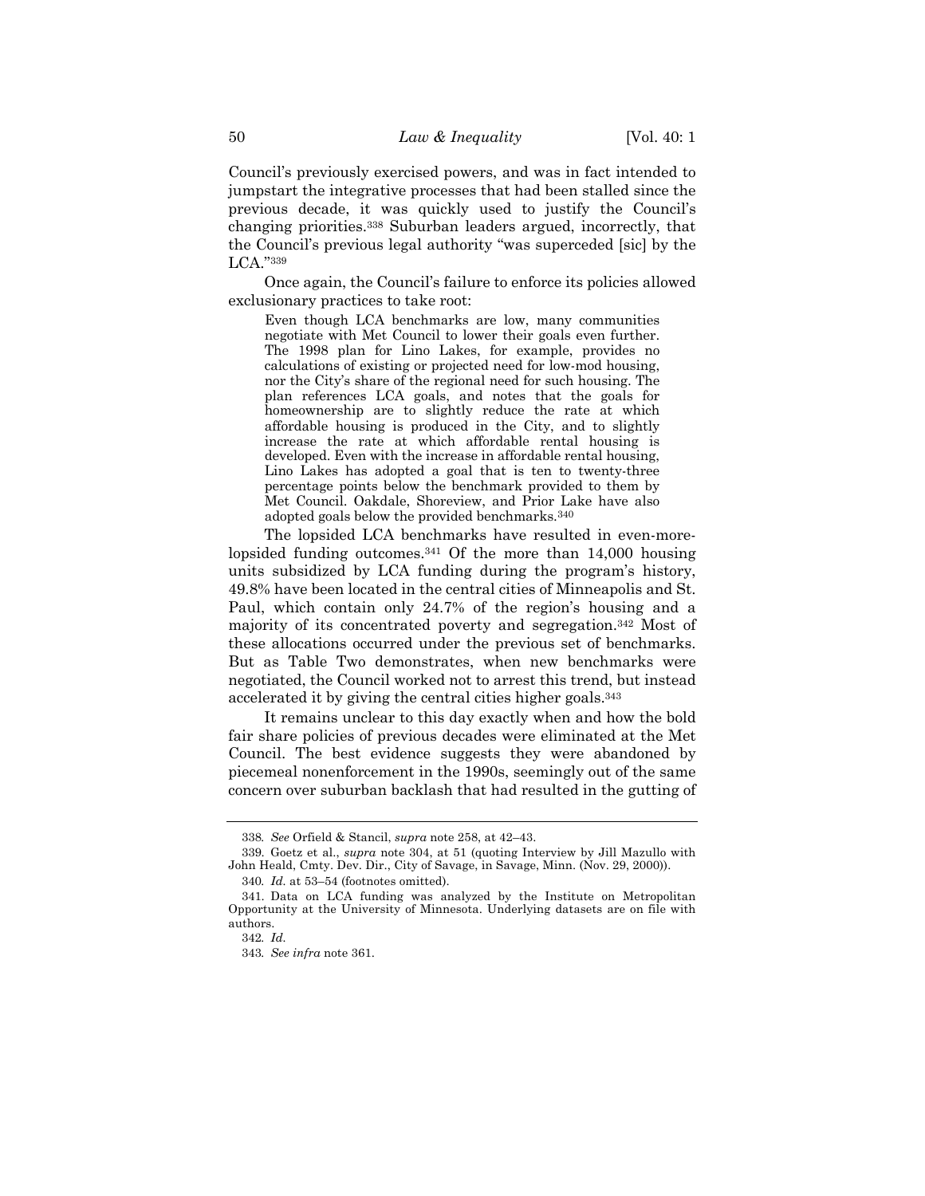Council's previously exercised powers, and was in fact intended to jumpstart the integrative processes that had been stalled since the previous decade, it was quickly used to justify the Council's changing priorities.[338] Suburban leaders argued, incorrectly, that the Council's previous legal authority "was superceded [sic] by the LCA."[339]

Once again, the Council's failure to enforce its policies allowed exclusionary practices to take root:

> Even though LCA benchmarks are low, many communities negotiate with Met Council to lower their goals even further. The 1998 plan for Lino Lakes, for example, provides no calculations of existing or projected need for low-mod housing, nor the City's share of the regional need for such housing. The plan references LCA goals, and notes that the goals for homeownership are to slightly reduce the rate at which affordable housing is produced in the City, and to slightly increase the rate at which affordable rental housing is developed. Even with the increase in affordable rental housing, Lino Lakes has adopted a goal that is ten to twenty-three percentage points below the benchmark provided to them by Met Council. Oakdale, Shoreview, and Prior Lake have also adopted goals below the provided benchmarks.[340]

The lopsided LCA benchmarks have resulted in even-more-lopsided funding outcomes.[341] Of the more than 14,000 housing units subsidized by LCA funding during the program's history, 49.8% have been located in the central cities of Minneapolis and St. Paul, which contain only 24.7% of the region's housing and a majority of its concentrated poverty and segregation.[342] Most of these allocations occurred under the previous set of benchmarks. But as Table Two demonstrates, when new benchmarks were negotiated, the Council worked not to arrest this trend, but instead accelerated it by giving the central cities higher goals.[343]

It remains unclear to this day exactly when and how the bold fair share policies of previous decades were eliminated at the Met Council. The best evidence suggests they were abandoned by piecemeal nonenforcement in the 1990s, seemingly out of the same concern over suburban backlash that had resulted in the gutting of

---

338. *See* Orfield & Stancil, *supra* note 258, at 42–43.

339. Goetz et al., *supra* note 304, at 51 (quoting Interview by Jill Mazullo with John Heald, Cmty. Dev. Dir., City of Savage, in Savage, Minn. (Nov. 29, 2000)).

340. *Id.* at 53–54 (footnotes omitted).

341. Data on LCA funding was analyzed by the Institute on Metropolitan Opportunity at the University of Minnesota. Underlying datasets are on file with authors.

342. *Id.*

343. *See infra* note 361.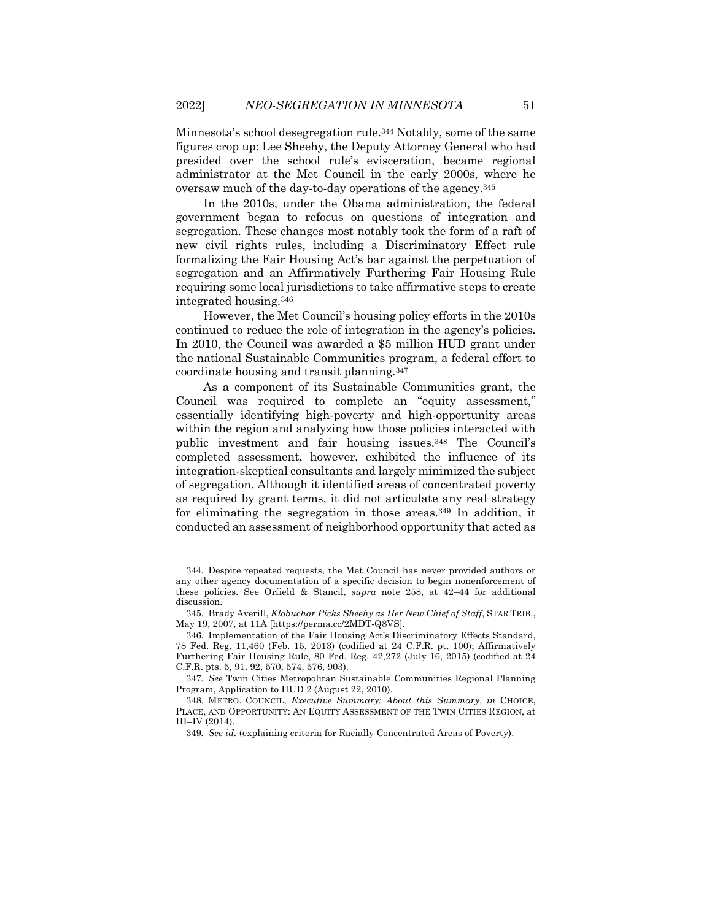Minnesota's school desegregation rule.[344] Notably, some of the same figures crop up: Lee Sheehy, the Deputy Attorney General who had presided over the school rule's evisceration, became regional administrator at the Met Council in the early 2000s, where he oversaw much of the day-to-day operations of the agency.[345]

In the 2010s, under the Obama administration, the federal government began to refocus on questions of integration and segregation. These changes most notably took the form of a raft of new civil rights rules, including a Discriminatory Effect rule formalizing the Fair Housing Act's bar against the perpetuation of segregation and an Affirmatively Furthering Fair Housing Rule requiring some local jurisdictions to take affirmative steps to create integrated housing.[346]

However, the Met Council's housing policy efforts in the 2010s continued to reduce the role of integration in the agency's policies. In 2010, the Council was awarded a $5 million HUD grant under the national Sustainable Communities program, a federal effort to coordinate housing and transit planning.[347]

As a component of its Sustainable Communities grant, the Council was required to complete an "equity assessment," essentially identifying high-poverty and high-opportunity areas within the region and analyzing how those policies interacted with public investment and fair housing issues.[348] The Council's completed assessment, however, exhibited the influence of its integration-skeptical consultants and largely minimized the subject of segregation. Although it identified areas of concentrated poverty as required by grant terms, it did not articulate any real strategy for eliminating the segregation in those areas.[349] In addition, it conducted an assessment of neighborhood opportunity that acted as

---

344. Despite repeated requests, the Met Council has never provided authors or any other agency documentation of a specific decision to begin nonenforcement of these policies. See Orfield & Stancil, *supra* note 258, at 42–44 for additional discussion.

345. Brady Averill, *Klobuchar Picks Sheehy as Her New Chief of Staff*, STAR TRIB., May 19, 2007, at 11A [https://perma.cc/2MDT-Q8VS].

346. Implementation of the Fair Housing Act's Discriminatory Effects Standard, 78 Fed. Reg. 11,460 (Feb. 15, 2013) (codified at 24 C.F.R. pt. 100); Affirmatively Furthering Fair Housing Rule, 80 Fed. Reg. 42,272 (July 16, 2015) (codified at 24 C.F.R. pts. 5, 91, 92, 570, 574, 576, 903).

347. *See* Twin Cities Metropolitan Sustainable Communities Regional Planning Program, Application to HUD 2 (August 22, 2010).

348. METRO. COUNCIL, *Executive Summary: About this Summary*, *in* CHOICE, PLACE, AND OPPORTUNITY: AN EQUITY ASSESSMENT OF THE TWIN CITIES REGION, at III–IV (2014).

349. *See id.* (explaining criteria for Racially Concentrated Areas of Poverty).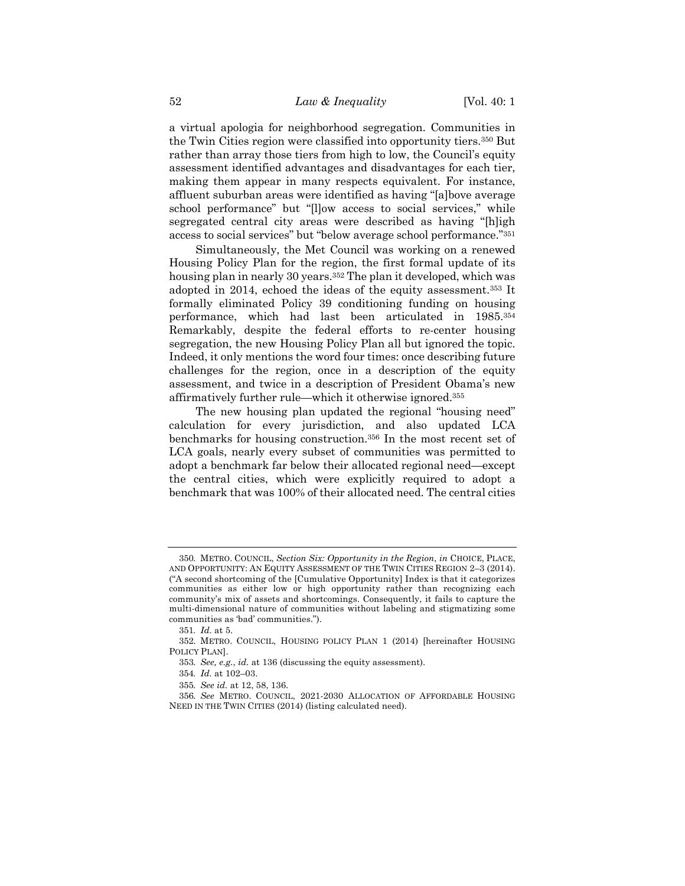a virtual apologia for neighborhood segregation. Communities in the Twin Cities region were classified into opportunity tiers.[350] But rather than array those tiers from high to low, the Council's equity assessment identified advantages and disadvantages for each tier, making them appear in many respects equivalent. For instance, affluent suburban areas were identified as having "[a]bove average school performance" but "[l]ow access to social services," while segregated central city areas were described as having "[h]igh access to social services" but "below average school performance."[351]

Simultaneously, the Met Council was working on a renewed Housing Policy Plan for the region, the first formal update of its housing plan in nearly 30 years.[352] The plan it developed, which was adopted in 2014, echoed the ideas of the equity assessment.[353] It formally eliminated Policy 39 conditioning funding on housing performance, which had last been articulated in 1985.[354] Remarkably, despite the federal efforts to re-center housing segregation, the new Housing Policy Plan all but ignored the topic. Indeed, it only mentions the word four times: once describing future challenges for the region, once in a description of the equity assessment, and twice in a description of President Obama's new affirmatively further rule—which it otherwise ignored.[355]

The new housing plan updated the regional "housing need" calculation for every jurisdiction, and also updated LCA benchmarks for housing construction.[356] In the most recent set of LCA goals, nearly every subset of communities was permitted to adopt a benchmark far below their allocated regional need—except the central cities, which were explicitly required to adopt a benchmark that was 100% of their allocated need. The central cities

---

350. METRO. COUNCIL, *Section Six: Opportunity in the Region*, *in* CHOICE, PLACE, AND OPPORTUNITY: AN EQUITY ASSESSMENT OF THE TWIN CITIES REGION 2–3 (2014). ("A second shortcoming of the [Cumulative Opportunity] Index is that it categorizes communities as either low or high opportunity rather than recognizing each community's mix of assets and shortcomings. Consequently, it fails to capture the multi-dimensional nature of communities without labeling and stigmatizing some communities as 'bad' communities.").

351. *Id.* at 5.

352. METRO. COUNCIL, HOUSING POLICY PLAN 1 (2014) [hereinafter HOUSING POLICY PLAN].

353. *See, e.g.*, *id.* at 136 (discussing the equity assessment).

354. *Id.* at 102–03.

355. *See id.* at 12, 58, 136.

356. *See* METRO. COUNCIL, 2021-2030 ALLOCATION OF AFFORDABLE HOUSING NEED IN THE TWIN CITIES (2014) (listing calculated need).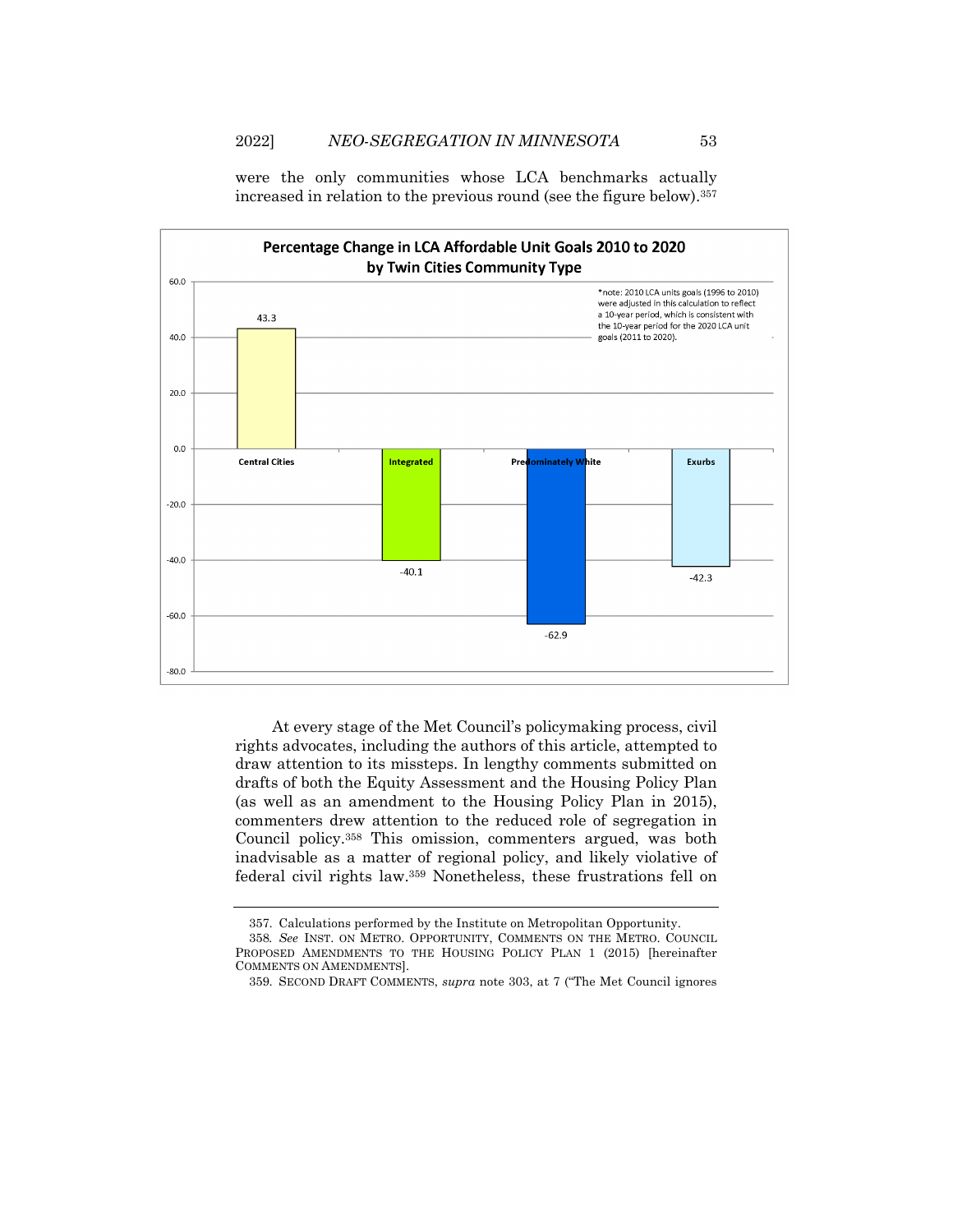were the only communities whose LCA benchmarks actually increased in relation to the previous round (see the figure below).[357]

**Percentage Change in LCA Affordable Unit Goals 2010 to 2020 by Twin Cities Community Type**

| Community Type | Percentage Change |
|---|---|
| Central Cities | 43.3 |
| Integrated | -40.1 |
| Predominately White | -62.9 |
| Exurbs | -42.3 |

*note: 2010 LCA units goals (1996 to 2010) were adjusted in this calculation to reflect a 10-year period, which is consistent with the 10-year period for the 2020 LCA unit goals (2011 to 2020).

At every stage of the Met Council's policymaking process, civil rights advocates, including the authors of this article, attempted to draw attention to its missteps. In lengthy comments submitted on drafts of both the Equity Assessment and the Housing Policy Plan (as well as an amendment to the Housing Policy Plan in 2015), commenters drew attention to the reduced role of segregation in Council policy.[358] This omission, commenters argued, was both inadvisable as a matter of regional policy, and likely violative of federal civil rights law.[359] Nonetheless, these frustrations fell on

---

357. Calculations performed by the Institute on Metropolitan Opportunity.

358. *See* INST. ON METRO. OPPORTUNITY, COMMENTS ON THE METRO. COUNCIL PROPOSED AMENDMENTS TO THE HOUSING POLICY PLAN 1 (2015) [hereinafter COMMENTS ON AMENDMENTS].

359. SECOND DRAFT COMMENTS, *supra* note 303, at 7 ("The Met Council ignores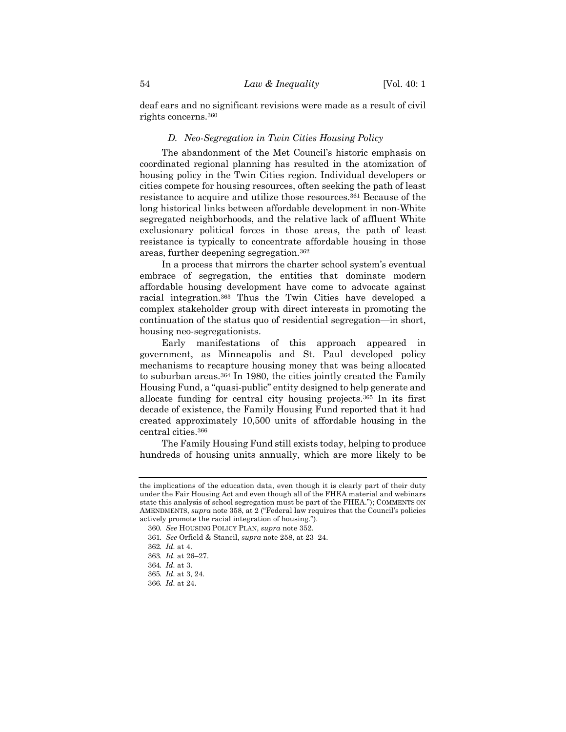deaf ears and no significant revisions were made as a result of civil rights concerns.[360]

### *D. Neo-Segregation in Twin Cities Housing Policy*

The abandonment of the Met Council's historic emphasis on coordinated regional planning has resulted in the atomization of housing policy in the Twin Cities region. Individual developers or cities compete for housing resources, often seeking the path of least resistance to acquire and utilize those resources.[361] Because of the long historical links between affordable development in non-White segregated neighborhoods, and the relative lack of affluent White exclusionary political forces in those areas, the path of least resistance is typically to concentrate affordable housing in those areas, further deepening segregation.[362]

In a process that mirrors the charter school system's eventual embrace of segregation, the entities that dominate modern affordable housing development have come to advocate against racial integration.[363] Thus the Twin Cities have developed a complex stakeholder group with direct interests in promoting the continuation of the status quo of residential segregation—in short, housing neo-segregationists.

Early manifestations of this approach appeared in government, as Minneapolis and St. Paul developed policy mechanisms to recapture housing money that was being allocated to suburban areas.[364] In 1980, the cities jointly created the Family Housing Fund, a "quasi-public" entity designed to help generate and allocate funding for central city housing projects.[365] In its first decade of existence, the Family Housing Fund reported that it had created approximately 10,500 units of affordable housing in the central cities.[366]

The Family Housing Fund still exists today, helping to produce hundreds of housing units annually, which are more likely to be

---

the implications of the education data, even though it is clearly part of their duty under the Fair Housing Act and even though all of the FHEA material and webinars state this analysis of school segregation must be part of the FHEA."); COMMENTS ON AMENDMENTS, *supra* note 358, at 2 ("Federal law requires that the Council's policies actively promote the racial integration of housing.").

360. *See* HOUSING POLICY PLAN, *supra* note 352.

361. *See* Orfield & Stancil, *supra* note 258, at 23–24.

362. *Id.* at 4.

363. *Id.* at 26–27.

364. *Id.* at 3.

365. *Id.* at 3, 24.

366. *Id.* at 24.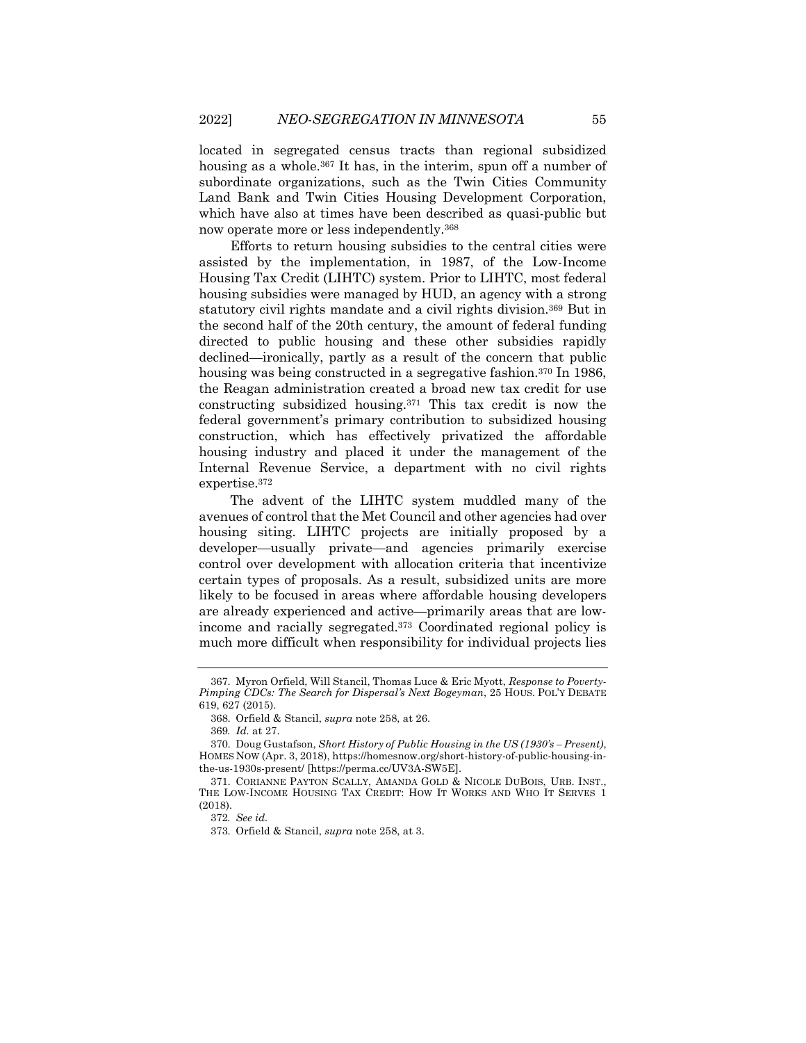located in segregated census tracts than regional subsidized housing as a whole.[367] It has, in the interim, spun off a number of subordinate organizations, such as the Twin Cities Community Land Bank and Twin Cities Housing Development Corporation, which have also at times have been described as quasi-public but now operate more or less independently.[368]

Efforts to return housing subsidies to the central cities were assisted by the implementation, in 1987, of the Low-Income Housing Tax Credit (LIHTC) system. Prior to LIHTC, most federal housing subsidies were managed by HUD, an agency with a strong statutory civil rights mandate and a civil rights division.[369] But in the second half of the 20th century, the amount of federal funding directed to public housing and these other subsidies rapidly declined—ironically, partly as a result of the concern that public housing was being constructed in a segregative fashion.[370] In 1986, the Reagan administration created a broad new tax credit for use constructing subsidized housing.[371] This tax credit is now the federal government's primary contribution to subsidized housing construction, which has effectively privatized the affordable housing industry and placed it under the management of the Internal Revenue Service, a department with no civil rights expertise.[372]

The advent of the LIHTC system muddled many of the avenues of control that the Met Council and other agencies had over housing siting. LIHTC projects are initially proposed by a developer—usually private—and agencies primarily exercise control over development with allocation criteria that incentivize certain types of proposals. As a result, subsidized units are more likely to be focused in areas where affordable housing developers are already experienced and active—primarily areas that are low-income and racially segregated.[373] Coordinated regional policy is much more difficult when responsibility for individual projects lies

---

367. Myron Orfield, Will Stancil, Thomas Luce & Eric Myott, *Response to Poverty-Pimping CDCs: The Search for Dispersal's Next Bogeyman*, 25 HOUS. POL'Y DEBATE 619, 627 (2015).

368. Orfield & Stancil, *supra* note 258, at 26.

369. *Id.* at 27.

370. Doug Gustafson, *Short History of Public Housing in the US (1930's – Present)*, HOMES NOW (Apr. 3, 2018), https://homesnow.org/short-history-of-public-housing-in-the-us-1930s-present/ [https://perma.cc/UV3A-SW5E].

371. CORIANNE PAYTON SCALLY, AMANDA GOLD & NICOLE DUBOIS, URB. INST., THE LOW-INCOME HOUSING TAX CREDIT: HOW IT WORKS AND WHO IT SERVES 1 (2018).

372. *See id.*

373. Orfield & Stancil, *supra* note 258, at 3.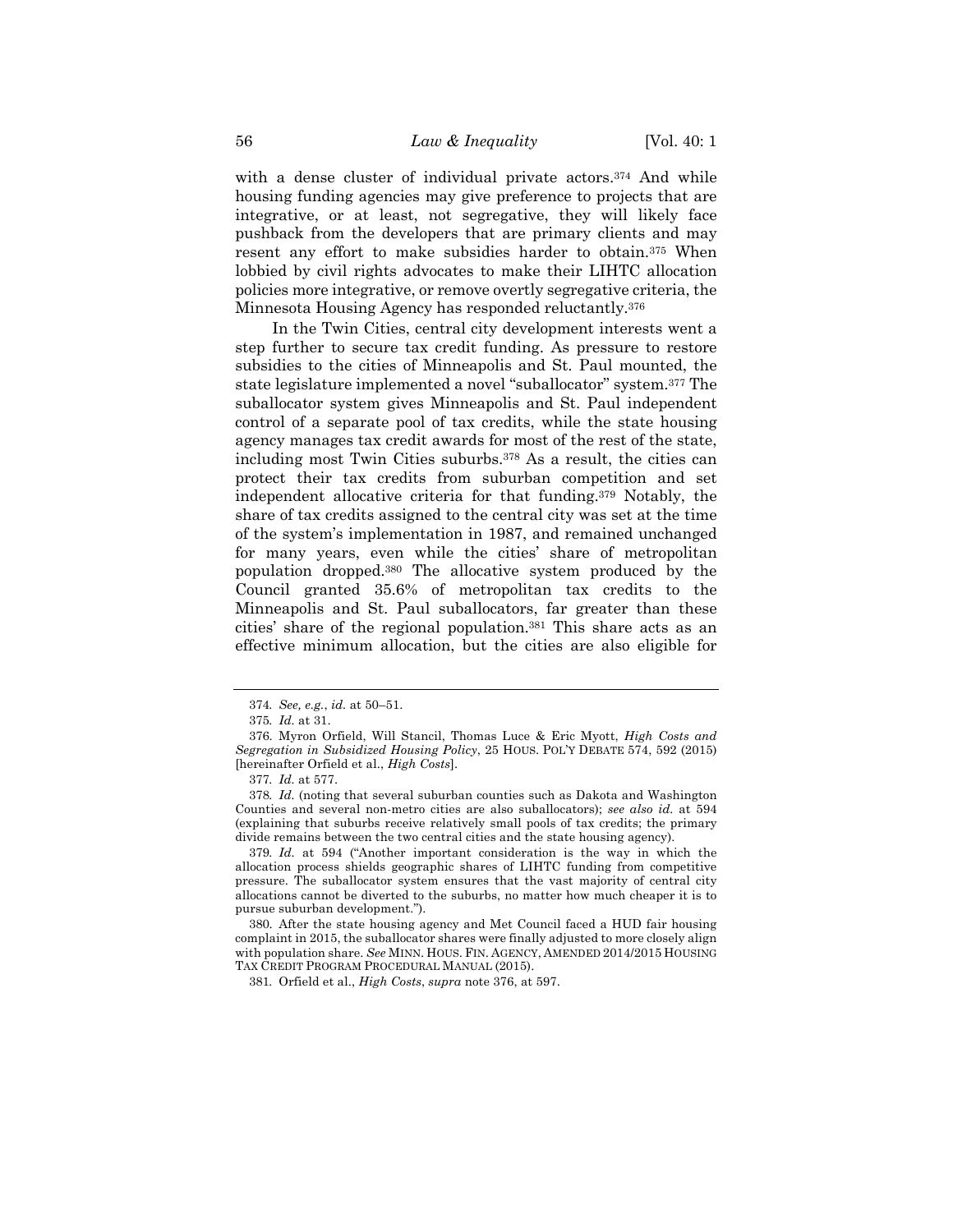with a dense cluster of individual private actors.[374] And while housing funding agencies may give preference to projects that are integrative, or at least, not segregative, they will likely face pushback from the developers that are primary clients and may resent any effort to make subsidies harder to obtain.[375] When lobbied by civil rights advocates to make their LIHTC allocation policies more integrative, or remove overtly segregative criteria, the Minnesota Housing Agency has responded reluctantly.[376]

In the Twin Cities, central city development interests went a step further to secure tax credit funding. As pressure to restore subsidies to the cities of Minneapolis and St. Paul mounted, the state legislature implemented a novel "suballocator" system.[377] The suballocator system gives Minneapolis and St. Paul independent control of a separate pool of tax credits, while the state housing agency manages tax credit awards for most of the rest of the state, including most Twin Cities suburbs.[378] As a result, the cities can protect their tax credits from suburban competition and set independent allocative criteria for that funding.[379] Notably, the share of tax credits assigned to the central city was set at the time of the system's implementation in 1987, and remained unchanged for many years, even while the cities' share of metropolitan population dropped.[380] The allocative system produced by the Council granted 35.6% of metropolitan tax credits to the Minneapolis and St. Paul suballocators, far greater than these cities' share of the regional population.[381] This share acts as an effective minimum allocation, but the cities are also eligible for

---

374. *See, e.g.*, *id.* at 50–51.

375. *Id.* at 31.

376. Myron Orfield, Will Stancil, Thomas Luce & Eric Myott, *High Costs and Segregation in Subsidized Housing Policy*, 25 HOUS. POL'Y DEBATE 574, 592 (2015) [hereinafter Orfield et al., *High Costs*].

377. *Id.* at 577.

378. *Id.* (noting that several suburban counties such as Dakota and Washington Counties and several non-metro cities are also suballocators); *see also id.* at 594 (explaining that suburbs receive relatively small pools of tax credits; the primary divide remains between the two central cities and the state housing agency).

379. *Id.* at 594 ("Another important consideration is the way in which the allocation process shields geographic shares of LIHTC funding from competitive pressure. The suballocator system ensures that the vast majority of central city allocations cannot be diverted to the suburbs, no matter how much cheaper it is to pursue suburban development.").

380. After the state housing agency and Met Council faced a HUD fair housing complaint in 2015, the suballocator shares were finally adjusted to more closely align with population share. *See* MINN. HOUS. FIN. AGENCY, AMENDED 2014/2015 HOUSING TAX CREDIT PROGRAM PROCEDURAL MANUAL (2015).

381. Orfield et al., *High Costs*, *supra* note 376, at 597.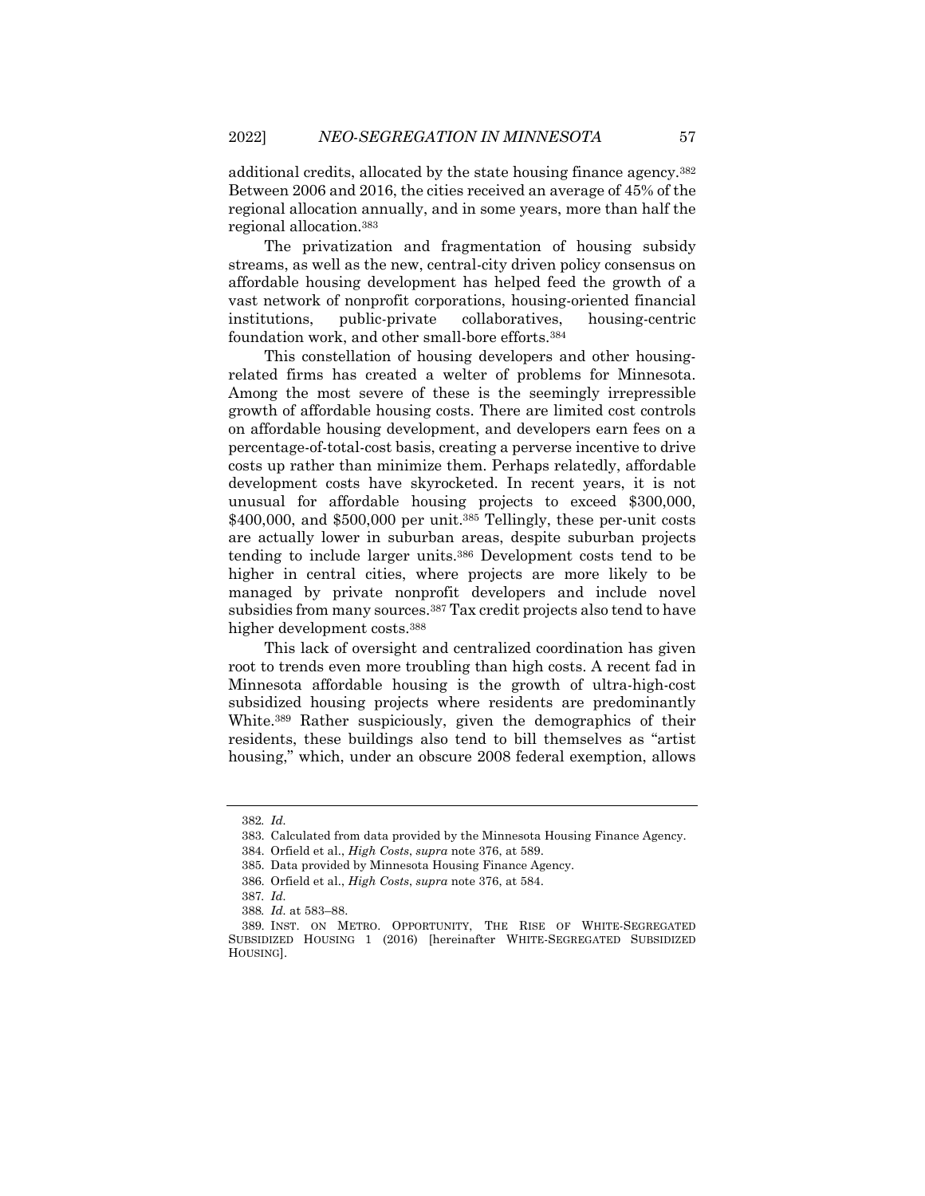additional credits, allocated by the state housing finance agency.[382] Between 2006 and 2016, the cities received an average of 45% of the regional allocation annually, and in some years, more than half the regional allocation.[383]

The privatization and fragmentation of housing subsidy streams, as well as the new, central-city driven policy consensus on affordable housing development has helped feed the growth of a vast network of nonprofit corporations, housing-oriented financial institutions, public-private collaboratives, housing-centric foundation work, and other small-bore efforts.[384]

This constellation of housing developers and other housing-related firms has created a welter of problems for Minnesota. Among the most severe of these is the seemingly irrepressible growth of affordable housing costs. There are limited cost controls on affordable housing development, and developers earn fees on a percentage-of-total-cost basis, creating a perverse incentive to drive costs up rather than minimize them. Perhaps relatedly, affordable development costs have skyrocketed. In recent years, it is not unusual for affordable housing projects to exceed $300,000, $400,000, and $500,000 per unit.[385] Tellingly, these per-unit costs are actually lower in suburban areas, despite suburban projects tending to include larger units.[386] Development costs tend to be higher in central cities, where projects are more likely to be managed by private nonprofit developers and include novel subsidies from many sources.[387] Tax credit projects also tend to have higher development costs.[388]

This lack of oversight and centralized coordination has given root to trends even more troubling than high costs. A recent fad in Minnesota affordable housing is the growth of ultra-high-cost subsidized housing projects where residents are predominantly White.[389] Rather suspiciously, given the demographics of their residents, these buildings also tend to bill themselves as "artist housing," which, under an obscure 2008 federal exemption, allows

---

382. *Id.*

383. Calculated from data provided by the Minnesota Housing Finance Agency.

384. Orfield et al., *High Costs*, *supra* note 376, at 589.

385. Data provided by Minnesota Housing Finance Agency.

386. Orfield et al., *High Costs*, *supra* note 376, at 584.

387. *Id.*

388. *Id.* at 583–88.

389. INST. ON METRO. OPPORTUNITY, THE RISE OF WHITE-SEGREGATED SUBSIDIZED HOUSING 1 (2016) [hereinafter WHITE-SEGREGATED SUBSIDIZED HOUSING].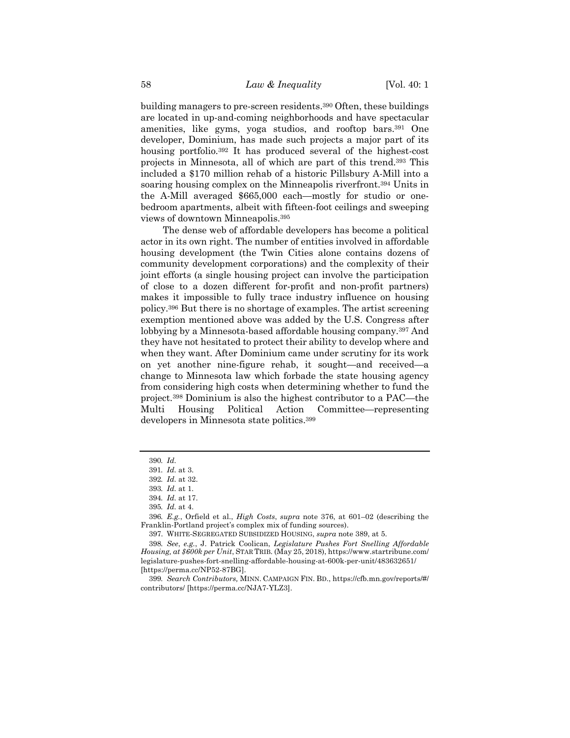building managers to pre-screen residents.[390] Often, these buildings are located in up-and-coming neighborhoods and have spectacular amenities, like gyms, yoga studios, and rooftop bars.[391] One developer, Dominium, has made such projects a major part of its housing portfolio.[392] It has produced several of the highest-cost projects in Minnesota, all of which are part of this trend.[393] This included a $170 million rehab of a historic Pillsbury A-Mill into a soaring housing complex on the Minneapolis riverfront.[394] Units in the A-Mill averaged $665,000 each—mostly for studio or one-bedroom apartments, albeit with fifteen-foot ceilings and sweeping views of downtown Minneapolis.[395]

The dense web of affordable developers has become a political actor in its own right. The number of entities involved in affordable housing development (the Twin Cities alone contains dozens of community development corporations) and the complexity of their joint efforts (a single housing project can involve the participation of close to a dozen different for-profit and non-profit partners) makes it impossible to fully trace industry influence on housing policy.[396] But there is no shortage of examples. The artist screening exemption mentioned above was added by the U.S. Congress after lobbying by a Minnesota-based affordable housing company.[397] And they have not hesitated to protect their ability to develop where and when they want. After Dominium came under scrutiny for its work on yet another nine-figure rehab, it sought—and received—a change to Minnesota law which forbade the state housing agency from considering high costs when determining whether to fund the project.[398] Dominium is also the highest contributor to a PAC—the Multi Housing Political Action Committee—representing developers in Minnesota state politics.[399]

---

390. *Id.*

391. *Id.* at 3.

392. *Id.* at 32.

393. *Id.* at 1.

394. *Id.* at 17.

395. *Id.* at 4.

396. *E.g.*, Orfield et al., *High Costs*, *supra* note 376, at 601–02 (describing the Franklin-Portland project's complex mix of funding sources).

397. WHITE-SEGREGATED SUBSIDIZED HOUSING, *supra* note 389, at 5.

398. *See*, *e.g.*, J. Patrick Coolican, *Legislature Pushes Fort Snelling Affordable Housing, at $600k per Unit*, STAR TRIB. (May 25, 2018), https://www.startribune.com/legislature-pushes-fort-snelling-affordable-housing-at-600k-per-unit/483632651/ [https://perma.cc/NP52-87BG].

399. *Search Contributors,* MINN. CAMPAIGN FIN. BD., https://cfb.mn.gov/reports/#/contributors/ [https://perma.cc/NJA7-YLZ3].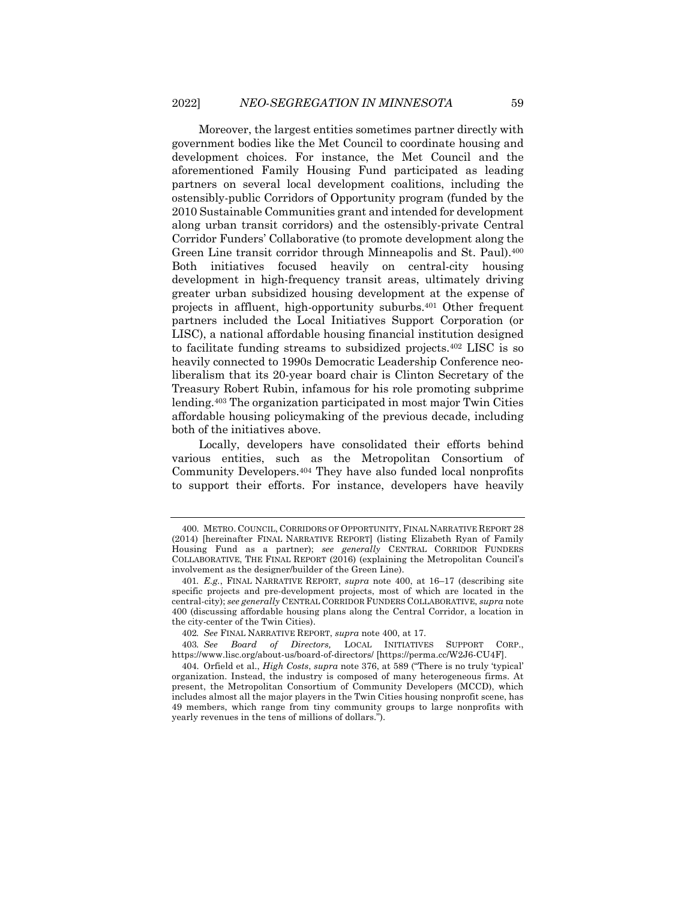Moreover, the largest entities sometimes partner directly with government bodies like the Met Council to coordinate housing and development choices. For instance, the Met Council and the aforementioned Family Housing Fund participated as leading partners on several local development coalitions, including the ostensibly-public Corridors of Opportunity program (funded by the 2010 Sustainable Communities grant and intended for development along urban transit corridors) and the ostensibly-private Central Corridor Funders' Collaborative (to promote development along the Green Line transit corridor through Minneapolis and St. Paul).[400] Both initiatives focused heavily on central-city housing development in high-frequency transit areas, ultimately driving greater urban subsidized housing development at the expense of projects in affluent, high-opportunity suburbs.[401] Other frequent partners included the Local Initiatives Support Corporation (or LISC), a national affordable housing financial institution designed to facilitate funding streams to subsidized projects.[402] LISC is so heavily connected to 1990s Democratic Leadership Conference neo-liberalism that its 20-year board chair is Clinton Secretary of the Treasury Robert Rubin, infamous for his role promoting subprime lending.[403] The organization participated in most major Twin Cities affordable housing policymaking of the previous decade, including both of the initiatives above.

Locally, developers have consolidated their efforts behind various entities, such as the Metropolitan Consortium of Community Developers.[404] They have also funded local nonprofits to support their efforts. For instance, developers have heavily

---

400. METRO. COUNCIL, CORRIDORS OF OPPORTUNITY, FINAL NARRATIVE REPORT 28 (2014) [hereinafter FINAL NARRATIVE REPORT] (listing Elizabeth Ryan of Family Housing Fund as a partner); *see generally* CENTRAL CORRIDOR FUNDERS COLLABORATIVE, THE FINAL REPORT (2016) (explaining the Metropolitan Council's involvement as the designer/builder of the Green Line).

401. *E.g.*, FINAL NARRATIVE REPORT, *supra* note 400, at 16–17 (describing site specific projects and pre-development projects, most of which are located in the central-city); *see generally* CENTRAL CORRIDOR FUNDERS COLLABORATIVE, *supra* note 400 (discussing affordable housing plans along the Central Corridor, a location in the city-center of the Twin Cities).

402. *See* FINAL NARRATIVE REPORT, *supra* note 400, at 17.

403. *See Board of Directors,* LOCAL INITIATIVES SUPPORT CORP., https://www.lisc.org/about-us/board-of-directors/ [https://perma.cc/W2J6-CU4F].

404. Orfield et al., *High Costs*, *supra* note 376, at 589 ("There is no truly 'typical' organization. Instead, the industry is composed of many heterogeneous firms. At present, the Metropolitan Consortium of Community Developers (MCCD), which includes almost all the major players in the Twin Cities housing nonprofit scene, has 49 members, which range from tiny community groups to large nonprofits with yearly revenues in the tens of millions of dollars.").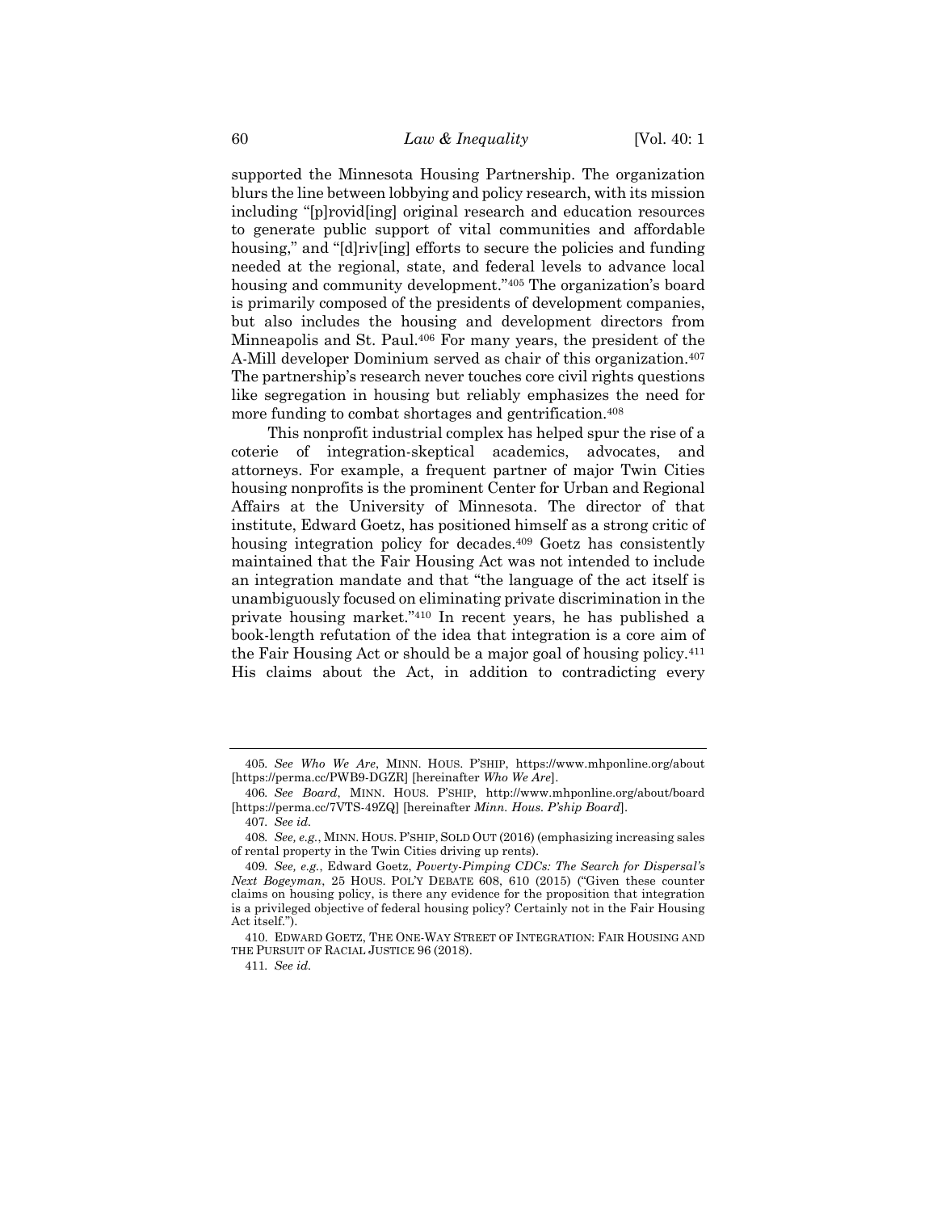supported the Minnesota Housing Partnership. The organization blurs the line between lobbying and policy research, with its mission including "[p]rovid[ing] original research and education resources to generate public support of vital communities and affordable housing," and "[d]riv[ing] efforts to secure the policies and funding needed at the regional, state, and federal levels to advance local housing and community development."[405] The organization's board is primarily composed of the presidents of development companies, but also includes the housing and development directors from Minneapolis and St. Paul.[406] For many years, the president of the A-Mill developer Dominium served as chair of this organization.[407] The partnership's research never touches core civil rights questions like segregation in housing but reliably emphasizes the need for more funding to combat shortages and gentrification.[408]

This nonprofit industrial complex has helped spur the rise of a coterie of integration-skeptical academics, advocates, and attorneys. For example, a frequent partner of major Twin Cities housing nonprofits is the prominent Center for Urban and Regional Affairs at the University of Minnesota. The director of that institute, Edward Goetz, has positioned himself as a strong critic of housing integration policy for decades.[409] Goetz has consistently maintained that the Fair Housing Act was not intended to include an integration mandate and that "the language of the act itself is unambiguously focused on eliminating private discrimination in the private housing market."[410] In recent years, he has published a book-length refutation of the idea that integration is a core aim of the Fair Housing Act or should be a major goal of housing policy.[411] His claims about the Act, in addition to contradicting every

---

405. *See Who We Are*, MINN. HOUS. P'SHIP, https://www.mhponline.org/about [https://perma.cc/PWB9-DGZR] [hereinafter *Who We Are*].

406. *See Board*, MINN. HOUS. P'SHIP, http://www.mhponline.org/about/board [https://perma.cc/7VTS-49ZQ] [hereinafter *Minn. Hous. P'ship Board*].

407. *See id.*

408. *See, e.g.*, MINN. HOUS. P'SHIP, SOLD OUT (2016) (emphasizing increasing sales of rental property in the Twin Cities driving up rents).

409. *See, e.g.*, Edward Goetz, *Poverty-Pimping CDCs: The Search for Dispersal's Next Bogeyman*, 25 HOUS. POL'Y DEBATE 608, 610 (2015) ("Given these counter claims on housing policy, is there any evidence for the proposition that integration is a privileged objective of federal housing policy? Certainly not in the Fair Housing Act itself.").

410. EDWARD GOETZ, THE ONE-WAY STREET OF INTEGRATION: FAIR HOUSING AND THE PURSUIT OF RACIAL JUSTICE 96 (2018).

411. *See id.*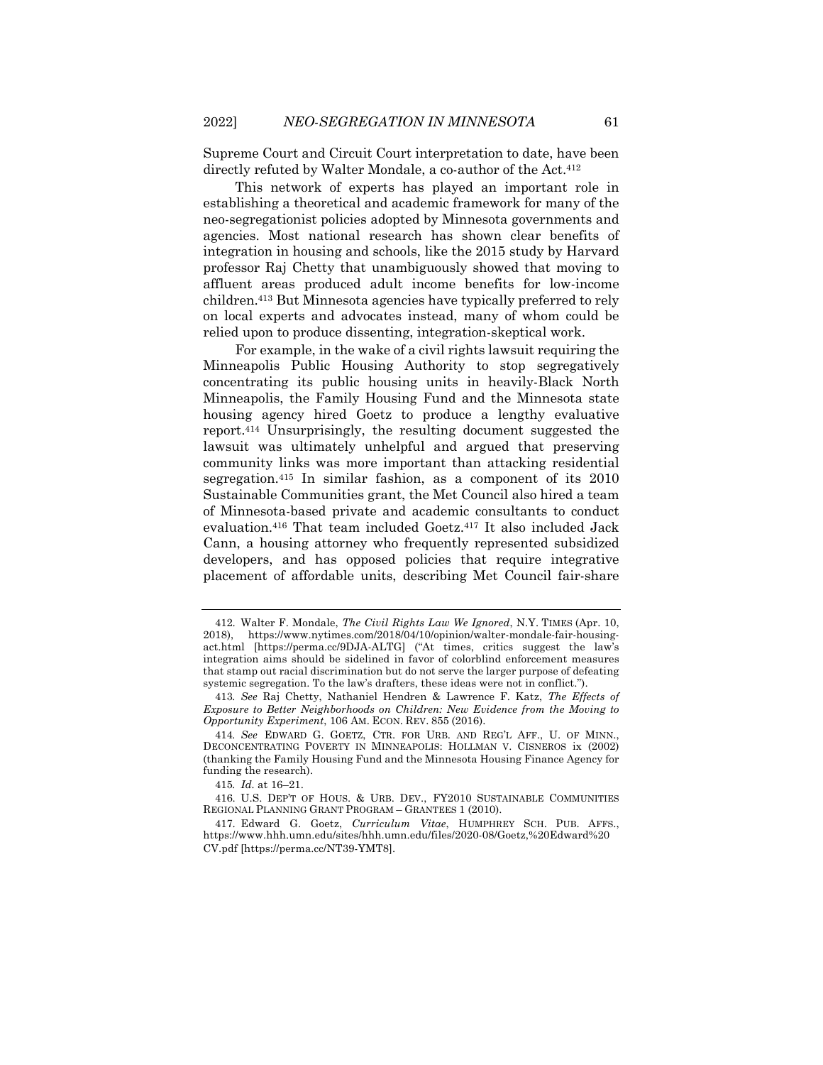Supreme Court and Circuit Court interpretation to date, have been directly refuted by Walter Mondale, a co-author of the Act.[412]

This network of experts has played an important role in establishing a theoretical and academic framework for many of the neo-segregationist policies adopted by Minnesota governments and agencies. Most national research has shown clear benefits of integration in housing and schools, like the 2015 study by Harvard professor Raj Chetty that unambiguously showed that moving to affluent areas produced adult income benefits for low-income children.[413] But Minnesota agencies have typically preferred to rely on local experts and advocates instead, many of whom could be relied upon to produce dissenting, integration-skeptical work.

For example, in the wake of a civil rights lawsuit requiring the Minneapolis Public Housing Authority to stop segregatively concentrating its public housing units in heavily-Black North Minneapolis, the Family Housing Fund and the Minnesota state housing agency hired Goetz to produce a lengthy evaluative report.[414] Unsurprisingly, the resulting document suggested the lawsuit was ultimately unhelpful and argued that preserving community links was more important than attacking residential segregation.[415] In similar fashion, as a component of its 2010 Sustainable Communities grant, the Met Council also hired a team of Minnesota-based private and academic consultants to conduct evaluation.[416] That team included Goetz.[417] It also included Jack Cann, a housing attorney who frequently represented subsidized developers, and has opposed policies that require integrative placement of affordable units, describing Met Council fair-share

---

412. Walter F. Mondale, *The Civil Rights Law We Ignored*, N.Y. TIMES (Apr. 10, 2018), https://www.nytimes.com/2018/04/10/opinion/walter-mondale-fair-housing-act.html [https://perma.cc/9DJA-ALTG] ("At times, critics suggest the law's integration aims should be sidelined in favor of colorblind enforcement measures that stamp out racial discrimination but do not serve the larger purpose of defeating systemic segregation. To the law's drafters, these ideas were not in conflict.").

413. *See* Raj Chetty, Nathaniel Hendren & Lawrence F. Katz, *The Effects of Exposure to Better Neighborhoods on Children: New Evidence from the Moving to Opportunity Experiment*, 106 AM. ECON. REV. 855 (2016).

414. *See* EDWARD G. GOETZ, CTR. FOR URB. AND REG'L AFF., U. OF MINN., DECONCENTRATING POVERTY IN MINNEAPOLIS: HOLLMAN V. CISNEROS ix (2002) (thanking the Family Housing Fund and the Minnesota Housing Finance Agency for funding the research).

415. *Id.* at 16–21.

416. U.S. DEP'T OF HOUS. & URB. DEV., FY2010 SUSTAINABLE COMMUNITIES REGIONAL PLANNING GRANT PROGRAM – GRANTEES 1 (2010).

417. Edward G. Goetz, *Curriculum Vitae*, HUMPHREY SCH. PUB. AFFS., https://www.hhh.umn.edu/sites/hhh.umn.edu/files/2020-08/Goetz,%20Edward%20CV.pdf [https://perma.cc/NT39-YMT8].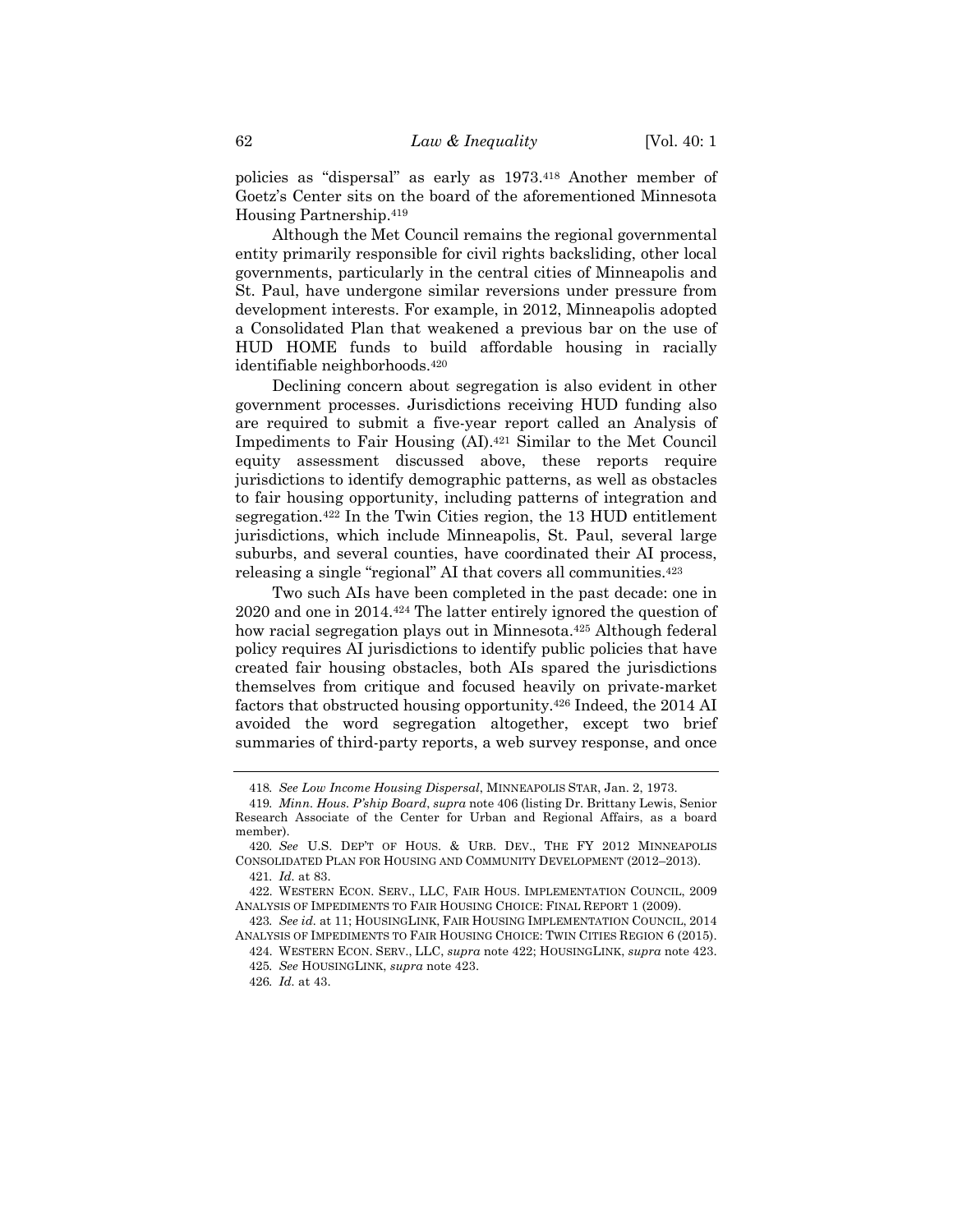policies as "dispersal" as early as 1973.[418] Another member of Goetz's Center sits on the board of the aforementioned Minnesota Housing Partnership.[419]

Although the Met Council remains the regional governmental entity primarily responsible for civil rights backsliding, other local governments, particularly in the central cities of Minneapolis and St. Paul, have undergone similar reversions under pressure from development interests. For example, in 2012, Minneapolis adopted a Consolidated Plan that weakened a previous bar on the use of HUD HOME funds to build affordable housing in racially identifiable neighborhoods.[420]

Declining concern about segregation is also evident in other government processes. Jurisdictions receiving HUD funding also are required to submit a five-year report called an Analysis of Impediments to Fair Housing (AI).[421] Similar to the Met Council equity assessment discussed above, these reports require jurisdictions to identify demographic patterns, as well as obstacles to fair housing opportunity, including patterns of integration and segregation.[422] In the Twin Cities region, the 13 HUD entitlement jurisdictions, which include Minneapolis, St. Paul, several large suburbs, and several counties, have coordinated their AI process, releasing a single "regional" AI that covers all communities.[423]

Two such AIs have been completed in the past decade: one in 2020 and one in 2014.[424] The latter entirely ignored the question of how racial segregation plays out in Minnesota.[425] Although federal policy requires AI jurisdictions to identify public policies that have created fair housing obstacles, both AIs spared the jurisdictions themselves from critique and focused heavily on private-market factors that obstructed housing opportunity.[426] Indeed, the 2014 AI avoided the word segregation altogether, except two brief summaries of third-party reports, a web survey response, and once

---

418. *See Low Income Housing Dispersal*, MINNEAPOLIS STAR, Jan. 2, 1973.

419. *Minn. Hous. P'ship Board*, *supra* note 406 (listing Dr. Brittany Lewis, Senior Research Associate of the Center for Urban and Regional Affairs, as a board member).

420. *See* U.S. DEP'T OF HOUS. & URB. DEV., THE FY 2012 MINNEAPOLIS CONSOLIDATED PLAN FOR HOUSING AND COMMUNITY DEVELOPMENT (2012–2013).

421. *Id.* at 83.

422. WESTERN ECON. SERV., LLC, FAIR HOUS. IMPLEMENTATION COUNCIL, 2009 ANALYSIS OF IMPEDIMENTS TO FAIR HOUSING CHOICE: FINAL REPORT 1 (2009).

423. *See id.* at 11; HOUSINGLINK, FAIR HOUSING IMPLEMENTATION COUNCIL, 2014 ANALYSIS OF IMPEDIMENTS TO FAIR HOUSING CHOICE: TWIN CITIES REGION 6 (2015).

424. WESTERN ECON. SERV., LLC, *supra* note 422; HOUSINGLINK, *supra* note 423.

425. *See* HOUSINGLINK, *supra* note 423.

426. *Id.* at 43.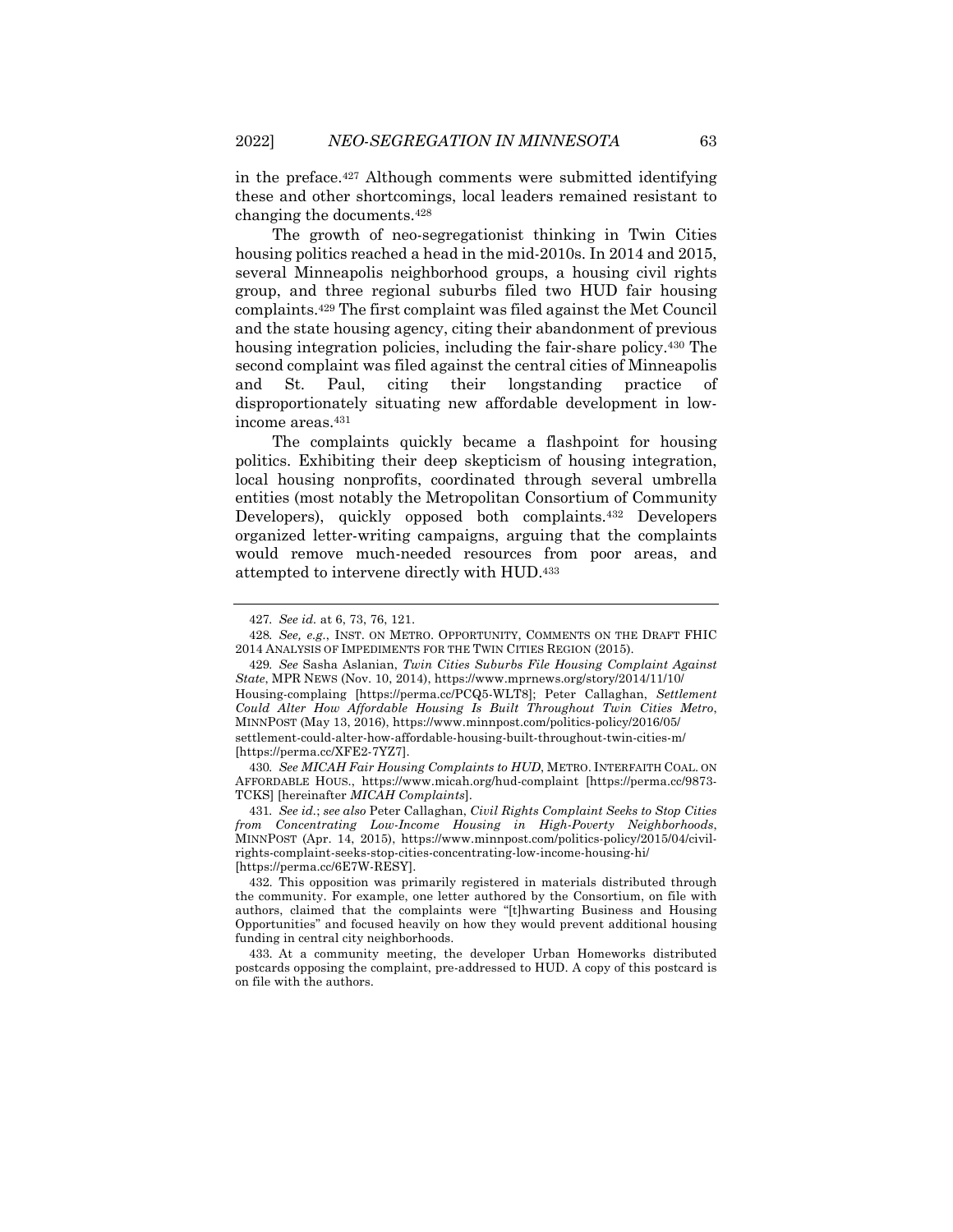in the preface.[427] Although comments were submitted identifying these and other shortcomings, local leaders remained resistant to changing the documents.[428]

The growth of neo-segregationist thinking in Twin Cities housing politics reached a head in the mid-2010s. In 2014 and 2015, several Minneapolis neighborhood groups, a housing civil rights group, and three regional suburbs filed two HUD fair housing complaints.[429] The first complaint was filed against the Met Council and the state housing agency, citing their abandonment of previous housing integration policies, including the fair-share policy.[430] The second complaint was filed against the central cities of Minneapolis and St. Paul, citing their longstanding practice of disproportionately situating new affordable development in low-income areas.[431]

The complaints quickly became a flashpoint for housing politics. Exhibiting their deep skepticism of housing integration, local housing nonprofits, coordinated through several umbrella entities (most notably the Metropolitan Consortium of Community Developers), quickly opposed both complaints.[432] Developers organized letter-writing campaigns, arguing that the complaints would remove much-needed resources from poor areas, and attempted to intervene directly with HUD.[433]

---

427. *See id.* at 6, 73, 76, 121.

428. *See, e.g.*, INST. ON METRO. OPPORTUNITY, COMMENTS ON THE DRAFT FHIC 2014 ANALYSIS OF IMPEDIMENTS FOR THE TWIN CITIES REGION (2015).

429. *See* Sasha Aslanian, *Twin Cities Suburbs File Housing Complaint Against State*, MPR NEWS (Nov. 10, 2014), https://www.mprnews.org/story/2014/11/10/Housing-complaing [https://perma.cc/PCQ5-WLT8]; Peter Callaghan, *Settlement Could Alter How Affordable Housing Is Built Throughout Twin Cities Metro*, MINNPOST (May 13, 2016), https://www.minnpost.com/politics-policy/2016/05/settlement-could-alter-how-affordable-housing-built-throughout-twin-cities-m/ [https://perma.cc/XFE2-7YZ7].

430. *See MICAH Fair Housing Complaints to HUD*, METRO. INTERFAITH COAL. ON AFFORDABLE HOUS., https://www.micah.org/hud-complaint [https://perma.cc/9873-TCKS] [hereinafter *MICAH Complaints*].

431. *See id.*; *see also* Peter Callaghan, *Civil Rights Complaint Seeks to Stop Cities from Concentrating Low-Income Housing in High-Poverty Neighborhoods*, MINNPOST (Apr. 14, 2015), https://www.minnpost.com/politics-policy/2015/04/civil-rights-complaint-seeks-stop-cities-concentrating-low-income-housing-hi/ [https://perma.cc/6E7W-RESY].

432. This opposition was primarily registered in materials distributed through the community. For example, one letter authored by the Consortium, on file with authors, claimed that the complaints were "[t]hwarting Business and Housing Opportunities" and focused heavily on how they would prevent additional housing funding in central city neighborhoods.

433. At a community meeting, the developer Urban Homeworks distributed postcards opposing the complaint, pre-addressed to HUD. A copy of this postcard is on file with the authors.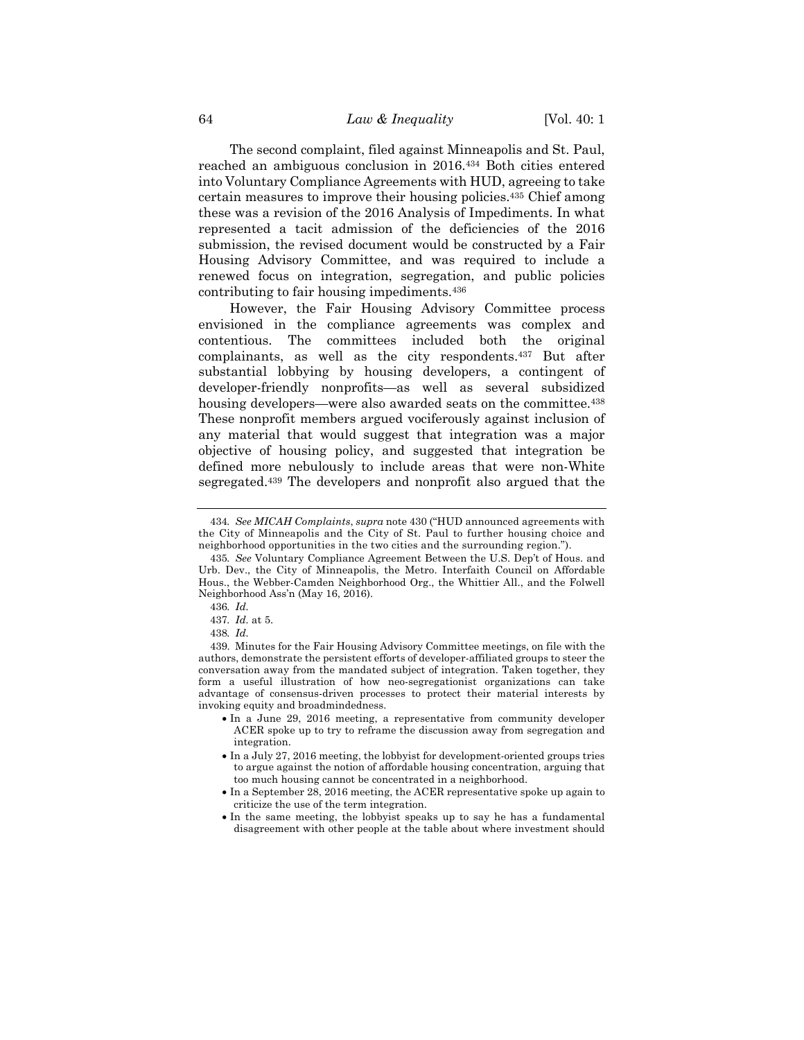The second complaint, filed against Minneapolis and St. Paul, reached an ambiguous conclusion in 2016.[434] Both cities entered into Voluntary Compliance Agreements with HUD, agreeing to take certain measures to improve their housing policies.[435] Chief among these was a revision of the 2016 Analysis of Impediments. In what represented a tacit admission of the deficiencies of the 2016 submission, the revised document would be constructed by a Fair Housing Advisory Committee, and was required to include a renewed focus on integration, segregation, and public policies contributing to fair housing impediments.[436]

However, the Fair Housing Advisory Committee process envisioned in the compliance agreements was complex and contentious. The committees included both the original complainants, as well as the city respondents.[437] But after substantial lobbying by housing developers, a contingent of developer-friendly nonprofits—as well as several subsidized housing developers—were also awarded seats on the committee.[438] These nonprofit members argued vociferously against inclusion of any material that would suggest that integration was a major objective of housing policy, and suggested that integration be defined more nebulously to include areas that were non-White segregated.[439] The developers and nonprofit also argued that the

---

434. *See MICAH Complaints*, *supra* note 430 ("HUD announced agreements with the City of Minneapolis and the City of St. Paul to further housing choice and neighborhood opportunities in the two cities and the surrounding region.").

435. *See* Voluntary Compliance Agreement Between the U.S. Dep't of Hous. and Urb. Dev., the City of Minneapolis, the Metro. Interfaith Council on Affordable Hous., the Webber-Camden Neighborhood Org., the Whittier All., and the Folwell Neighborhood Ass'n (May 16, 2016).

436. *Id.*

437. *Id.* at 5.

438. *Id.*

439. Minutes for the Fair Housing Advisory Committee meetings, on file with the authors, demonstrate the persistent efforts of developer-affiliated groups to steer the conversation away from the mandated subject of integration. Taken together, they form a useful illustration of how neo-segregationist organizations can take advantage of consensus-driven processes to protect their material interests by invoking equity and broadmindedness.

- In a June 29, 2016 meeting, a representative from community developer ACER spoke up to try to reframe the discussion away from segregation and integration.
- In a July 27, 2016 meeting, the lobbyist for development-oriented groups tries to argue against the notion of affordable housing concentration, arguing that too much housing cannot be concentrated in a neighborhood.
- In a September 28, 2016 meeting, the ACER representative spoke up again to criticize the use of the term integration.
- In the same meeting, the lobbyist speaks up to say he has a fundamental disagreement with other people at the table about where investment should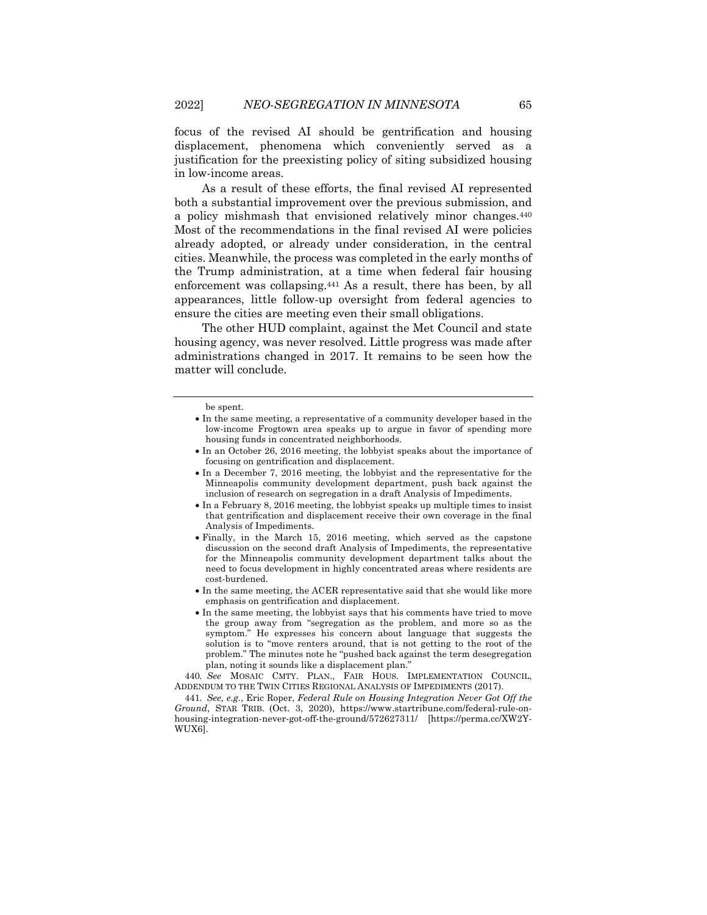focus of the revised AI should be gentrification and housing displacement, phenomena which conveniently served as a justification for the preexisting policy of siting subsidized housing in low-income areas.

As a result of these efforts, the final revised AI represented both a substantial improvement over the previous submission, and a policy mishmash that envisioned relatively minor changes.[440] Most of the recommendations in the final revised AI were policies already adopted, or already under consideration, in the central cities. Meanwhile, the process was completed in the early months of the Trump administration, at a time when federal fair housing enforcement was collapsing.[441] As a result, there has been, by all appearances, little follow-up oversight from federal agencies to ensure the cities are meeting even their small obligations.

The other HUD complaint, against the Met Council and state housing agency, was never resolved. Little progress was made after administrations changed in 2017. It remains to be seen how the matter will conclude.

---

be spent.

- In the same meeting, a representative of a community developer based in the low-income Frogtown area speaks up to argue in favor of spending more housing funds in concentrated neighborhoods.
- In an October 26, 2016 meeting, the lobbyist speaks about the importance of focusing on gentrification and displacement.
- In a December 7, 2016 meeting, the lobbyist and the representative for the Minneapolis community development department, push back against the inclusion of research on segregation in a draft Analysis of Impediments.
- In a February 8, 2016 meeting, the lobbyist speaks up multiple times to insist that gentrification and displacement receive their own coverage in the final Analysis of Impediments.
- Finally, in the March 15, 2016 meeting, which served as the capstone discussion on the second draft Analysis of Impediments, the representative for the Minneapolis community development department talks about the need to focus development in highly concentrated areas where residents are cost-burdened.
- In the same meeting, the ACER representative said that she would like more emphasis on gentrification and displacement.
- In the same meeting, the lobbyist says that his comments have tried to move the group away from "segregation as the problem, and more so as the symptom." He expresses his concern about language that suggests the solution is to "move renters around, that is not getting to the root of the problem." The minutes note he "pushed back against the term desegregation plan, noting it sounds like a displacement plan."

440. *See* MOSAIC CMTY. PLAN., FAIR HOUS. IMPLEMENTATION COUNCIL, ADDENDUM TO THE TWIN CITIES REGIONAL ANALYSIS OF IMPEDIMENTS (2017).

441. *See, e.g.*, Eric Roper, *Federal Rule on Housing Integration Never Got Off the Ground*, STAR TRIB. (Oct. 3, 2020), https://www.startribune.com/federal-rule-on-housing-integration-never-got-off-the-ground/572627311/ [https://perma.cc/XW2Y-WUX6].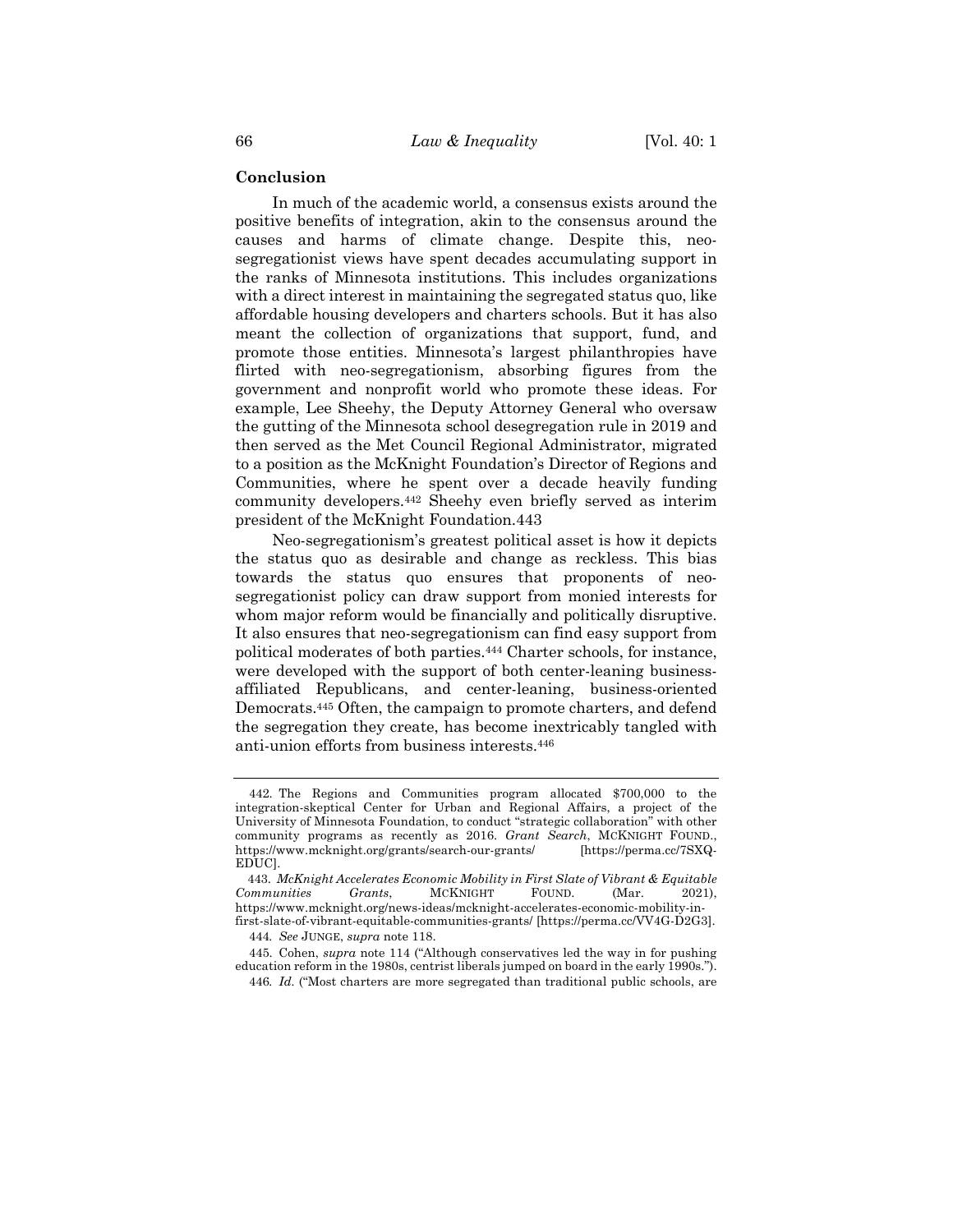## Conclusion

In much of the academic world, a consensus exists around the positive benefits of integration, akin to the consensus around the causes and harms of climate change. Despite this, neo-segregationist views have spent decades accumulating support in the ranks of Minnesota institutions. This includes organizations with a direct interest in maintaining the segregated status quo, like affordable housing developers and charters schools. But it has also meant the collection of organizations that support, fund, and promote those entities. Minnesota's largest philanthropies have flirted with neo-segregationism, absorbing figures from the government and nonprofit world who promote these ideas. For example, Lee Sheehy, the Deputy Attorney General who oversaw the gutting of the Minnesota school desegregation rule in 2019 and then served as the Met Council Regional Administrator, migrated to a position as the McKnight Foundation's Director of Regions and Communities, where he spent over a decade heavily funding community developers.[442] Sheehy even briefly served as interim president of the McKnight Foundation.443

Neo-segregationism's greatest political asset is how it depicts the status quo as desirable and change as reckless. This bias towards the status quo ensures that proponents of neo-segregationist policy can draw support from monied interests for whom major reform would be financially and politically disruptive. It also ensures that neo-segregationism can find easy support from political moderates of both parties.[444] Charter schools, for instance, were developed with the support of both center-leaning business-affiliated Republicans, and center-leaning, business-oriented Democrats.[445] Often, the campaign to promote charters, and defend the segregation they create, has become inextricably tangled with anti-union efforts from business interests.[446]

---

442. The Regions and Communities program allocated $700,000 to the integration-skeptical Center for Urban and Regional Affairs, a project of the University of Minnesota Foundation, to conduct "strategic collaboration" with other community programs as recently as 2016. *Grant Search*, MCKNIGHT FOUND., https://www.mcknight.org/grants/search-our-grants/ [https://perma.cc/7SXQ-EDUC].

443. *McKnight Accelerates Economic Mobility in First Slate of Vibrant & Equitable Communities Grants*, MCKNIGHT FOUND. (Mar. 2021), https://www.mcknight.org/news-ideas/mcknight-accelerates-economic-mobility-in-first-slate-of-vibrant-equitable-communities-grants/ [https://perma.cc/VV4G-D2G3].

444. *See* JUNGE, *supra* note 118.

445. Cohen, *supra* note 114 ("Although conservatives led the way in for pushing education reform in the 1980s, centrist liberals jumped on board in the early 1990s.").

446. *Id.* ("Most charters are more segregated than traditional public schools, are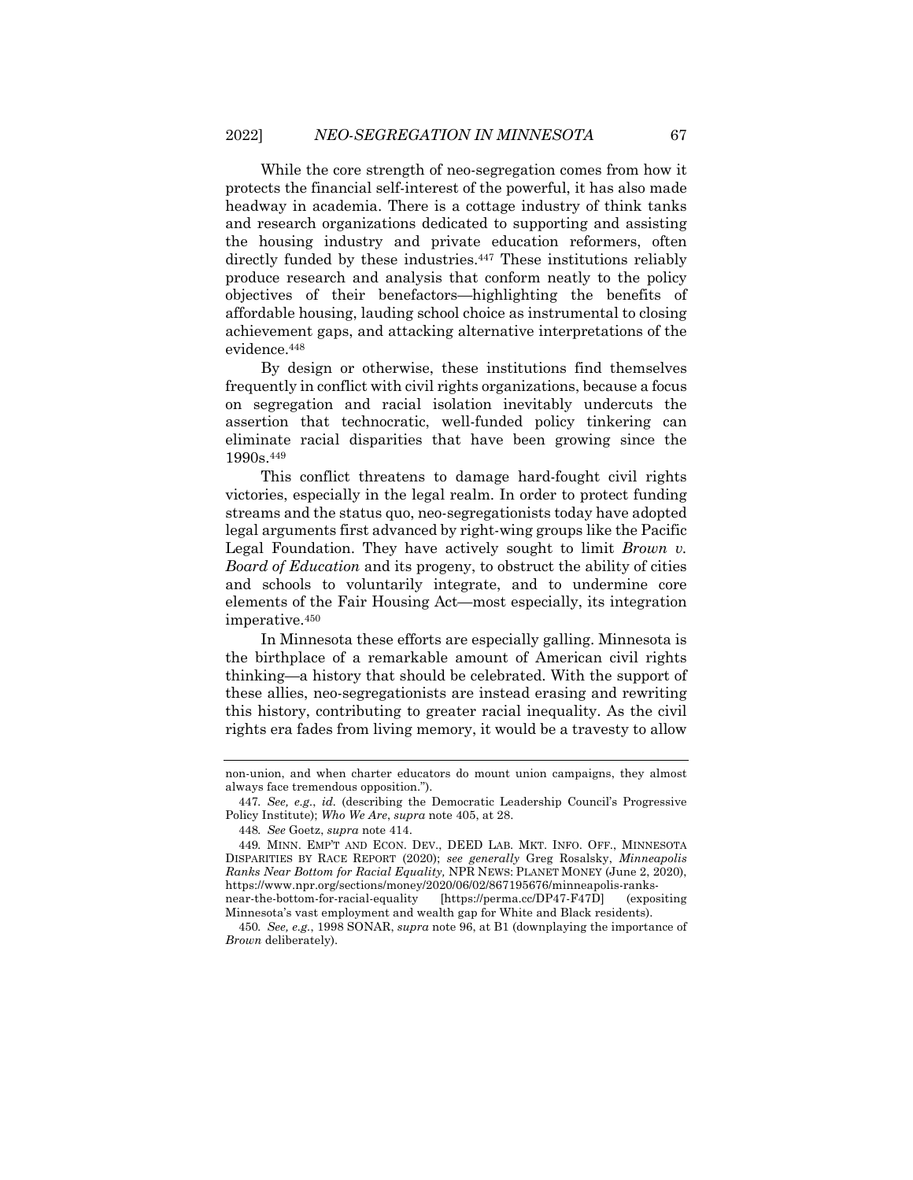While the core strength of neo-segregation comes from how it protects the financial self-interest of the powerful, it has also made headway in academia. There is a cottage industry of think tanks and research organizations dedicated to supporting and assisting the housing industry and private education reformers, often directly funded by these industries.[447] These institutions reliably produce research and analysis that conform neatly to the policy objectives of their benefactors—highlighting the benefits of affordable housing, lauding school choice as instrumental to closing achievement gaps, and attacking alternative interpretations of the evidence.[448]

By design or otherwise, these institutions find themselves frequently in conflict with civil rights organizations, because a focus on segregation and racial isolation inevitably undercuts the assertion that technocratic, well-funded policy tinkering can eliminate racial disparities that have been growing since the 1990s.[449]

This conflict threatens to damage hard-fought civil rights victories, especially in the legal realm. In order to protect funding streams and the status quo, neo-segregationists today have adopted legal arguments first advanced by right-wing groups like the Pacific Legal Foundation. They have actively sought to limit *Brown v. Board of Education* and its progeny, to obstruct the ability of cities and schools to voluntarily integrate, and to undermine core elements of the Fair Housing Act—most especially, its integration imperative.[450]

In Minnesota these efforts are especially galling. Minnesota is the birthplace of a remarkable amount of American civil rights thinking—a history that should be celebrated. With the support of these allies, neo-segregationists are instead erasing and rewriting this history, contributing to greater racial inequality. As the civil rights era fades from living memory, it would be a travesty to allow

---

non-union, and when charter educators do mount union campaigns, they almost always face tremendous opposition.").

447. *See, e.g.*, *id.* (describing the Democratic Leadership Council's Progressive Policy Institute); *Who We Are*, *supra* note 405, at 28.

448. *See* Goetz, *supra* note 414.

449. MINN. EMP'T AND ECON. DEV., DEED LAB. MKT. INFO. OFF., MINNESOTA DISPARITIES BY RACE REPORT (2020); *see generally* Greg Rosalsky, *Minneapolis Ranks Near Bottom for Racial Equality,* NPR NEWS: PLANET MONEY (June 2, 2020), https://www.npr.org/sections/money/2020/06/02/867195676/minneapolis-ranks-near-the-bottom-for-racial-equality [https://perma.cc/DP47-F47D] (expositing Minnesota's vast employment and wealth gap for White and Black residents).

450. *See, e.g.*, 1998 SONAR, *supra* note 96, at B1 (downplaying the importance of *Brown* deliberately).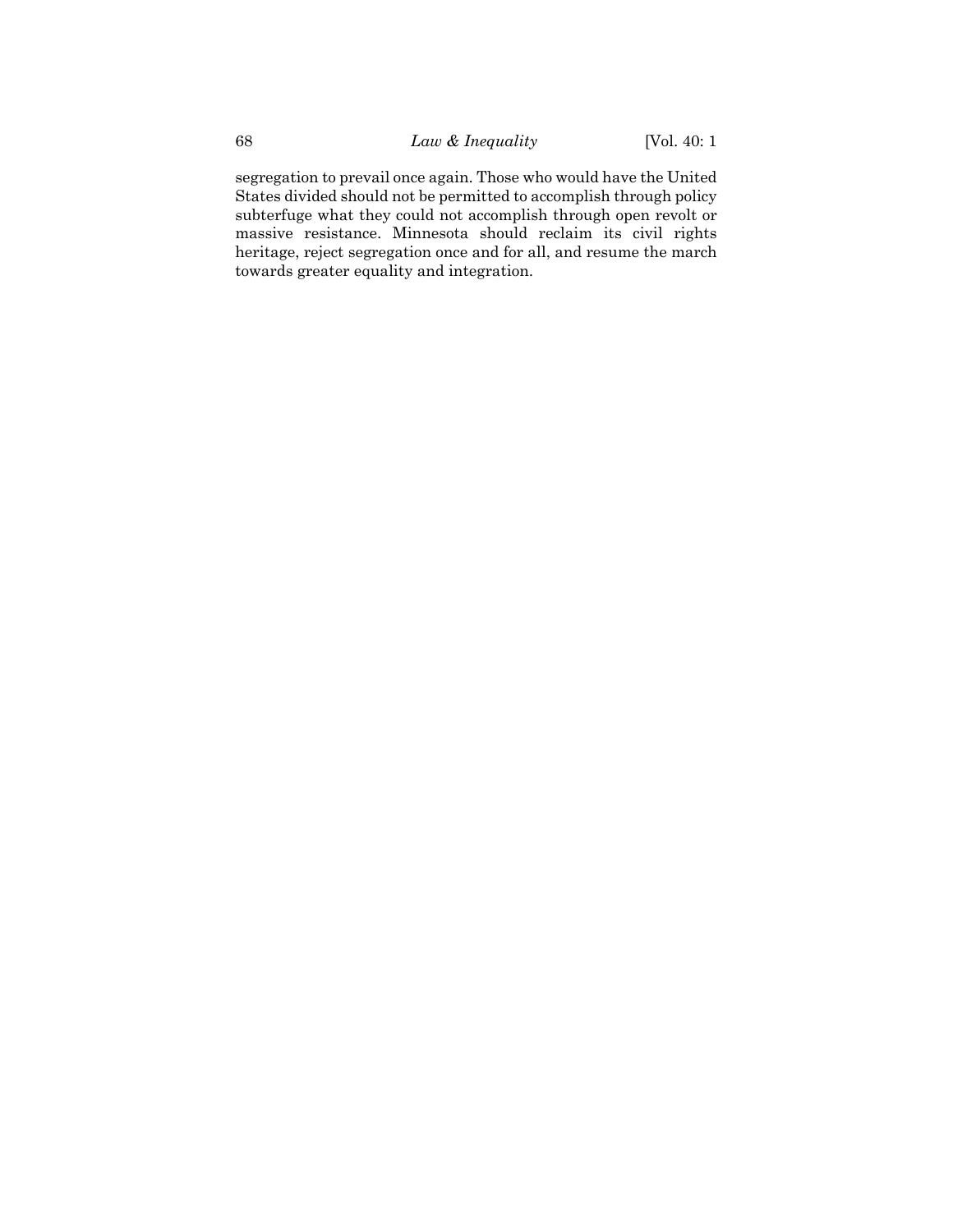segregation to prevail once again. Those who would have the United States divided should not be permitted to accomplish through policy subterfuge what they could not accomplish through open revolt or massive resistance. Minnesota should reclaim its civil rights heritage, reject segregation once and for all, and resume the march towards greater equality and integration.